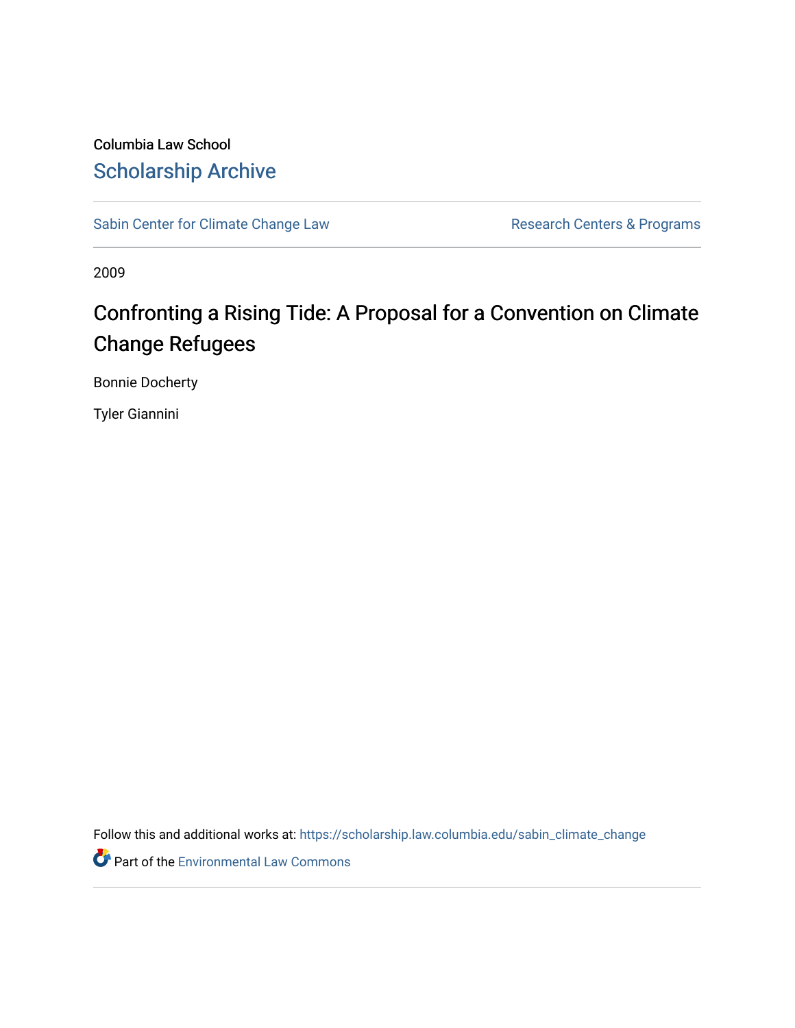Columbia Law School

## Scholarship Archive

Sabin Center for Climate Change Law

Research Centers & Programs

2009

# Confronting a Rising Tide: A Proposal for a Convention on Climate Change Refugees

Bonnie Docherty

Tyler Giannini

Follow this and additional works at: https://scholarship.law.columbia.edu/sabin_climate_change

Part of the Environmental Law Commons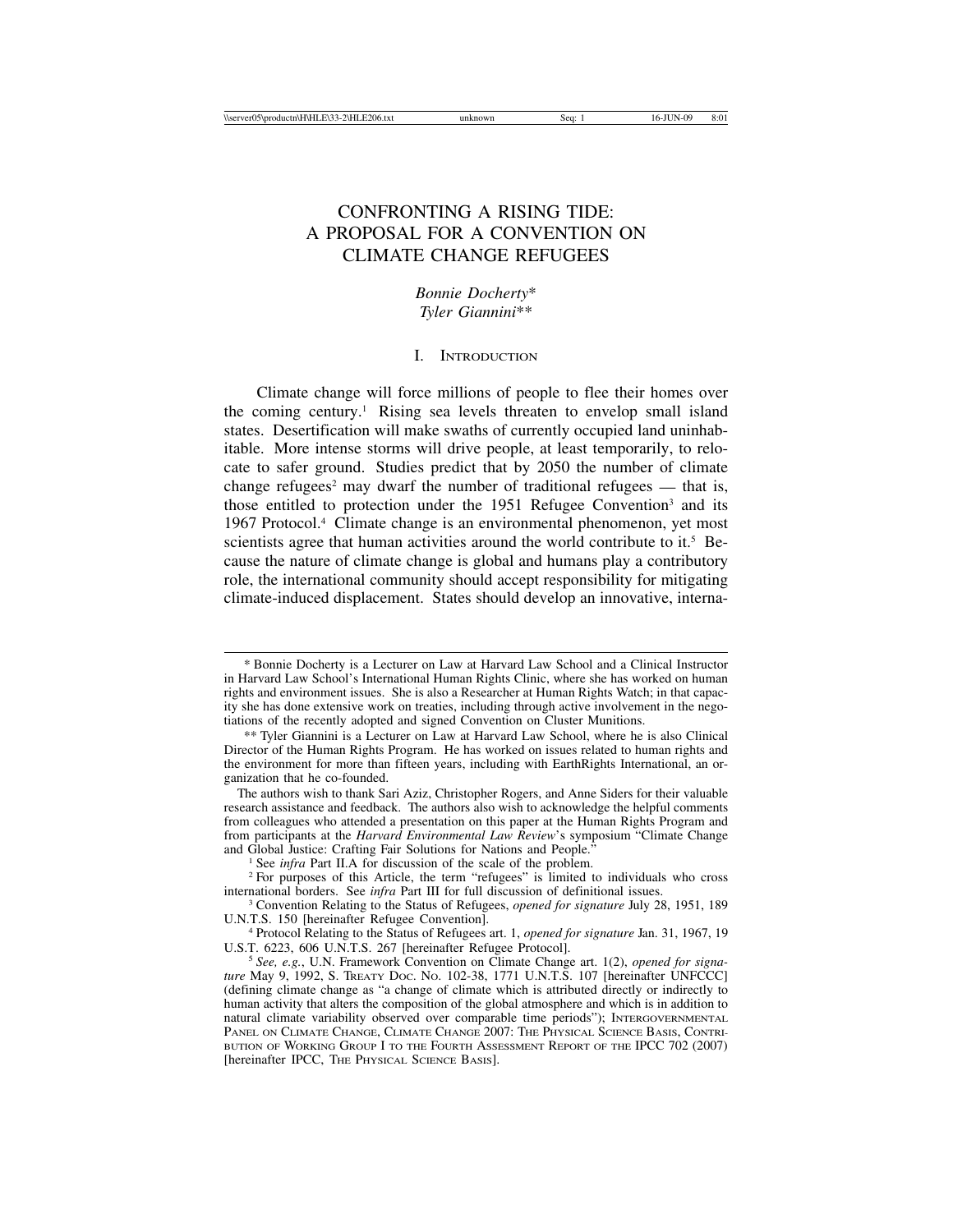# CONFRONTING A RISING TIDE: A PROPOSAL FOR A CONVENTION ON CLIMATE CHANGE REFUGEES

*Bonnie Docherty\**
*Tyler Giannini\*\**

## I. Introduction

Climate change will force millions of people to flee their homes over the coming century.[1] Rising sea levels threaten to envelop small island states. Desertification will make swaths of currently occupied land uninhabitable. More intense storms will drive people, at least temporarily, to relocate to safer ground. Studies predict that by 2050 the number of climate change refugees[2] may dwarf the number of traditional refugees — that is, those entitled to protection under the 1951 Refugee Convention[3] and its 1967 Protocol.[4] Climate change is an environmental phenomenon, yet most scientists agree that human activities around the world contribute to it.[5] Because the nature of climate change is global and humans play a contributory role, the international community should accept responsibility for mitigating climate-induced displacement. States should develop an innovative, interna-

---

\* Bonnie Docherty is a Lecturer on Law at Harvard Law School and a Clinical Instructor in Harvard Law School's International Human Rights Clinic, where she has worked on human rights and environment issues. She is also a Researcher at Human Rights Watch; in that capacity she has done extensive work on treaties, including through active involvement in the negotiations of the recently adopted and signed Convention on Cluster Munitions.

\*\* Tyler Giannini is a Lecturer on Law at Harvard Law School, where he is also Clinical Director of the Human Rights Program. He has worked on issues related to human rights and the environment for more than fifteen years, including with EarthRights International, an organization that he co-founded.

The authors wish to thank Sari Aziz, Christopher Rogers, and Anne Siders for their valuable research assistance and feedback. The authors also wish to acknowledge the helpful comments from colleagues who attended a presentation on this paper at the Human Rights Program and from participants at the *Harvard Environmental Law Review*'s symposium "Climate Change and Global Justice: Crafting Fair Solutions for Nations and People."

[1] See *infra* Part II.A for discussion of the scale of the problem.

[2] For purposes of this Article, the term "refugees" is limited to individuals who cross international borders. See *infra* Part III for full discussion of definitional issues.

[3] Convention Relating to the Status of Refugees, *opened for signature* July 28, 1951, 189 U.N.T.S. 150 [hereinafter Refugee Convention].

[4] Protocol Relating to the Status of Refugees art. 1, *opened for signature* Jan. 31, 1967, 19 U.S.T. 6223, 606 U.N.T.S. 267 [hereinafter Refugee Protocol].

[5] *See, e.g.*, U.N. Framework Convention on Climate Change art. 1(2), *opened for signature* May 9, 1992, S. Treaty Doc. No. 102-38, 1771 U.N.T.S. 107 [hereinafter UNFCCC] (defining climate change as "a change of climate which is attributed directly or indirectly to human activity that alters the composition of the global atmosphere and which is in addition to natural climate variability observed over comparable time periods"); Intergovernmental Panel on Climate Change, Climate Change 2007: The Physical Science Basis, Contribution of Working Group I to the Fourth Assessment Report of the IPCC 702 (2007) [hereinafter IPCC, The Physical Science Basis].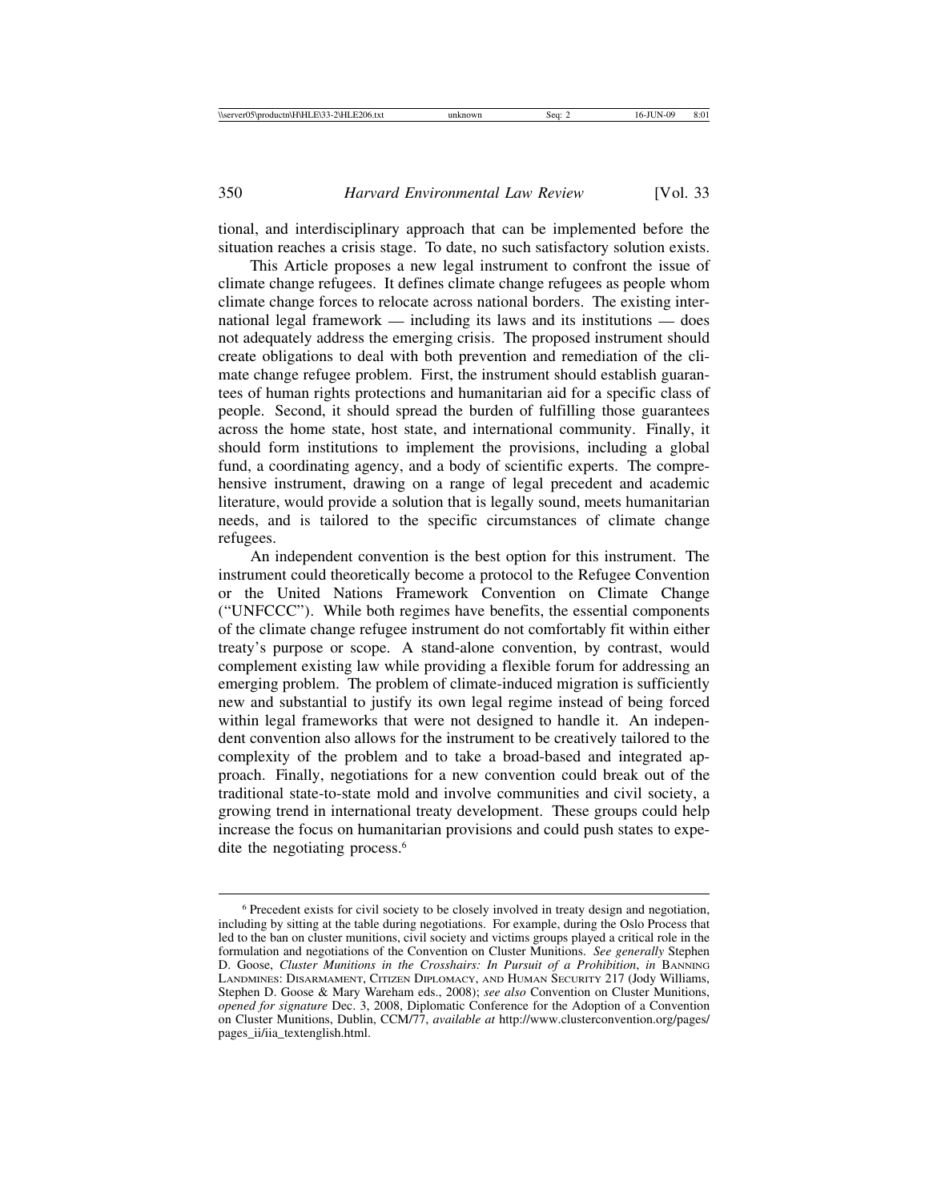tional, and interdisciplinary approach that can be implemented before the situation reaches a crisis stage. To date, no such satisfactory solution exists.

This Article proposes a new legal instrument to confront the issue of climate change refugees. It defines climate change refugees as people whom climate change forces to relocate across national borders. The existing international legal framework — including its laws and its institutions — does not adequately address the emerging crisis. The proposed instrument should create obligations to deal with both prevention and remediation of the climate change refugee problem. First, the instrument should establish guarantees of human rights protections and humanitarian aid for a specific class of people. Second, it should spread the burden of fulfilling those guarantees across the home state, host state, and international community. Finally, it should form institutions to implement the provisions, including a global fund, a coordinating agency, and a body of scientific experts. The comprehensive instrument, drawing on a range of legal precedent and academic literature, would provide a solution that is legally sound, meets humanitarian needs, and is tailored to the specific circumstances of climate change refugees.

An independent convention is the best option for this instrument. The instrument could theoretically become a protocol to the Refugee Convention or the United Nations Framework Convention on Climate Change ("UNFCCC"). While both regimes have benefits, the essential components of the climate change refugee instrument do not comfortably fit within either treaty's purpose or scope. A stand-alone convention, by contrast, would complement existing law while providing a flexible forum for addressing an emerging problem. The problem of climate-induced migration is sufficiently new and substantial to justify its own legal regime instead of being forced within legal frameworks that were not designed to handle it. An independent convention also allows for the instrument to be creatively tailored to the complexity of the problem and to take a broad-based and integrated approach. Finally, negotiations for a new convention could break out of the traditional state-to-state mold and involve communities and civil society, a growing trend in international treaty development. These groups could help increase the focus on humanitarian provisions and could push states to expedite the negotiating process.[6]

---

[6] Precedent exists for civil society to be closely involved in treaty design and negotiation, including by sitting at the table during negotiations. For example, during the Oslo Process that led to the ban on cluster munitions, civil society and victims groups played a critical role in the formulation and negotiations of the Convention on Cluster Munitions. *See generally* Stephen D. Goose, *Cluster Munitions in the Crosshairs: In Pursuit of a Prohibition*, *in* BANNING LANDMINES: DISARMAMENT, CITIZEN DIPLOMACY, AND HUMAN SECURITY 217 (Jody Williams, Stephen D. Goose & Mary Wareham eds., 2008); *see also* Convention on Cluster Munitions, *opened for signature* Dec. 3, 2008, Diplomatic Conference for the Adoption of a Convention on Cluster Munitions, Dublin, CCM/77, *available at* http://www.clusterconvention.org/pages/pages_ii/iia_textenglish.html.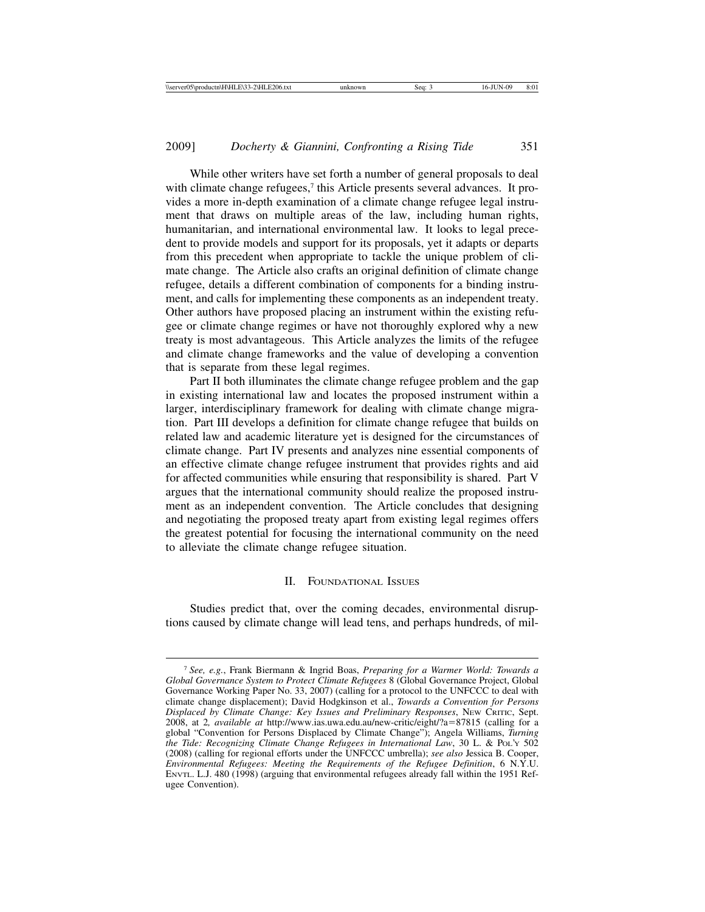While other writers have set forth a number of general proposals to deal with climate change refugees,[7] this Article presents several advances. It provides a more in-depth examination of a climate change refugee legal instrument that draws on multiple areas of the law, including human rights, humanitarian, and international environmental law. It looks to legal precedent to provide models and support for its proposals, yet it adapts or departs from this precedent when appropriate to tackle the unique problem of climate change. The Article also crafts an original definition of climate change refugee, details a different combination of components for a binding instrument, and calls for implementing these components as an independent treaty. Other authors have proposed placing an instrument within the existing refugee or climate change regimes or have not thoroughly explored why a new treaty is most advantageous. This Article analyzes the limits of the refugee and climate change frameworks and the value of developing a convention that is separate from these legal regimes.

Part II both illuminates the climate change refugee problem and the gap in existing international law and locates the proposed instrument within a larger, interdisciplinary framework for dealing with climate change migration. Part III develops a definition for climate change refugee that builds on related law and academic literature yet is designed for the circumstances of climate change. Part IV presents and analyzes nine essential components of an effective climate change refugee instrument that provides rights and aid for affected communities while ensuring that responsibility is shared. Part V argues that the international community should realize the proposed instrument as an independent convention. The Article concludes that designing and negotiating the proposed treaty apart from existing legal regimes offers the greatest potential for focusing the international community on the need to alleviate the climate change refugee situation.

## II. Foundational Issues

Studies predict that, over the coming decades, environmental disruptions caused by climate change will lead tens, and perhaps hundreds, of mil-

---

[7] *See, e.g.*, Frank Biermann & Ingrid Boas, *Preparing for a Warmer World: Towards a Global Governance System to Protect Climate Refugees* 8 (Global Governance Project, Global Governance Working Paper No. 33, 2007) (calling for a protocol to the UNFCCC to deal with climate change displacement); David Hodgkinson et al., *Towards a Convention for Persons Displaced by Climate Change: Key Issues and Preliminary Responses*, New Critic, Sept. 2008, at 2*, available at* http://www.ias.uwa.edu.au/new-critic/eight/?a=87815 (calling for a global "Convention for Persons Displaced by Climate Change"); Angela Williams, *Turning the Tide: Recognizing Climate Change Refugees in International Law*, 30 L. & Pol'y 502 (2008) (calling for regional efforts under the UNFCCC umbrella); *see also* Jessica B. Cooper, *Environmental Refugees: Meeting the Requirements of the Refugee Definition*, 6 N.Y.U. Envtl. L.J. 480 (1998) (arguing that environmental refugees already fall within the 1951 Refugee Convention).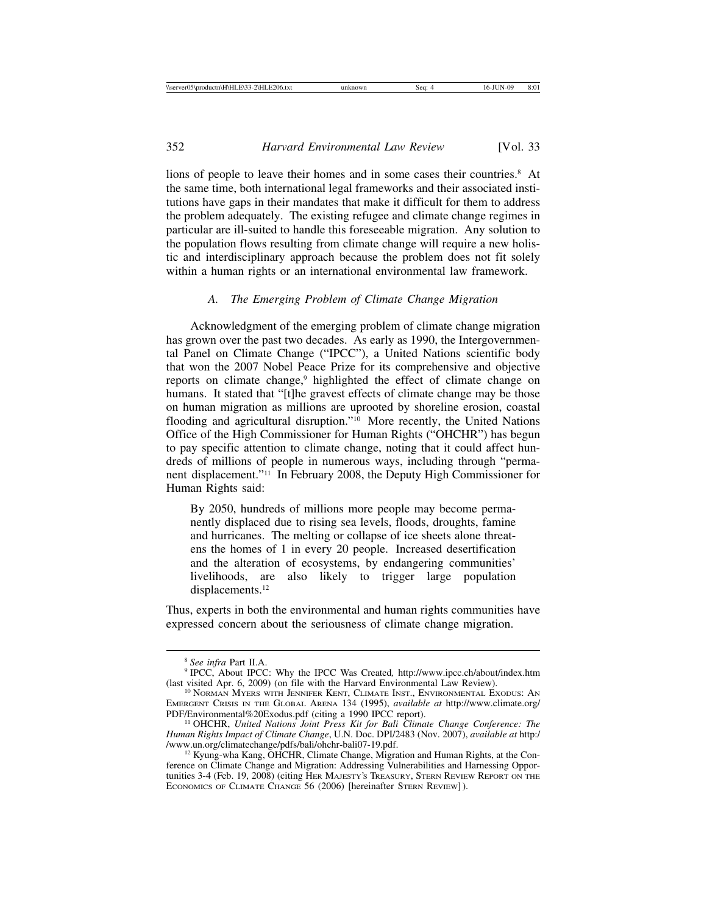lions of people to leave their homes and in some cases their countries.[8] At the same time, both international legal frameworks and their associated institutions have gaps in their mandates that make it difficult for them to address the problem adequately. The existing refugee and climate change regimes in particular are ill-suited to handle this foreseeable migration. Any solution to the population flows resulting from climate change will require a new holistic and interdisciplinary approach because the problem does not fit solely within a human rights or an international environmental law framework.

### A. *The Emerging Problem of Climate Change Migration*

Acknowledgment of the emerging problem of climate change migration has grown over the past two decades. As early as 1990, the Intergovernmental Panel on Climate Change ("IPCC"), a United Nations scientific body that won the 2007 Nobel Peace Prize for its comprehensive and objective reports on climate change,[9] highlighted the effect of climate change on humans. It stated that "[t]he gravest effects of climate change may be those on human migration as millions are uprooted by shoreline erosion, coastal flooding and agricultural disruption."[10] More recently, the United Nations Office of the High Commissioner for Human Rights ("OHCHR") has begun to pay specific attention to climate change, noting that it could affect hundreds of millions of people in numerous ways, including through "permanent displacement."[11] In February 2008, the Deputy High Commissioner for Human Rights said:

> By 2050, hundreds of millions more people may become permanently displaced due to rising sea levels, floods, droughts, famine and hurricanes. The melting or collapse of ice sheets alone threatens the homes of 1 in every 20 people. Increased desertification and the alteration of ecosystems, by endangering communities' livelihoods, are also likely to trigger large population displacements.[12]

Thus, experts in both the environmental and human rights communities have expressed concern about the seriousness of climate change migration.

---

[8] *See infra* Part II.A.

[9] IPCC, About IPCC: Why the IPCC Was Created, http://www.ipcc.ch/about/index.htm (last visited Apr. 6, 2009) (on file with the Harvard Environmental Law Review).

[10] Norman Myers with Jennifer Kent, Climate Inst., Environmental Exodus: An Emergent Crisis in the Global Arena 134 (1995), *available at* http://www.climate.org/PDF/Environmental%20Exodus.pdf (citing a 1990 IPCC report).

[11] OHCHR, *United Nations Joint Press Kit for Bali Climate Change Conference: The Human Rights Impact of Climate Change*, U.N. Doc. DPI/2483 (Nov. 2007), *available at* http://www.un.org/climatechange/pdfs/bali/ohchr-bali07-19.pdf.

[12] Kyung-wha Kang, OHCHR, Climate Change, Migration and Human Rights, at the Conference on Climate Change and Migration: Addressing Vulnerabilities and Harnessing Opportunities 3-4 (Feb. 19, 2008) (citing Her Majesty's Treasury, Stern Review Report on the Economics of Climate Change 56 (2006) [hereinafter Stern Review]).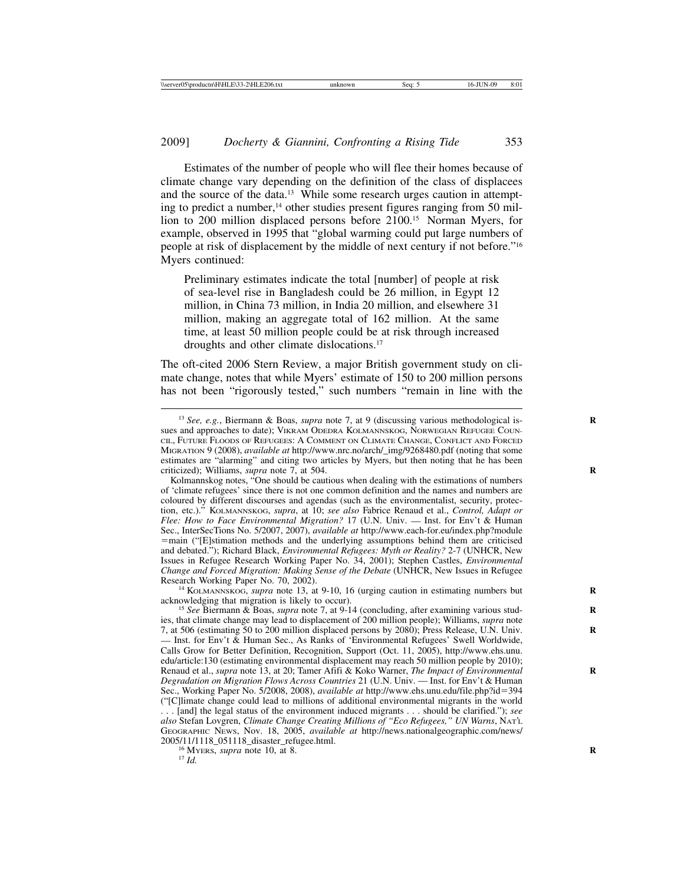Estimates of the number of people who will flee their homes because of climate change vary depending on the definition of the class of displacees and the source of the data.[13] While some research urges caution in attempting to predict a number,[14] other studies present figures ranging from 50 million to 200 million displaced persons before 2100.[15] Norman Myers, for example, observed in 1995 that "global warming could put large numbers of people at risk of displacement by the middle of next century if not before."[16] Myers continued:

> Preliminary estimates indicate the total [number] of people at risk of sea-level rise in Bangladesh could be 26 million, in Egypt 12 million, in China 73 million, in India 20 million, and elsewhere 31 million, making an aggregate total of 162 million. At the same time, at least 50 million people could be at risk through increased droughts and other climate dislocations.[17]

The oft-cited 2006 Stern Review, a major British government study on climate change, notes that while Myers' estimate of 150 to 200 million persons has not been "rigorously tested," such numbers "remain in line with the

---

[13] *See, e.g.*, Biermann & Boas, *supra* note 7, at 9 (discussing various methodological issues and approaches to date); VIKRAM ODEDRA KOLMANNSKOG, NORWEGIAN REFUGEE COUNCIL, FUTURE FLOODS OF REFUGEES: A COMMENT ON CLIMATE CHANGE, CONFLICT AND FORCED MIGRATION 9 (2008), *available at* http://www.nrc.no/arch/_img/9268480.pdf (noting that some estimates are "alarming" and citing two articles by Myers, but then noting that he has been criticized); Williams, *supra* note 7, at 504.

Kolmannskog notes, "One should be cautious when dealing with the estimations of numbers of 'climate refugees' since there is not one common definition and the names and numbers are coloured by different discourses and agendas (such as the environmentalist, security, protection, etc.)." KOLMANNSKOG, *supra*, at 10; *see also* Fabrice Renaud et al., *Control, Adapt or Flee: How to Face Environmental Migration?* 17 (U.N. Univ. — Inst. for Env't & Human Sec., InterSecTions No. 5/2007, 2007), *available at* http://www.each-for.eu/index.php?module=main ("[E]stimation methods and the underlying assumptions behind them are criticised and debated."); Richard Black, *Environmental Refugees: Myth or Reality?* 2-7 (UNHCR, New Issues in Refugee Research Working Paper No. 34, 2001); Stephen Castles, *Environmental Change and Forced Migration: Making Sense of the Debate* (UNHCR, New Issues in Refugee Research Working Paper No. 70, 2002).

[14] KOLMANNSKOG, *supra* note 13, at 9-10, 16 (urging caution in estimating numbers but acknowledging that migration is likely to occur).

[15] *See* Biermann & Boas, *supra* note 7, at 9-14 (concluding, after examining various studies, that climate change may lead to displacement of 200 million people); Williams, *supra* note 7, at 506 (estimating 50 to 200 million displaced persons by 2080); Press Release, U.N. Univ. — Inst. for Env't & Human Sec., As Ranks of 'Environmental Refugees' Swell Worldwide, Calls Grow for Better Definition, Recognition, Support (Oct. 11, 2005), http://www.ehs.unu.edu/article:130 (estimating environmental displacement may reach 50 million people by 2010); Renaud et al., *supra* note 13, at 20; Tamer Afifi & Koko Warner, *The Impact of Environmental Degradation on Migration Flows Across Countries* 21 (U.N. Univ. — Inst. for Env't & Human Sec., Working Paper No. 5/2008, 2008), *available at* http://www.ehs.unu.edu/file.php?id=394 ("[C]limate change could lead to millions of additional environmental migrants in the world . . . [and] the legal status of the environment induced migrants . . . should be clarified."); *see also* Stefan Lovgren, *Climate Change Creating Millions of "Eco Refugees," UN Warns*, NAT'L GEOGRAPHIC NEWS, Nov. 18, 2005, *available at* http://news.nationalgeographic.com/news/2005/11/1118_051118_disaster_refugee.html.

[16] MYERS, *supra* note 10, at 8.

[17] *Id.*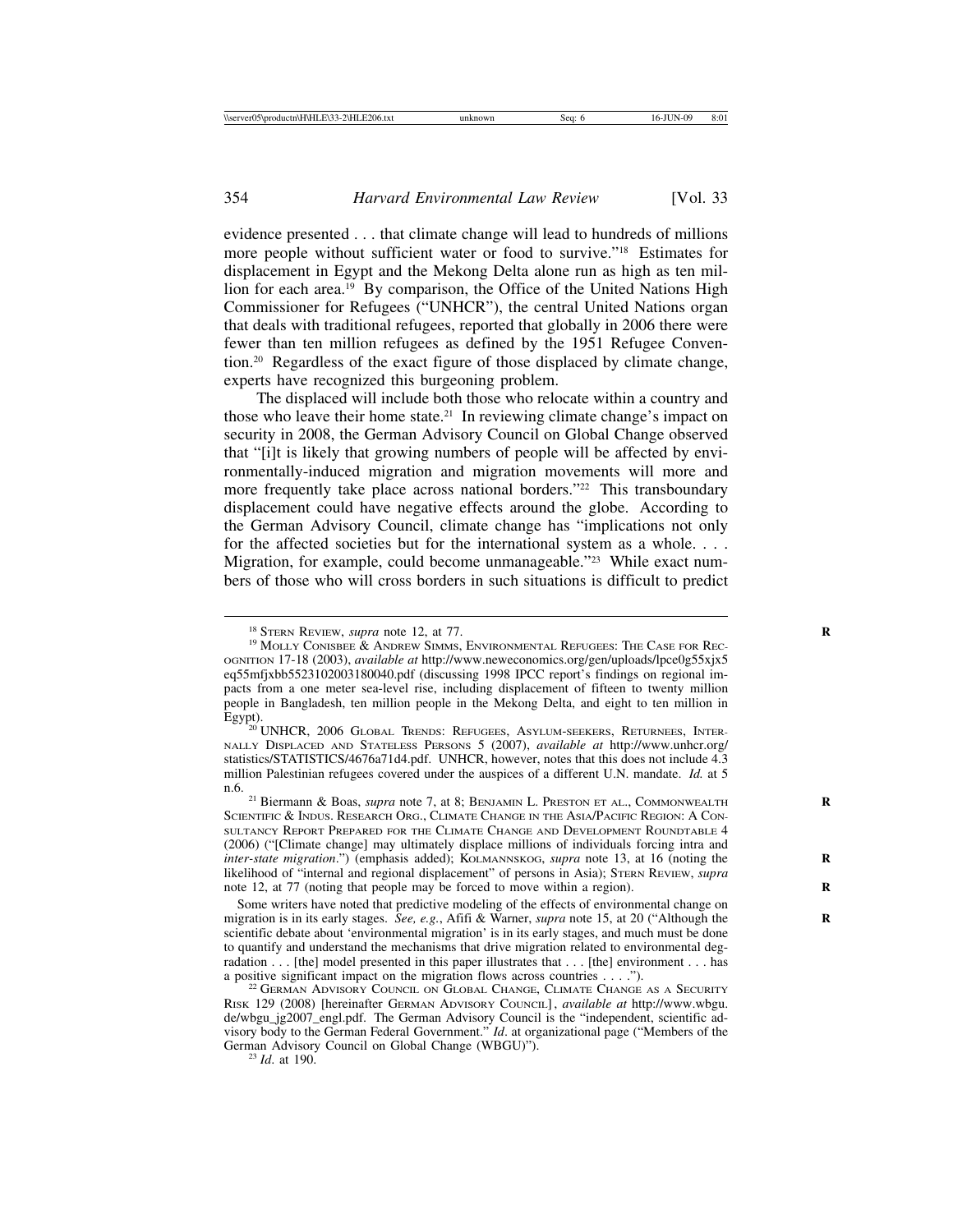evidence presented . . . that climate change will lead to hundreds of millions more people without sufficient water or food to survive."[18] Estimates for displacement in Egypt and the Mekong Delta alone run as high as ten million for each area.[19] By comparison, the Office of the United Nations High Commissioner for Refugees ("UNHCR"), the central United Nations organ that deals with traditional refugees, reported that globally in 2006 there were fewer than ten million refugees as defined by the 1951 Refugee Convention.[20] Regardless of the exact figure of those displaced by climate change, experts have recognized this burgeoning problem.

The displaced will include both those who relocate within a country and those who leave their home state.[21] In reviewing climate change's impact on security in 2008, the German Advisory Council on Global Change observed that "[i]t is likely that growing numbers of people will be affected by environmentally-induced migration and migration movements will more and more frequently take place across national borders."[22] This transboundary displacement could have negative effects around the globe. According to the German Advisory Council, climate change has "implications not only for the affected societies but for the international system as a whole. . . . Migration, for example, could become unmanageable."[23] While exact numbers of those who will cross borders in such situations is difficult to predict

---

[18] Stern Review, *supra* note 12, at 77.

[19] Molly Conisbee & Andrew Simms, Environmental Refugees: The Case for Recognition 17-18 (2003), *available at* http://www.neweconomics.org/gen/uploads/lpce0g55xjx5eq55mfjxbb5523102003180040.pdf (discussing 1998 IPCC report's findings on regional impacts from a one meter sea-level rise, including displacement of fifteen to twenty million people in Bangladesh, ten million people in the Mekong Delta, and eight to ten million in Egypt).

[20] UNHCR, 2006 Global Trends: Refugees, Asylum-seekers, Returnees, Internally Displaced and Stateless Persons 5 (2007), *available at* http://www.unhcr.org/statistics/STATISTICS/4676a71d4.pdf. UNHCR, however, notes that this does not include 4.3 million Palestinian refugees covered under the auspices of a different U.N. mandate. *Id.* at 5 n.6.

[21] Biermann & Boas, *supra* note 7, at 8; Benjamin L. Preston et al., Commonwealth Scientific & Indus. Research Org., Climate Change in the Asia/Pacific Region: A Consultancy Report Prepared for the Climate Change and Development Roundtable 4 (2006) ("[Climate change] may ultimately displace millions of individuals forcing intra and *inter-state migration*.") (emphasis added); Kolmannskog, *supra* note 13, at 16 (noting the likelihood of "internal and regional displacement" of persons in Asia); Stern Review, *supra* note 12, at 77 (noting that people may be forced to move within a region).

Some writers have noted that predictive modeling of the effects of environmental change on migration is in its early stages. *See, e.g.*, Afifi & Warner, *supra* note 15, at 20 ("Although the scientific debate about 'environmental migration' is in its early stages, and much must be done to quantify and understand the mechanisms that drive migration related to environmental degradation . . . [the] model presented in this paper illustrates that . . . [the] environment . . . has a positive significant impact on the migration flows across countries . . . .").

[22] German Advisory Council on Global Change, Climate Change as a Security Risk 129 (2008) [hereinafter German Advisory Council], *available at* http://www.wbgu.de/wbgu_jg2007_engl.pdf. The German Advisory Council is the "independent, scientific advisory body to the German Federal Government." *Id*. at organizational page ("Members of the German Advisory Council on Global Change (WBGU)").

[23] *Id*. at 190.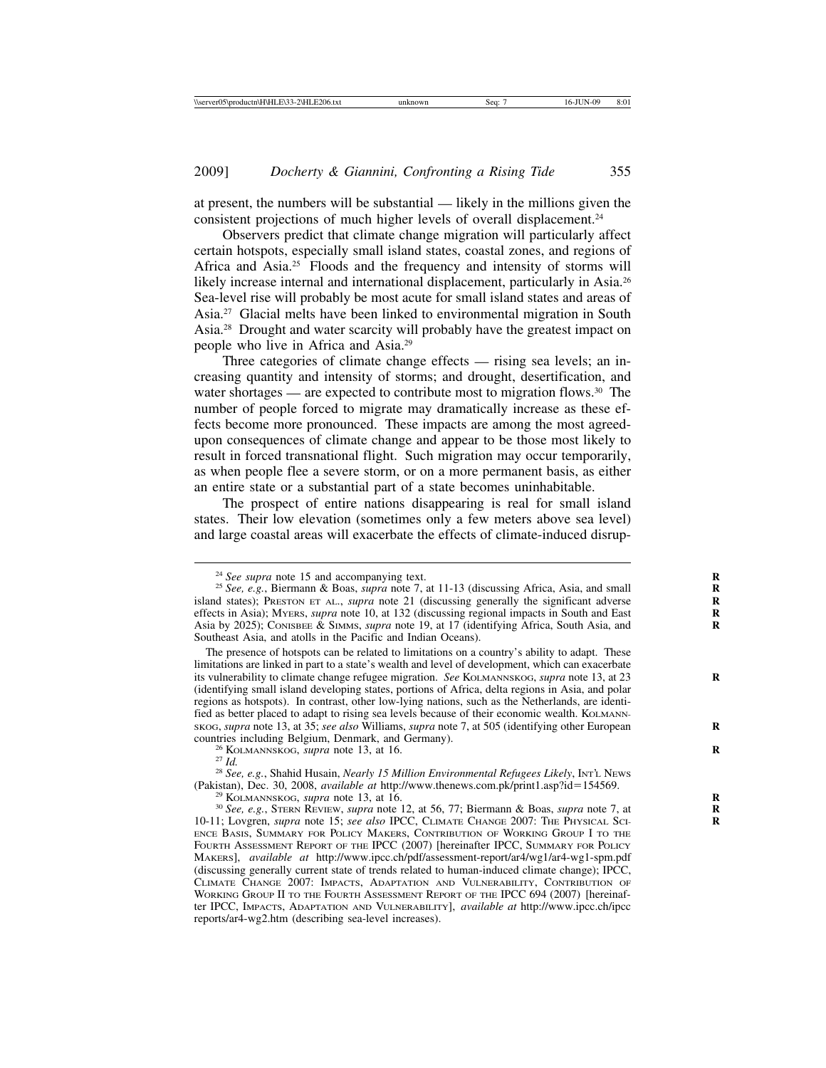at present, the numbers will be substantial — likely in the millions given the consistent projections of much higher levels of overall displacement.[24]

Observers predict that climate change migration will particularly affect certain hotspots, especially small island states, coastal zones, and regions of Africa and Asia.[25] Floods and the frequency and intensity of storms will likely increase internal and international displacement, particularly in Asia.[26] Sea-level rise will probably be most acute for small island states and areas of Asia.[27] Glacial melts have been linked to environmental migration in South Asia.[28] Drought and water scarcity will probably have the greatest impact on people who live in Africa and Asia.[29]

Three categories of climate change effects — rising sea levels; an increasing quantity and intensity of storms; and drought, desertification, and water shortages — are expected to contribute most to migration flows.[30] The number of people forced to migrate may dramatically increase as these effects become more pronounced. These impacts are among the most agreed-upon consequences of climate change and appear to be those most likely to result in forced transnational flight. Such migration may occur temporarily, as when people flee a severe storm, or on a more permanent basis, as either an entire state or a substantial part of a state becomes uninhabitable.

The prospect of entire nations disappearing is real for small island states. Their low elevation (sometimes only a few meters above sea level) and large coastal areas will exacerbate the effects of climate-induced disrup-

---

[24] *See supra* note 15 and accompanying text.

[25] *See, e.g.*, Biermann & Boas, *supra* note 7, at 11-13 (discussing Africa, Asia, and small island states); Preston et al., *supra* note 21 (discussing generally the significant adverse effects in Asia); Myers, *supra* note 10, at 132 (discussing regional impacts in South and East Asia by 2025); Conisbee & Simms, *supra* note 19, at 17 (identifying Africa, South Asia, and Southeast Asia, and atolls in the Pacific and Indian Oceans).

The presence of hotspots can be related to limitations on a country's ability to adapt. These limitations are linked in part to a state's wealth and level of development, which can exacerbate its vulnerability to climate change refugee migration. *See* Kolmannskog, *supra* note 13, at 23 (identifying small island developing states, portions of Africa, delta regions in Asia, and polar regions as hotspots). In contrast, other low-lying nations, such as the Netherlands, are identified as better placed to adapt to rising sea levels because of their economic wealth. Kolmannskog, *supra* note 13, at 35; *see also* Williams, *supra* note 7, at 505 (identifying other European countries including Belgium, Denmark, and Germany).

[26] Kolmannskog, *supra* note 13, at 16.

[27] *Id.*

[28] *See, e.g.*, Shahid Husain, *Nearly 15 Million Environmental Refugees Likely*, Int'l News (Pakistan), Dec. 30, 2008, *available at* http://www.thenews.com.pk/print1.asp?id=154569.

[29] Kolmannskog, *supra* note 13, at 16.

[30] *See, e.g.*, Stern Review, *supra* note 12, at 56, 77; Biermann & Boas, *supra* note 7, at 10-11; Lovgren, *supra* note 15; *see also* IPCC, Climate Change 2007: The Physical Science Basis, Summary for Policy Makers, Contribution of Working Group I to the Fourth Assessment Report of the IPCC (2007) [hereinafter IPCC, Summary for Policy Makers], *available at* http://www.ipcc.ch/pdf/assessment-report/ar4/wg1/ar4-wg1-spm.pdf (discussing generally current state of trends related to human-induced climate change); IPCC, Climate Change 2007: Impacts, Adaptation and Vulnerability, Contribution of Working Group II to the Fourth Assessment Report of the IPCC 694 (2007) [hereinafter IPCC, Impacts, Adaptation and Vulnerability], *available at* http://www.ipcc.ch/ipccreports/ar4-wg2.htm (describing sea-level increases).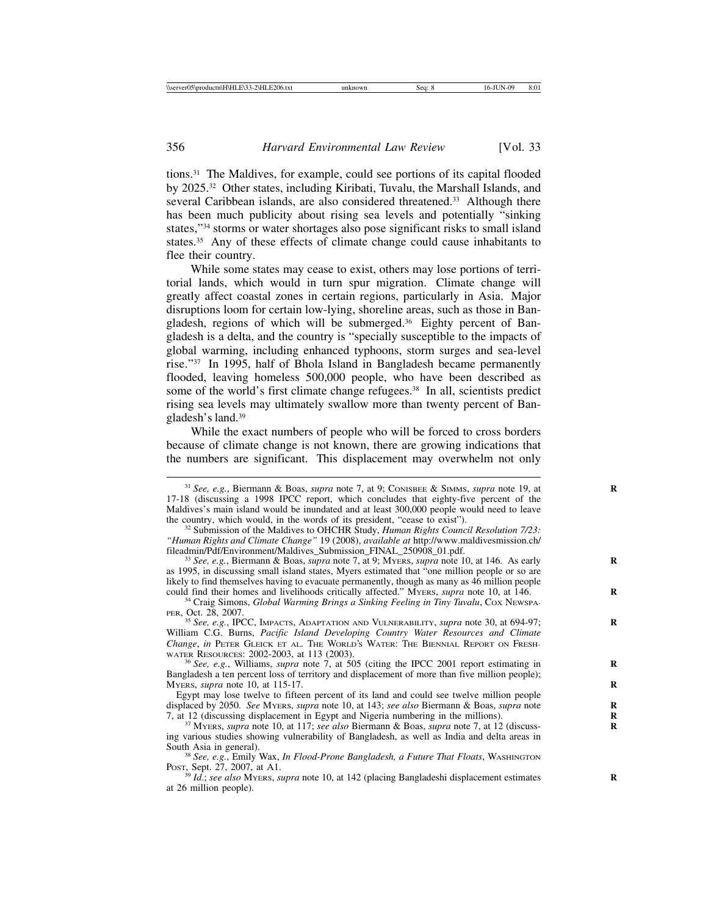tions.[31] The Maldives, for example, could see portions of its capital flooded by 2025.[32] Other states, including Kiribati, Tuvalu, the Marshall Islands, and several Caribbean islands, are also considered threatened.[33] Although there has been much publicity about rising sea levels and potentially "sinking states,"[34] storms or water shortages also pose significant risks to small island states.[35] Any of these effects of climate change could cause inhabitants to flee their country.

While some states may cease to exist, others may lose portions of territorial lands, which would in turn spur migration. Climate change will greatly affect coastal zones in certain regions, particularly in Asia. Major disruptions loom for certain low-lying, shoreline areas, such as those in Bangladesh, regions of which will be submerged.[36] Eighty percent of Bangladesh is a delta, and the country is "specially susceptible to the impacts of global warming, including enhanced typhoons, storm surges and sea-level rise."[37] In 1995, half of Bhola Island in Bangladesh became permanently flooded, leaving homeless 500,000 people, who have been described as some of the world's first climate change refugees.[38] In all, scientists predict rising sea levels may ultimately swallow more than twenty percent of Bangladesh's land.[39]

While the exact numbers of people who will be forced to cross borders because of climate change is not known, there are growing indications that the numbers are significant. This displacement may overwhelm not only

---

[31] *See, e.g.*, Biermann & Boas, *supra* note 7, at 9; Conisbee & Simms, *supra* note 19, at 17-18 (discussing a 1998 IPCC report, which concludes that eighty-five percent of the Maldives's main island would be inundated and at least 300,000 people would need to leave the country, which would, in the words of its president, "cease to exist").

[32] Submission of the Maldives to OHCHR Study, *Human Rights Council Resolution 7/23: "Human Rights and Climate Change"* 19 (2008), *available at* http://www.maldivesmission.ch/fileadmin/Pdf/Environment/Maldives_Submission_FINAL_250908_01.pdf.

[33] *See, e.g.*, Biermann & Boas, *supra* note 7, at 9; Myers, *supra* note 10, at 146. As early as 1995, in discussing small island states, Myers estimated that "one million people or so are likely to find themselves having to evacuate permanently, though as many as 46 million people could find their homes and livelihoods critically affected." Myers, *supra* note 10, at 146.

[34] Craig Simons, *Global Warming Brings a Sinking Feeling in Tiny Tuvalu*, Cox Newspaper, Oct. 28, 2007.

[35] *See, e.g.*, IPCC, Impacts, Adaptation and Vulnerability, *supra* note 30, at 694-97; William C.G. Burns, *Pacific Island Developing Country Water Resources and Climate Change*, *in* Peter Gleick et al. The World's Water: The Biennial Report on Freshwater Resources: 2002-2003, at 113 (2003).

[36] *See, e.g.*, Williams, *supra* note 7, at 505 (citing the IPCC 2001 report estimating in Bangladesh a ten percent loss of territory and displacement of more than five million people); Myers, *supra* note 10, at 115-17.

Egypt may lose twelve to fifteen percent of its land and could see twelve million people displaced by 2050. *See* Myers, *supra* note 10, at 143; *see also* Biermann & Boas, *supra* note 7, at 12 (discussing displacement in Egypt and Nigeria numbering in the millions).

[37] Myers, *supra* note 10, at 117; *see also* Biermann & Boas, *supra* note 7, at 12 (discussing various studies showing vulnerability of Bangladesh, as well as India and delta areas in South Asia in general).

[38] *See, e.g.*, Emily Wax, *In Flood-Prone Bangladesh, a Future That Floats*, Washington Post, Sept. 27, 2007, at A1.

[39] *Id.*; *see also* Myers, *supra* note 10, at 142 (placing Bangladeshi displacement estimates at 26 million people).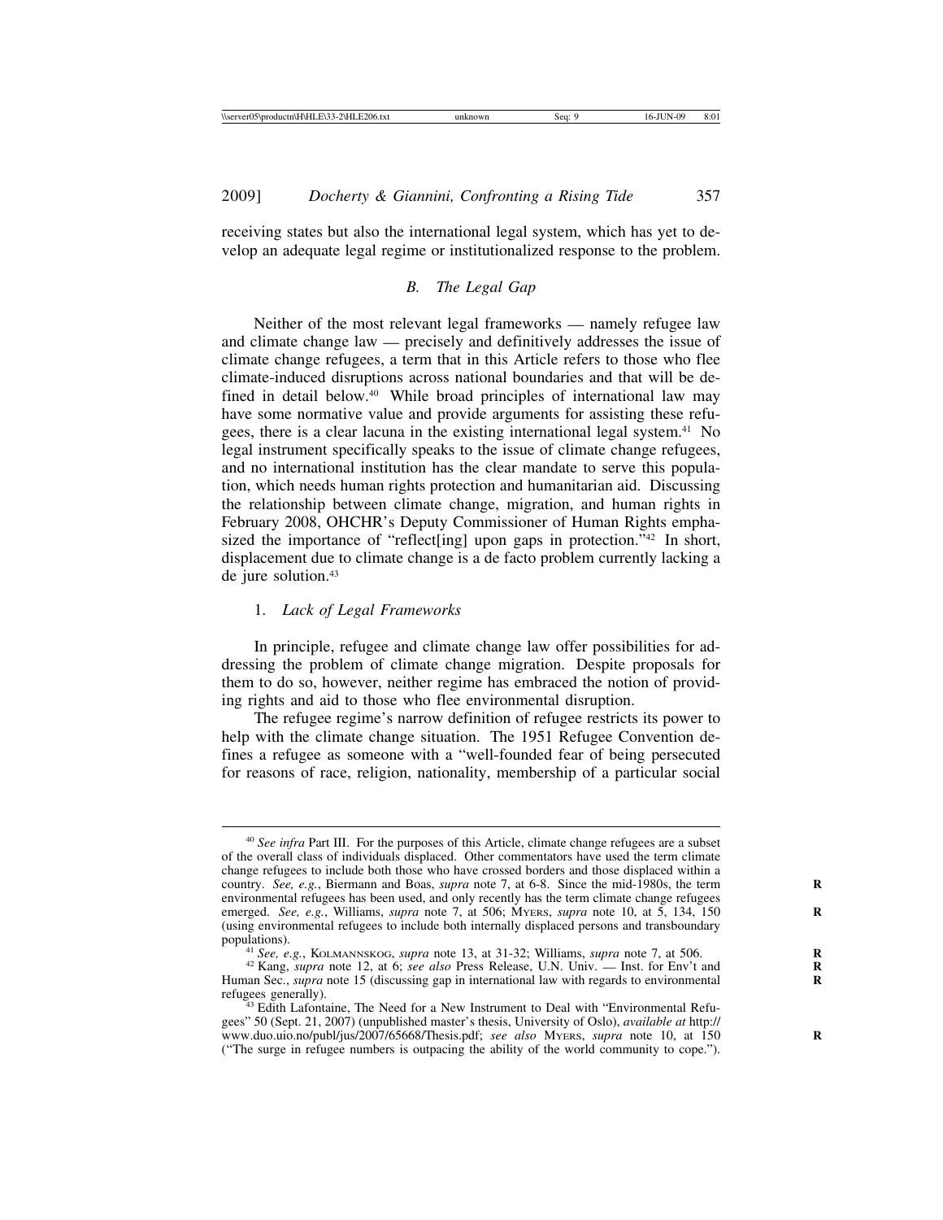receiving states but also the international legal system, which has yet to develop an adequate legal regime or institutionalized response to the problem.

### *B. The Legal Gap*

Neither of the most relevant legal frameworks — namely refugee law and climate change law — precisely and definitively addresses the issue of climate change refugees, a term that in this Article refers to those who flee climate-induced disruptions across national boundaries and that will be defined in detail below.[40] While broad principles of international law may have some normative value and provide arguments for assisting these refugees, there is a clear lacuna in the existing international legal system.[41] No legal instrument specifically speaks to the issue of climate change refugees, and no international institution has the clear mandate to serve this population, which needs human rights protection and humanitarian aid. Discussing the relationship between climate change, migration, and human rights in February 2008, OHCHR's Deputy Commissioner of Human Rights emphasized the importance of "reflect[ing] upon gaps in protection."[42] In short, displacement due to climate change is a de facto problem currently lacking a de jure solution.[43]

#### 1. *Lack of Legal Frameworks*

In principle, refugee and climate change law offer possibilities for addressing the problem of climate change migration. Despite proposals for them to do so, however, neither regime has embraced the notion of providing rights and aid to those who flee environmental disruption.

The refugee regime's narrow definition of refugee restricts its power to help with the climate change situation. The 1951 Refugee Convention defines a refugee as someone with a "well-founded fear of being persecuted for reasons of race, religion, nationality, membership of a particular social

---

[40] *See infra* Part III. For the purposes of this Article, climate change refugees are a subset of the overall class of individuals displaced. Other commentators have used the term climate change refugees to include both those who have crossed borders and those displaced within a country. *See, e.g.*, Biermann and Boas, *supra* note 7, at 6-8. Since the mid-1980s, the term environmental refugees has been used, and only recently has the term climate change refugees emerged. *See, e.g.*, Williams, *supra* note 7, at 506; MYERS, *supra* note 10, at 5, 134, 150 (using environmental refugees to include both internally displaced persons and transboundary populations).

[41] *See, e.g.*, KOLMANNSKOG, *supra* note 13, at 31-32; Williams, *supra* note 7, at 506.

[42] Kang, *supra* note 12, at 6; *see also* Press Release, U.N. Univ. — Inst. for Env't and Human Sec., *supra* note 15 (discussing gap in international law with regards to environmental refugees generally).

[43] Edith Lafontaine, The Need for a New Instrument to Deal with "Environmental Refugees" 50 (Sept. 21, 2007) (unpublished master's thesis, University of Oslo), *available at* http://www.duo.uio.no/publ/jus/2007/65668/Thesis.pdf; *see also* MYERS, *supra* note 10, at 150 ("The surge in refugee numbers is outpacing the ability of the world community to cope.").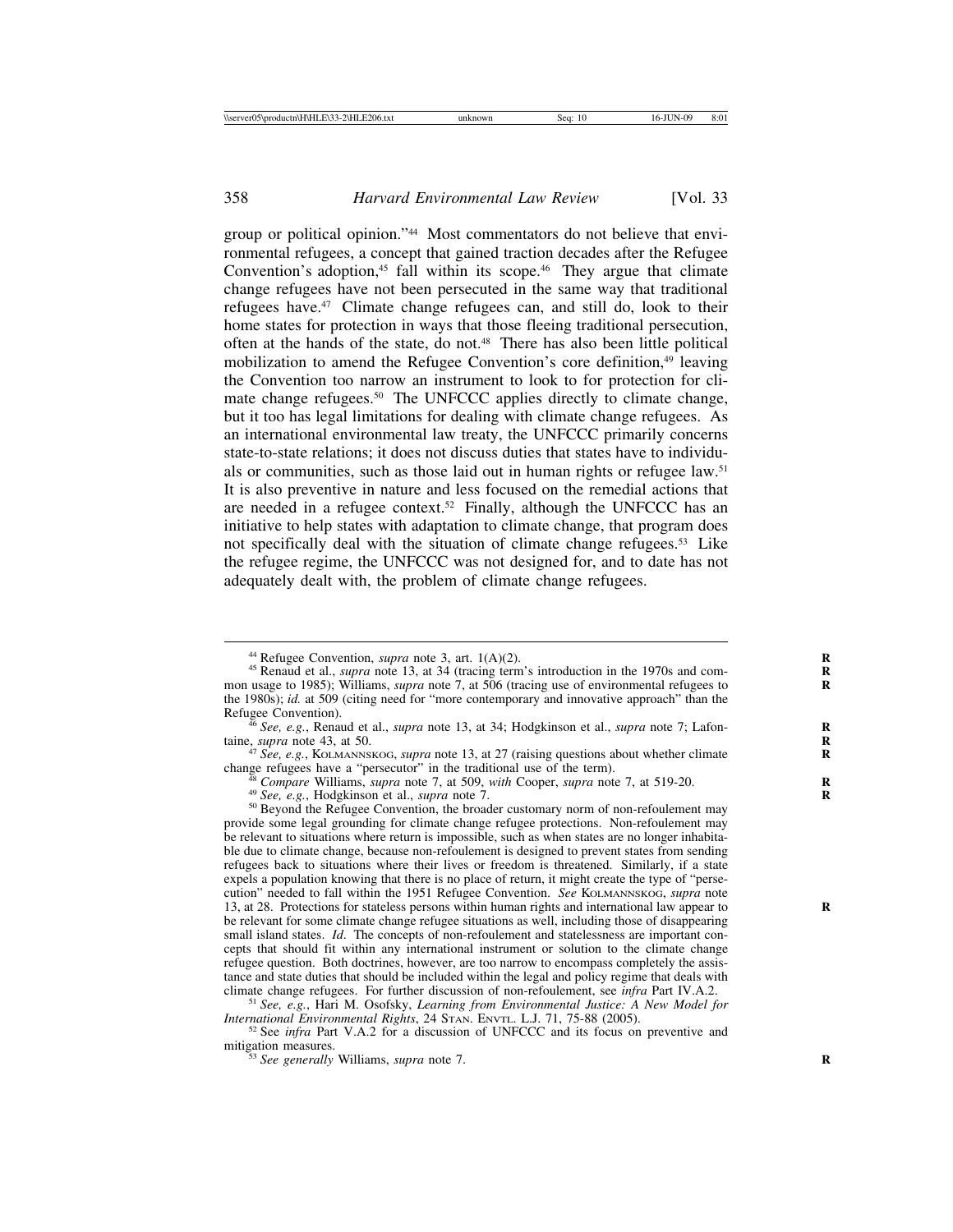group or political opinion."[44] Most commentators do not believe that environmental refugees, a concept that gained traction decades after the Refugee Convention's adoption,[45] fall within its scope.[46] They argue that climate change refugees have not been persecuted in the same way that traditional refugees have.[47] Climate change refugees can, and still do, look to their home states for protection in ways that those fleeing traditional persecution, often at the hands of the state, do not.[48] There has also been little political mobilization to amend the Refugee Convention's core definition,[49] leaving the Convention too narrow an instrument to look to for protection for climate change refugees.[50] The UNFCCC applies directly to climate change, but it too has legal limitations for dealing with climate change refugees. As an international environmental law treaty, the UNFCCC primarily concerns state-to-state relations; it does not discuss duties that states have to individuals or communities, such as those laid out in human rights or refugee law.[51] It is also preventive in nature and less focused on the remedial actions that are needed in a refugee context.[52] Finally, although the UNFCCC has an initiative to help states with adaptation to climate change, that program does not specifically deal with the situation of climate change refugees.[53] Like the refugee regime, the UNFCCC was not designed for, and to date has not adequately dealt with, the problem of climate change refugees.

---

[44] Refugee Convention, *supra* note 3, art. 1(A)(2).

[45] Renaud et al., *supra* note 13, at 34 (tracing term's introduction in the 1970s and common usage to 1985); Williams, *supra* note 7, at 506 (tracing use of environmental refugees to the 1980s); *id.* at 509 (citing need for "more contemporary and innovative approach" than the Refugee Convention).

[46] *See, e.g.*, Renaud et al., *supra* note 13, at 34; Hodgkinson et al., *supra* note 7; Lafontaine, *supra* note 43, at 50.

[47] *See, e.g.*, Kolmannskog, *supra* note 13, at 27 (raising questions about whether climate change refugees have a "persecutor" in the traditional use of the term).

[48] *Compare* Williams, *supra* note 7, at 509, *with* Cooper, *supra* note 7, at 519-20.

[49] *See, e.g.*, Hodgkinson et al., *supra* note 7.

[50] Beyond the Refugee Convention, the broader customary norm of non-refoulement may provide some legal grounding for climate change refugee protections. Non-refoulement may be relevant to situations where return is impossible, such as when states are no longer inhabitable due to climate change, because non-refoulement is designed to prevent states from sending refugees back to situations where their lives or freedom is threatened. Similarly, if a state expels a population knowing that there is no place of return, it might create the type of "persecution" needed to fall within the 1951 Refugee Convention. *See* Kolmannskog, *supra* note 13, at 28. Protections for stateless persons within human rights and international law appear to be relevant for some climate change refugee situations as well, including those of disappearing small island states. *Id*. The concepts of non-refoulement and statelessness are important concepts that should fit within any international instrument or solution to the climate change refugee question. Both doctrines, however, are too narrow to encompass completely the assistance and state duties that should be included within the legal and policy regime that deals with climate change refugees. For further discussion of non-refoulement, see *infra* Part IV.A.2.

[51] *See, e.g.*, Hari M. Osofsky, *Learning from Environmental Justice: A New Model for International Environmental Rights*, 24 Stan. Envtl. L.J. 71, 75-88 (2005).

[52] See *infra* Part V.A.2 for a discussion of UNFCCC and its focus on preventive and mitigation measures.

[53] *See generally* Williams, *supra* note 7.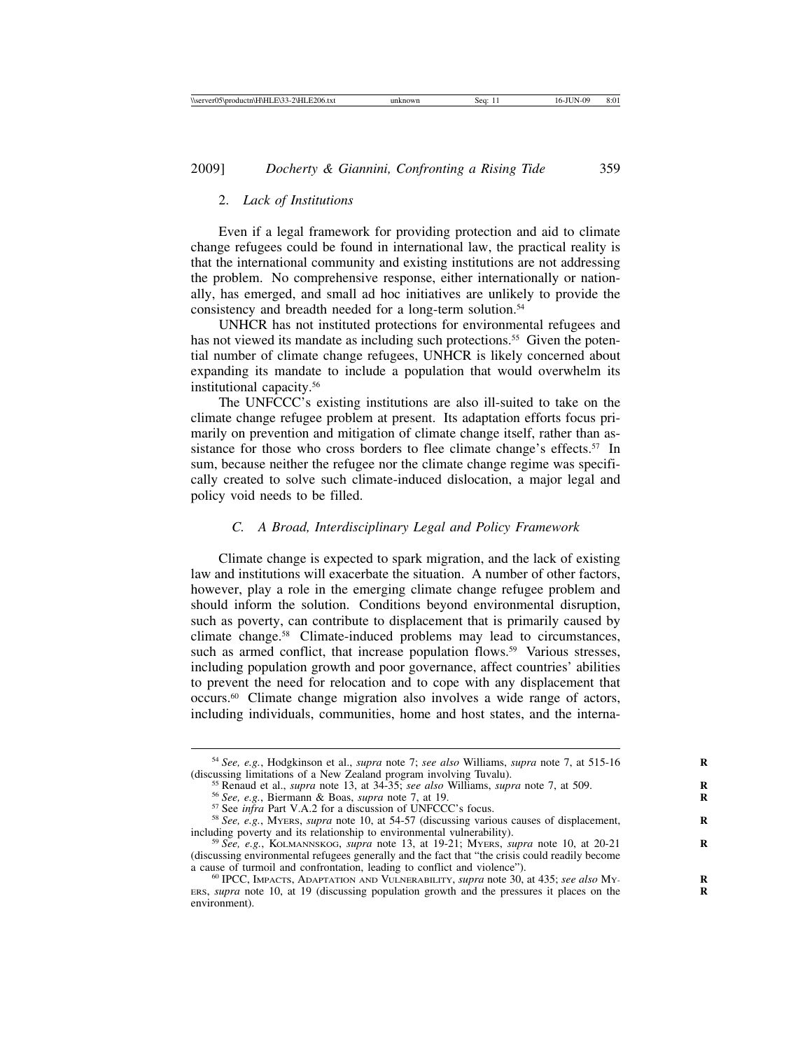### 2. *Lack of Institutions*

Even if a legal framework for providing protection and aid to climate change refugees could be found in international law, the practical reality is that the international community and existing institutions are not addressing the problem. No comprehensive response, either internationally or nationally, has emerged, and small ad hoc initiatives are unlikely to provide the consistency and breadth needed for a long-term solution.[54]

UNHCR has not instituted protections for environmental refugees and has not viewed its mandate as including such protections.[55] Given the potential number of climate change refugees, UNHCR is likely concerned about expanding its mandate to include a population that would overwhelm its institutional capacity.[56]

The UNFCCC's existing institutions are also ill-suited to take on the climate change refugee problem at present. Its adaptation efforts focus primarily on prevention and mitigation of climate change itself, rather than assistance for those who cross borders to flee climate change's effects.[57] In sum, because neither the refugee nor the climate change regime was specifically created to solve such climate-induced dislocation, a major legal and policy void needs to be filled.

## *C. A Broad, Interdisciplinary Legal and Policy Framework*

Climate change is expected to spark migration, and the lack of existing law and institutions will exacerbate the situation. A number of other factors, however, play a role in the emerging climate change refugee problem and should inform the solution. Conditions beyond environmental disruption, such as poverty, can contribute to displacement that is primarily caused by climate change.[58] Climate-induced problems may lead to circumstances, such as armed conflict, that increase population flows.[59] Various stresses, including population growth and poor governance, affect countries' abilities to prevent the need for relocation and to cope with any displacement that occurs.[60] Climate change migration also involves a wide range of actors, including individuals, communities, home and host states, and the interna-

---

[54] *See, e.g.*, Hodgkinson et al., *supra* note 7; *see also* Williams, *supra* note 7, at 515-16 (discussing limitations of a New Zealand program involving Tuvalu).

[55] Renaud et al., *supra* note 13, at 34-35; *see also* Williams, *supra* note 7, at 509.

[56] *See, e.g.*, Biermann & Boas, *supra* note 7, at 19.

[57] See *infra* Part V.A.2 for a discussion of UNFCCC's focus.

[58] *See, e.g.*, Myers, *supra* note 10, at 54-57 (discussing various causes of displacement, including poverty and its relationship to environmental vulnerability).

[59] *See, e.g.*, Kolmannskog, *supra* note 13, at 19-21; Myers, *supra* note 10, at 20-21 (discussing environmental refugees generally and the fact that "the crisis could readily become a cause of turmoil and confrontation, leading to conflict and violence").

[60] IPCC, Impacts, Adaptation and Vulnerability, *supra* note 30, at 435; *see also* Myers, *supra* note 10, at 19 (discussing population growth and the pressures it places on the environment).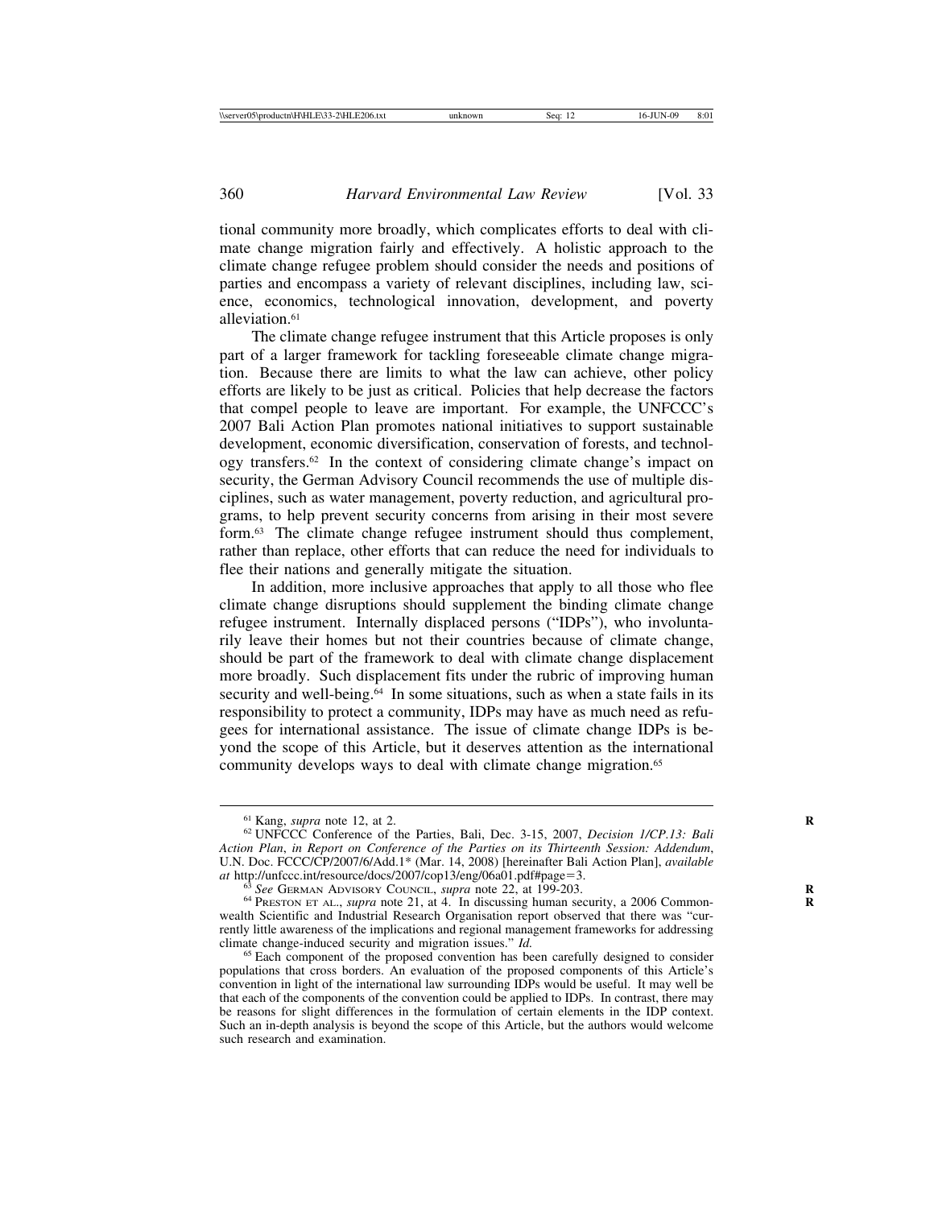tional community more broadly, which complicates efforts to deal with climate change migration fairly and effectively. A holistic approach to the climate change refugee problem should consider the needs and positions of parties and encompass a variety of relevant disciplines, including law, science, economics, technological innovation, development, and poverty alleviation.[61]

The climate change refugee instrument that this Article proposes is only part of a larger framework for tackling foreseeable climate change migration. Because there are limits to what the law can achieve, other policy efforts are likely to be just as critical. Policies that help decrease the factors that compel people to leave are important. For example, the UNFCCC's 2007 Bali Action Plan promotes national initiatives to support sustainable development, economic diversification, conservation of forests, and technology transfers.[62] In the context of considering climate change's impact on security, the German Advisory Council recommends the use of multiple disciplines, such as water management, poverty reduction, and agricultural programs, to help prevent security concerns from arising in their most severe form.[63] The climate change refugee instrument should thus complement, rather than replace, other efforts that can reduce the need for individuals to flee their nations and generally mitigate the situation.

In addition, more inclusive approaches that apply to all those who flee climate change disruptions should supplement the binding climate change refugee instrument. Internally displaced persons ("IDPs"), who involuntarily leave their homes but not their countries because of climate change, should be part of the framework to deal with climate change displacement more broadly. Such displacement fits under the rubric of improving human security and well-being.[64] In some situations, such as when a state fails in its responsibility to protect a community, IDPs may have as much need as refugees for international assistance. The issue of climate change IDPs is beyond the scope of this Article, but it deserves attention as the international community develops ways to deal with climate change migration.[65]

---

[61] Kang, *supra* note 12, at 2.

[62] UNFCCC Conference of the Parties, Bali, Dec. 3-15, 2007, *Decision 1/CP.13: Bali Action Plan*, *in Report on Conference of the Parties on its Thirteenth Session: Addendum*, U.N. Doc. FCCC/CP/2007/6/Add.1* (Mar. 14, 2008) [hereinafter Bali Action Plan], *available at* http://unfccc.int/resource/docs/2007/cop13/eng/06a01.pdf#page=3.

[63] *See* German Advisory Council, *supra* note 22, at 199-203.

[64] Preston et al., *supra* note 21, at 4. In discussing human security, a 2006 Commonwealth Scientific and Industrial Research Organisation report observed that there was "currently little awareness of the implications and regional management frameworks for addressing climate change-induced security and migration issues." *Id.*

[65] Each component of the proposed convention has been carefully designed to consider populations that cross borders. An evaluation of the proposed components of this Article's convention in light of the international law surrounding IDPs would be useful. It may well be that each of the components of the convention could be applied to IDPs. In contrast, there may be reasons for slight differences in the formulation of certain elements in the IDP context. Such an in-depth analysis is beyond the scope of this Article, but the authors would welcome such research and examination.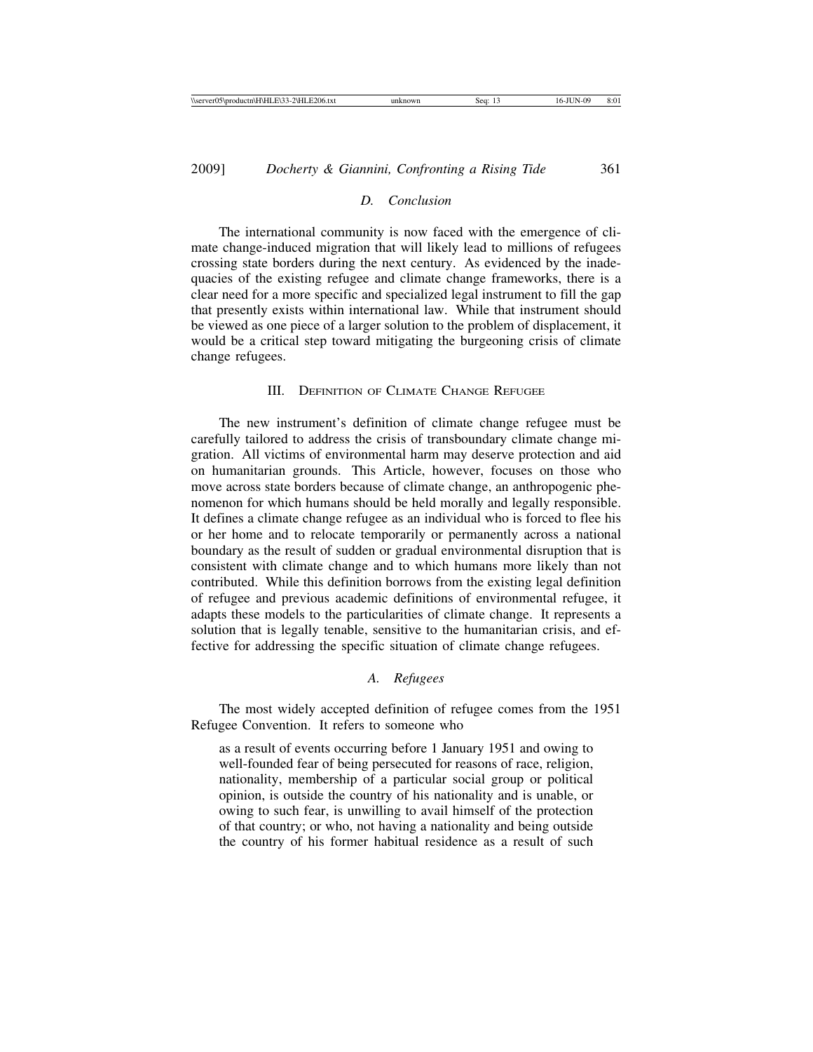### *D. Conclusion*

The international community is now faced with the emergence of climate change-induced migration that will likely lead to millions of refugees crossing state borders during the next century. As evidenced by the inadequacies of the existing refugee and climate change frameworks, there is a clear need for a more specific and specialized legal instrument to fill the gap that presently exists within international law. While that instrument should be viewed as one piece of a larger solution to the problem of displacement, it would be a critical step toward mitigating the burgeoning crisis of climate change refugees.

## III. Definition of Climate Change Refugee

The new instrument's definition of climate change refugee must be carefully tailored to address the crisis of transboundary climate change migration. All victims of environmental harm may deserve protection and aid on humanitarian grounds. This Article, however, focuses on those who move across state borders because of climate change, an anthropogenic phenomenon for which humans should be held morally and legally responsible. It defines a climate change refugee as an individual who is forced to flee his or her home and to relocate temporarily or permanently across a national boundary as the result of sudden or gradual environmental disruption that is consistent with climate change and to which humans more likely than not contributed. While this definition borrows from the existing legal definition of refugee and previous academic definitions of environmental refugee, it adapts these models to the particularities of climate change. It represents a solution that is legally tenable, sensitive to the humanitarian crisis, and effective for addressing the specific situation of climate change refugees.

### *A. Refugees*

The most widely accepted definition of refugee comes from the 1951 Refugee Convention. It refers to someone who

> as a result of events occurring before 1 January 1951 and owing to well-founded fear of being persecuted for reasons of race, religion, nationality, membership of a particular social group or political opinion, is outside the country of his nationality and is unable, or owing to such fear, is unwilling to avail himself of the protection of that country; or who, not having a nationality and being outside the country of his former habitual residence as a result of such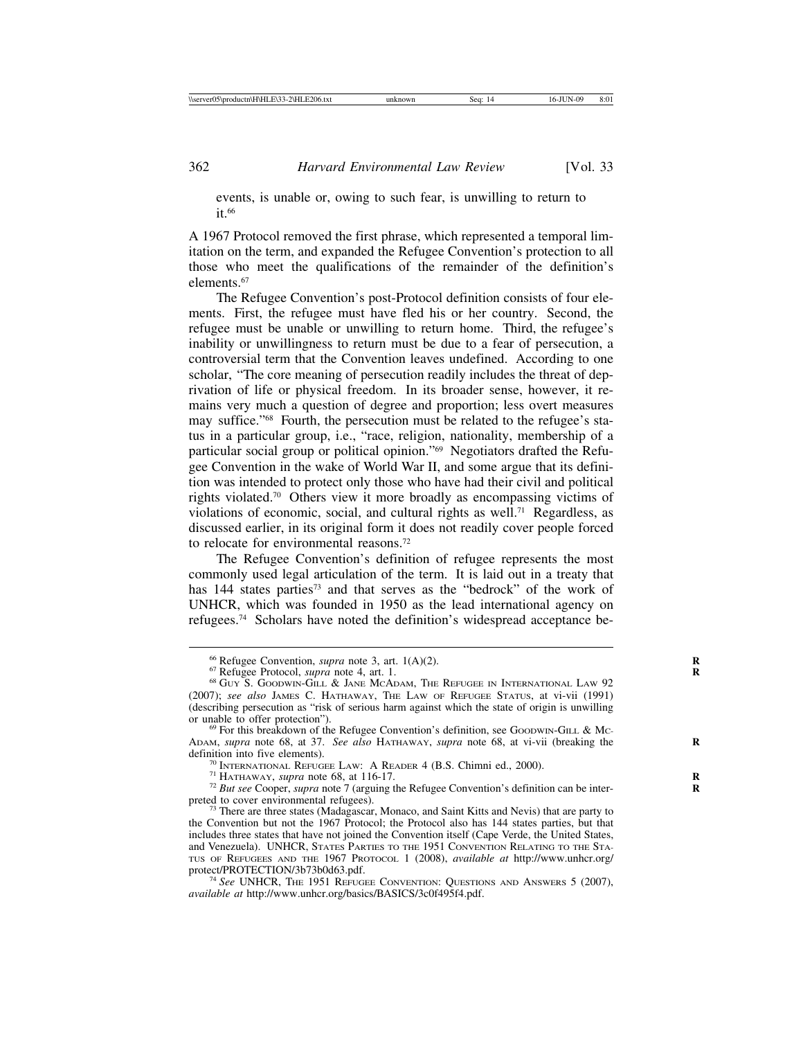events, is unable or, owing to such fear, is unwilling to return to it.[66]

A 1967 Protocol removed the first phrase, which represented a temporal limitation on the term, and expanded the Refugee Convention's protection to all those who meet the qualifications of the remainder of the definition's elements.[67]

The Refugee Convention's post-Protocol definition consists of four elements. First, the refugee must have fled his or her country. Second, the refugee must be unable or unwilling to return home. Third, the refugee's inability or unwillingness to return must be due to a fear of persecution, a controversial term that the Convention leaves undefined. According to one scholar, "The core meaning of persecution readily includes the threat of deprivation of life or physical freedom. In its broader sense, however, it remains very much a question of degree and proportion; less overt measures may suffice."[68] Fourth, the persecution must be related to the refugee's status in a particular group, i.e., "race, religion, nationality, membership of a particular social group or political opinion."[69] Negotiators drafted the Refugee Convention in the wake of World War II, and some argue that its definition was intended to protect only those who have had their civil and political rights violated.[70] Others view it more broadly as encompassing victims of violations of economic, social, and cultural rights as well.[71] Regardless, as discussed earlier, in its original form it does not readily cover people forced to relocate for environmental reasons.[72]

The Refugee Convention's definition of refugee represents the most commonly used legal articulation of the term. It is laid out in a treaty that has 144 states parties[73] and that serves as the "bedrock" of the work of UNHCR, which was founded in 1950 as the lead international agency on refugees.[74] Scholars have noted the definition's widespread acceptance be-

---

[66] Refugee Convention, *supra* note 3, art. 1(A)(2).

[67] Refugee Protocol, *supra* note 4, art. 1.

[68] Guy S. Goodwin-Gill & Jane McAdam, The Refugee in International Law 92 (2007); *see also* James C. Hathaway, The Law of Refugee Status, at vi-vii (1991) (describing persecution as "risk of serious harm against which the state of origin is unwilling or unable to offer protection").

[69] For this breakdown of the Refugee Convention's definition, see Goodwin-Gill & McAdam, *supra* note 68, at 37. *See also* Hathaway, *supra* note 68, at vi-vii (breaking the definition into five elements).

[70] International Refugee Law: A Reader 4 (B.S. Chimni ed., 2000).

[71] Hathaway, *supra* note 68, at 116-17.

[72] *But see* Cooper, *supra* note 7 (arguing the Refugee Convention's definition can be interpreted to cover environmental refugees).

[73] There are three states (Madagascar, Monaco, and Saint Kitts and Nevis) that are party to the Convention but not the 1967 Protocol; the Protocol also has 144 states parties, but that includes three states that have not joined the Convention itself (Cape Verde, the United States, and Venezuela). UNHCR, States Parties to the 1951 Convention Relating to the Status of Refugees and the 1967 Protocol 1 (2008), *available at* http://www.unhcr.org/protect/PROTECTION/3b73b0d63.pdf.

[74] *See* UNHCR, The 1951 Refugee Convention: Questions and Answers 5 (2007), *available at* http://www.unhcr.org/basics/BASICS/3c0f495f4.pdf.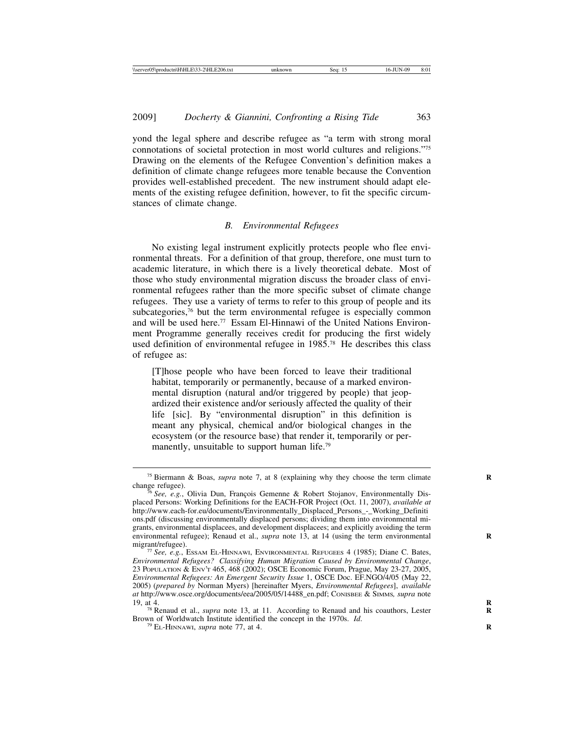yond the legal sphere and describe refugee as "a term with strong moral connotations of societal protection in most world cultures and religions."[75] Drawing on the elements of the Refugee Convention's definition makes a definition of climate change refugees more tenable because the Convention provides well-established precedent. The new instrument should adapt elements of the existing refugee definition, however, to fit the specific circumstances of climate change.

### *B. Environmental Refugees*

No existing legal instrument explicitly protects people who flee environmental threats. For a definition of that group, therefore, one must turn to academic literature, in which there is a lively theoretical debate. Most of those who study environmental migration discuss the broader class of environmental refugees rather than the more specific subset of climate change refugees. They use a variety of terms to refer to this group of people and its subcategories,[76] but the term environmental refugee is especially common and will be used here.[77] Essam El-Hinnawi of the United Nations Environment Programme generally receives credit for producing the first widely used definition of environmental refugee in 1985.[78] He describes this class of refugee as:

> [T]hose people who have been forced to leave their traditional habitat, temporarily or permanently, because of a marked environmental disruption (natural and/or triggered by people) that jeopardized their existence and/or seriously affected the quality of their life [sic]. By "environmental disruption" in this definition is meant any physical, chemical and/or biological changes in the ecosystem (or the resource base) that render it, temporarily or permanently, unsuitable to support human life.[79]

---

[75] Biermann & Boas, *supra* note 7, at 8 (explaining why they choose the term climate change refugee).

[76] *See, e.g.*, Olivia Dun, François Gemenne & Robert Stojanov, Environmentally Displaced Persons: Working Definitions for the EACH-FOR Project (Oct. 11, 2007), *available at* http://www.each-for.eu/documents/Environmentally_Displaced_Persons_-_Working_Definitions.pdf (discussing environmentally displaced persons; dividing them into environmental migrants, environmental displacees, and development displacees; and explicitly avoiding the term environmental refugee); Renaud et al., *supra* note 13, at 14 (using the term environmental migrant/refugee).

[77] *See, e.g.*, Essam El-Hinnawi, Environmental Refugees 4 (1985); Diane C. Bates, *Environmental Refugees? Classifying Human Migration Caused by Environmental Change*, 23 Population & Env't 465, 468 (2002); OSCE Economic Forum, Prague, May 23-27, 2005, *Environmental Refugees: An Emergent Security Issue* 1, OSCE Doc. EF.NGO/4/05 (May 22, 2005) (*prepared by* Norman Myers) [hereinafter Myers, *Environmental Refugees*], *available at* http://www.osce.org/documents/eea/2005/05/14488_en.pdf; Conisbee & Simms, *supra* note 19, at 4.

[78] Renaud et al., *supra* note 13, at 11. According to Renaud and his coauthors, Lester Brown of Worldwatch Institute identified the concept in the 1970s. *Id.*

[79] El-Hinnawi, *supra* note 77, at 4.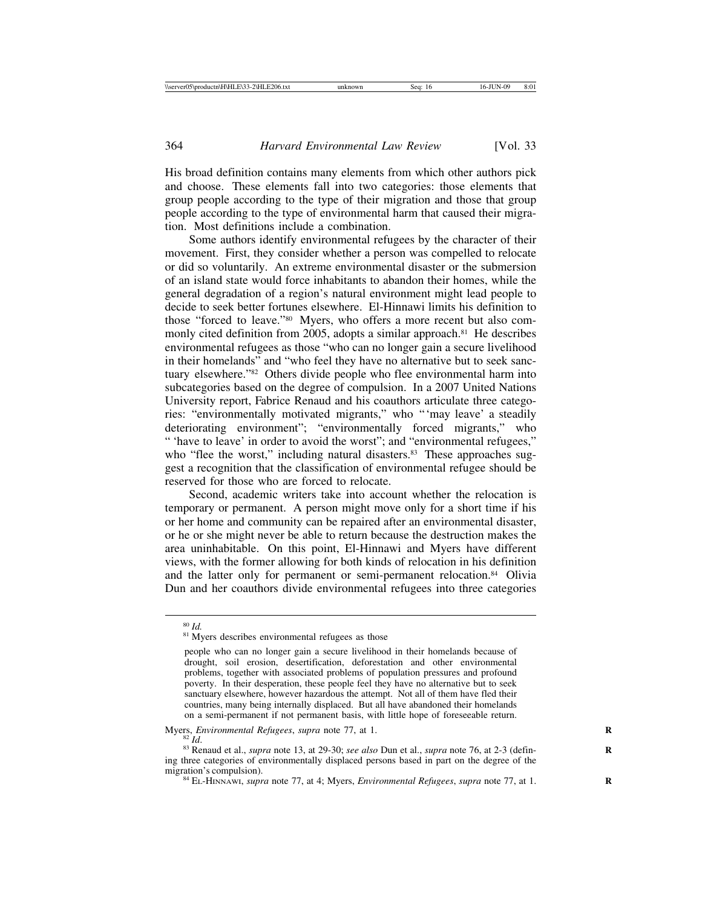His broad definition contains many elements from which other authors pick and choose. These elements fall into two categories: those elements that group people according to the type of their migration and those that group people according to the type of environmental harm that caused their migration. Most definitions include a combination.

Some authors identify environmental refugees by the character of their movement. First, they consider whether a person was compelled to relocate or did so voluntarily. An extreme environmental disaster or the submersion of an island state would force inhabitants to abandon their homes, while the general degradation of a region's natural environment might lead people to decide to seek better fortunes elsewhere. El-Hinnawi limits his definition to those "forced to leave."[80] Myers, who offers a more recent but also commonly cited definition from 2005, adopts a similar approach.[81] He describes environmental refugees as those "who can no longer gain a secure livelihood in their homelands" and "who feel they have no alternative but to seek sanctuary elsewhere."[82] Others divide people who flee environmental harm into subcategories based on the degree of compulsion. In a 2007 United Nations University report, Fabrice Renaud and his coauthors articulate three categories: "environmentally motivated migrants," who "'may leave' a steadily deteriorating environment"; "environmentally forced migrants," who "'have to leave' in order to avoid the worst"; and "environmental refugees," who "flee the worst," including natural disasters.[83] These approaches suggest a recognition that the classification of environmental refugee should be reserved for those who are forced to relocate.

Second, academic writers take into account whether the relocation is temporary or permanent. A person might move only for a short time if his or her home and community can be repaired after an environmental disaster, or he or she might never be able to return because the destruction makes the area uninhabitable. On this point, El-Hinnawi and Myers have different views, with the former allowing for both kinds of relocation in his definition and the latter only for permanent or semi-permanent relocation.[84] Olivia Dun and her coauthors divide environmental refugees into three categories

---

[80] *Id.*

[81] Myers describes environmental refugees as those

> people who can no longer gain a secure livelihood in their homelands because of drought, soil erosion, desertification, deforestation and other environmental problems, together with associated problems of population pressures and profound poverty. In their desperation, these people feel they have no alternative but to seek sanctuary elsewhere, however hazardous the attempt. Not all of them have fled their countries, many being internally displaced. But all have abandoned their homelands on a semi-permanent if not permanent basis, with little hope of foreseeable return.

Myers, *Environmental Refugees*, *supra* note 77, at 1.

[82] *Id.*

[83] Renaud et al., *supra* note 13, at 29-30; *see also* Dun et al., *supra* note 76, at 2-3 (defining three categories of environmentally displaced persons based in part on the degree of the migration's compulsion).

[84] El-Hinnawi, *supra* note 77, at 4; Myers, *Environmental Refugees*, *supra* note 77, at 1.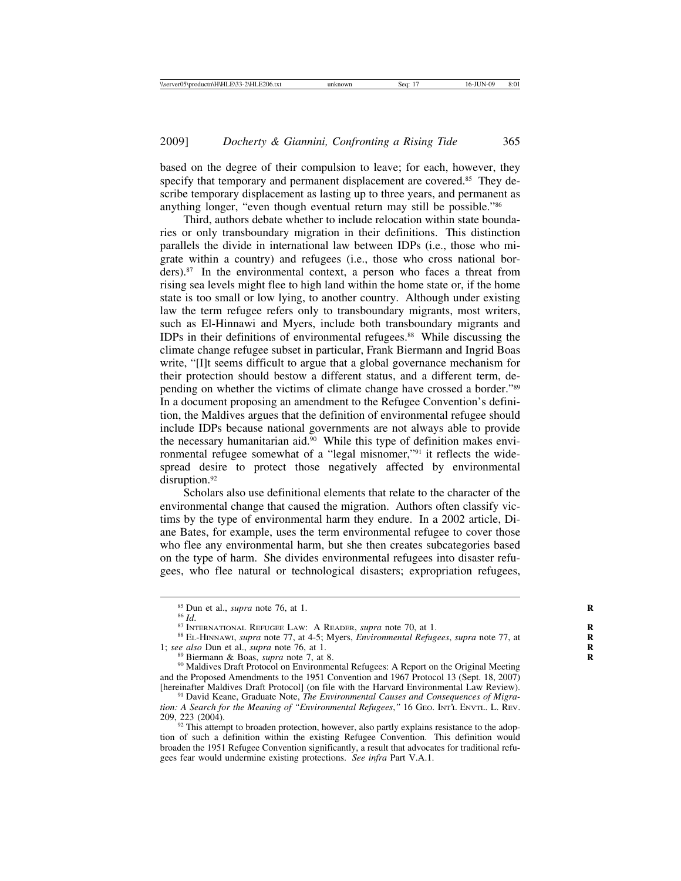based on the degree of their compulsion to leave; for each, however, they specify that temporary and permanent displacement are covered.[85] They describe temporary displacement as lasting up to three years, and permanent as anything longer, "even though eventual return may still be possible."[86]

Third, authors debate whether to include relocation within state boundaries or only transboundary migration in their definitions. This distinction parallels the divide in international law between IDPs (i.e., those who migrate within a country) and refugees (i.e., those who cross national borders).[87] In the environmental context, a person who faces a threat from rising sea levels might flee to high land within the home state or, if the home state is too small or low lying, to another country. Although under existing law the term refugee refers only to transboundary migrants, most writers, such as El-Hinnawi and Myers, include both transboundary migrants and IDPs in their definitions of environmental refugees.[88] While discussing the climate change refugee subset in particular, Frank Biermann and Ingrid Boas write, "[I]t seems difficult to argue that a global governance mechanism for their protection should bestow a different status, and a different term, depending on whether the victims of climate change have crossed a border."[89] In a document proposing an amendment to the Refugee Convention's definition, the Maldives argues that the definition of environmental refugee should include IDPs because national governments are not always able to provide the necessary humanitarian aid.[90] While this type of definition makes environmental refugee somewhat of a "legal misnomer,"[91] it reflects the widespread desire to protect those negatively affected by environmental disruption.[92]

Scholars also use definitional elements that relate to the character of the environmental change that caused the migration. Authors often classify victims by the type of environmental harm they endure. In a 2002 article, Diane Bates, for example, uses the term environmental refugee to cover those who flee any environmental harm, but she then creates subcategories based on the type of harm. She divides environmental refugees into disaster refugees, who flee natural or technological disasters; expropriation refugees,

---

[85] Dun et al., *supra* note 76, at 1.

[86] *Id.*

[87] International Refugee Law: A Reader, *supra* note 70, at 1.

[88] El-Hinnawi, *supra* note 77, at 4-5; Myers, *Environmental Refugees*, *supra* note 77, at 1; *see also* Dun et al., *supra* note 76, at 1.

[89] Biermann & Boas, *supra* note 7, at 8.

[90] Maldives Draft Protocol on Environmental Refugees: A Report on the Original Meeting and the Proposed Amendments to the 1951 Convention and 1967 Protocol 13 (Sept. 18, 2007) [hereinafter Maldives Draft Protocol] (on file with the Harvard Environmental Law Review).

[91] David Keane, Graduate Note, *The Environmental Causes and Consequences of Migration: A Search for the Meaning of "Environmental Refugees*,*"* 16 Geo. Int'l Envtl. L. Rev. 209, 223 (2004).

[92] This attempt to broaden protection, however, also partly explains resistance to the adoption of such a definition within the existing Refugee Convention. This definition would broaden the 1951 Refugee Convention significantly, a result that advocates for traditional refugees fear would undermine existing protections. *See infra* Part V.A.1.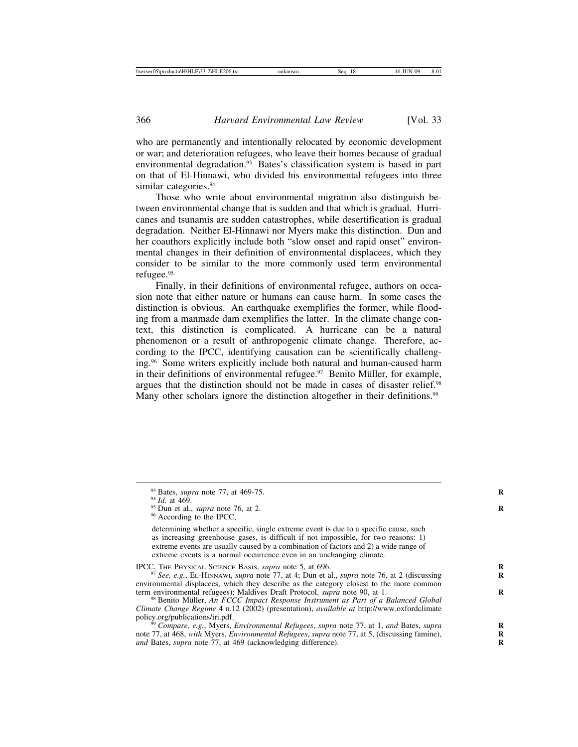who are permanently and intentionally relocated by economic development or war; and deterioration refugees, who leave their homes because of gradual environmental degradation.[93] Bates's classification system is based in part on that of El-Hinnawi, who divided his environmental refugees into three similar categories.[94]

Those who write about environmental migration also distinguish between environmental change that is sudden and that which is gradual. Hurricanes and tsunamis are sudden catastrophes, while desertification is gradual degradation. Neither El-Hinnawi nor Myers make this distinction. Dun and her coauthors explicitly include both "slow onset and rapid onset" environmental changes in their definition of environmental displacees, which they consider to be similar to the more commonly used term environmental refugee.[95]

Finally, in their definitions of environmental refugee, authors on occasion note that either nature or humans can cause harm. In some cases the distinction is obvious. An earthquake exemplifies the former, while flooding from a manmade dam exemplifies the latter. In the climate change context, this distinction is complicated. A hurricane can be a natural phenomenon or a result of anthropogenic climate change. Therefore, according to the IPCC, identifying causation can be scientifically challenging.[96] Some writers explicitly include both natural and human-caused harm in their definitions of environmental refugee.[97] Benito Müller, for example, argues that the distinction should not be made in cases of disaster relief.[98] Many other scholars ignore the distinction altogether in their definitions.[99]

---

[93] Bates, *supra* note 77, at 469-75.

[94] *Id*. at 469.

[95] Dun et al., *supra* note 76, at 2.

[96] According to the IPCC,

> determining whether a specific, single extreme event is due to a specific cause, such as increasing greenhouse gases, is difficult if not impossible, for two reasons: 1) extreme events are usually caused by a combination of factors and 2) a wide range of extreme events is a normal occurrence even in an unchanging climate.

IPCC, THE PHYSICAL SCIENCE BASIS, *supra* note 5, at 696.

[97] *See, e.g.*, EL-HINNAWI, *supra* note 77, at 4; Dun et al., *supra* note 76, at 2 (discussing environmental displacees, which they describe as the category closest to the more common term environmental refugees); Maldives Draft Protocol, *supra* note 90, at 1.

[98] Benito Müller, *An FCCC Impact Response Instrument as Part of a Balanced Global Climate Change Regime* 4 n.12 (2002) (presentation), *available at* http://www.oxfordclimatepolicy.org/publications/iri.pdf.

[99] *Compare, e.g.*, Myers, *Environmental Refugees*, *supra* note 77, at 1, *and* Bates, *supra* note 77, at 468, *with* Myers, *Environmental Refugees*, *supra* note 77, at 5, (discussing famine), *and* Bates, *supra* note 77, at 469 (acknowledging difference).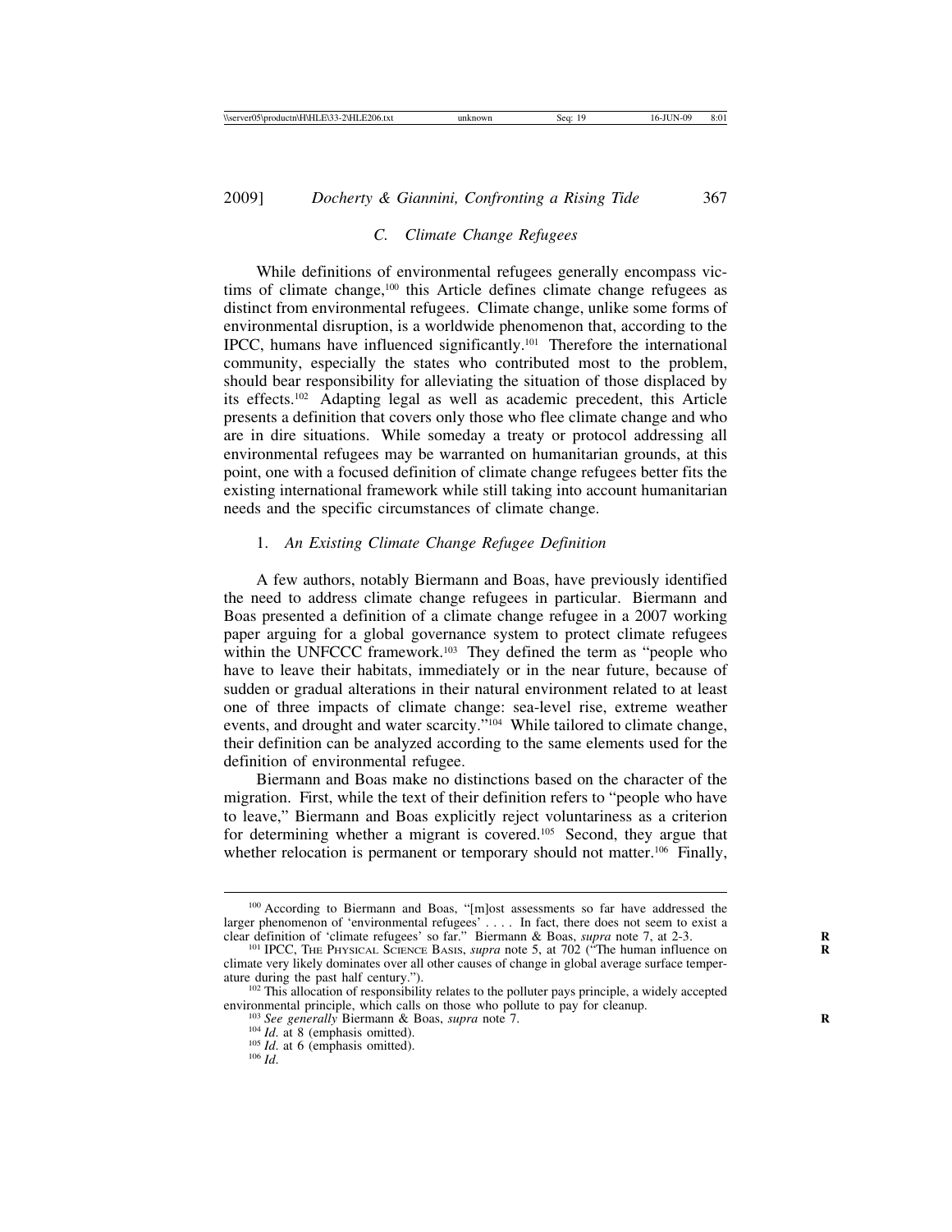### C. *Climate Change Refugees*

While definitions of environmental refugees generally encompass victims of climate change,[100] this Article defines climate change refugees as distinct from environmental refugees. Climate change, unlike some forms of environmental disruption, is a worldwide phenomenon that, according to the IPCC, humans have influenced significantly.[101] Therefore the international community, especially the states who contributed most to the problem, should bear responsibility for alleviating the situation of those displaced by its effects.[102] Adapting legal as well as academic precedent, this Article presents a definition that covers only those who flee climate change and who are in dire situations. While someday a treaty or protocol addressing all environmental refugees may be warranted on humanitarian grounds, at this point, one with a focused definition of climate change refugees better fits the existing international framework while still taking into account humanitarian needs and the specific circumstances of climate change.

#### 1. *An Existing Climate Change Refugee Definition*

A few authors, notably Biermann and Boas, have previously identified the need to address climate change refugees in particular. Biermann and Boas presented a definition of a climate change refugee in a 2007 working paper arguing for a global governance system to protect climate refugees within the UNFCCC framework.[103] They defined the term as "people who have to leave their habitats, immediately or in the near future, because of sudden or gradual alterations in their natural environment related to at least one of three impacts of climate change: sea-level rise, extreme weather events, and drought and water scarcity."[104] While tailored to climate change, their definition can be analyzed according to the same elements used for the definition of environmental refugee.

Biermann and Boas make no distinctions based on the character of the migration. First, while the text of their definition refers to "people who have to leave," Biermann and Boas explicitly reject voluntariness as a criterion for determining whether a migrant is covered.[105] Second, they argue that whether relocation is permanent or temporary should not matter.[106] Finally,

---

[100] According to Biermann and Boas, "[m]ost assessments so far have addressed the larger phenomenon of 'environmental refugees' . . . . In fact, there does not seem to exist a clear definition of 'climate refugees' so far." Biermann & Boas, *supra* note 7, at 2-3.

[101] IPCC, The Physical Science Basis, *supra* note 5, at 702 ("The human influence on climate very likely dominates over all other causes of change in global average surface temperature during the past half century.").

[102] This allocation of responsibility relates to the polluter pays principle, a widely accepted environmental principle, which calls on those who pollute to pay for cleanup.

[103] *See generally* Biermann & Boas, *supra* note 7.

[104] *Id.* at 8 (emphasis omitted).

[105] *Id.* at 6 (emphasis omitted).

[106] *Id.*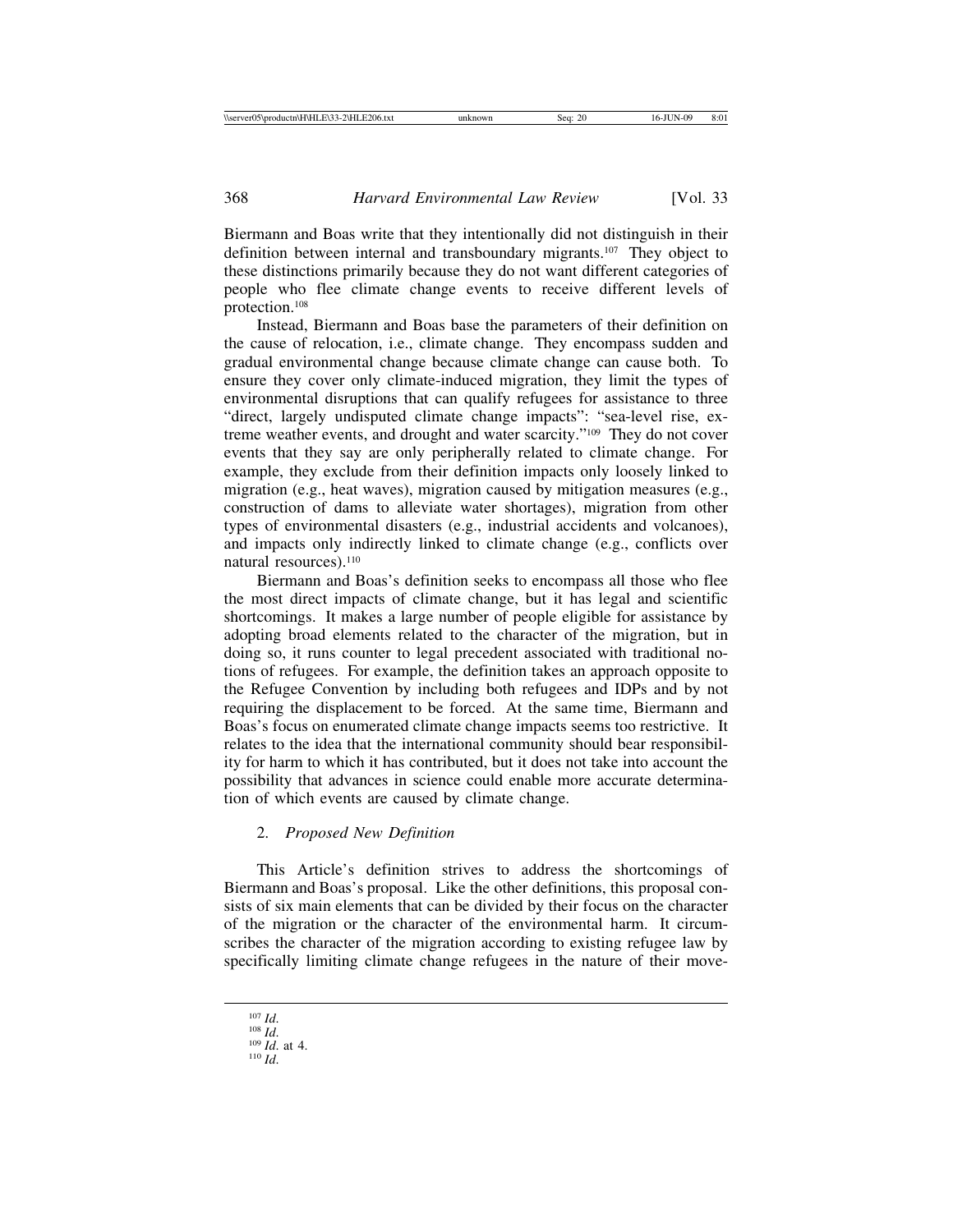Biermann and Boas write that they intentionally did not distinguish in their definition between internal and transboundary migrants.[107] They object to these distinctions primarily because they do not want different categories of people who flee climate change events to receive different levels of protection.[108]

Instead, Biermann and Boas base the parameters of their definition on the cause of relocation, i.e., climate change. They encompass sudden and gradual environmental change because climate change can cause both. To ensure they cover only climate-induced migration, they limit the types of environmental disruptions that can qualify refugees for assistance to three "direct, largely undisputed climate change impacts": "sea-level rise, extreme weather events, and drought and water scarcity."[109] They do not cover events that they say are only peripherally related to climate change. For example, they exclude from their definition impacts only loosely linked to migration (e.g., heat waves), migration caused by mitigation measures (e.g., construction of dams to alleviate water shortages), migration from other types of environmental disasters (e.g., industrial accidents and volcanoes), and impacts only indirectly linked to climate change (e.g., conflicts over natural resources).[110]

Biermann and Boas's definition seeks to encompass all those who flee the most direct impacts of climate change, but it has legal and scientific shortcomings. It makes a large number of people eligible for assistance by adopting broad elements related to the character of the migration, but in doing so, it runs counter to legal precedent associated with traditional notions of refugees. For example, the definition takes an approach opposite to the Refugee Convention by including both refugees and IDPs and by not requiring the displacement to be forced. At the same time, Biermann and Boas's focus on enumerated climate change impacts seems too restrictive. It relates to the idea that the international community should bear responsibility for harm to which it has contributed, but it does not take into account the possibility that advances in science could enable more accurate determination of which events are caused by climate change.

### 2. *Proposed New Definition*

This Article's definition strives to address the shortcomings of Biermann and Boas's proposal. Like the other definitions, this proposal consists of six main elements that can be divided by their focus on the character of the migration or the character of the environmental harm. It circumscribes the character of the migration according to existing refugee law by specifically limiting climate change refugees in the nature of their move-

---

[107] *Id.*

[108] *Id.*

[109] *Id.* at 4.

[110] *Id.*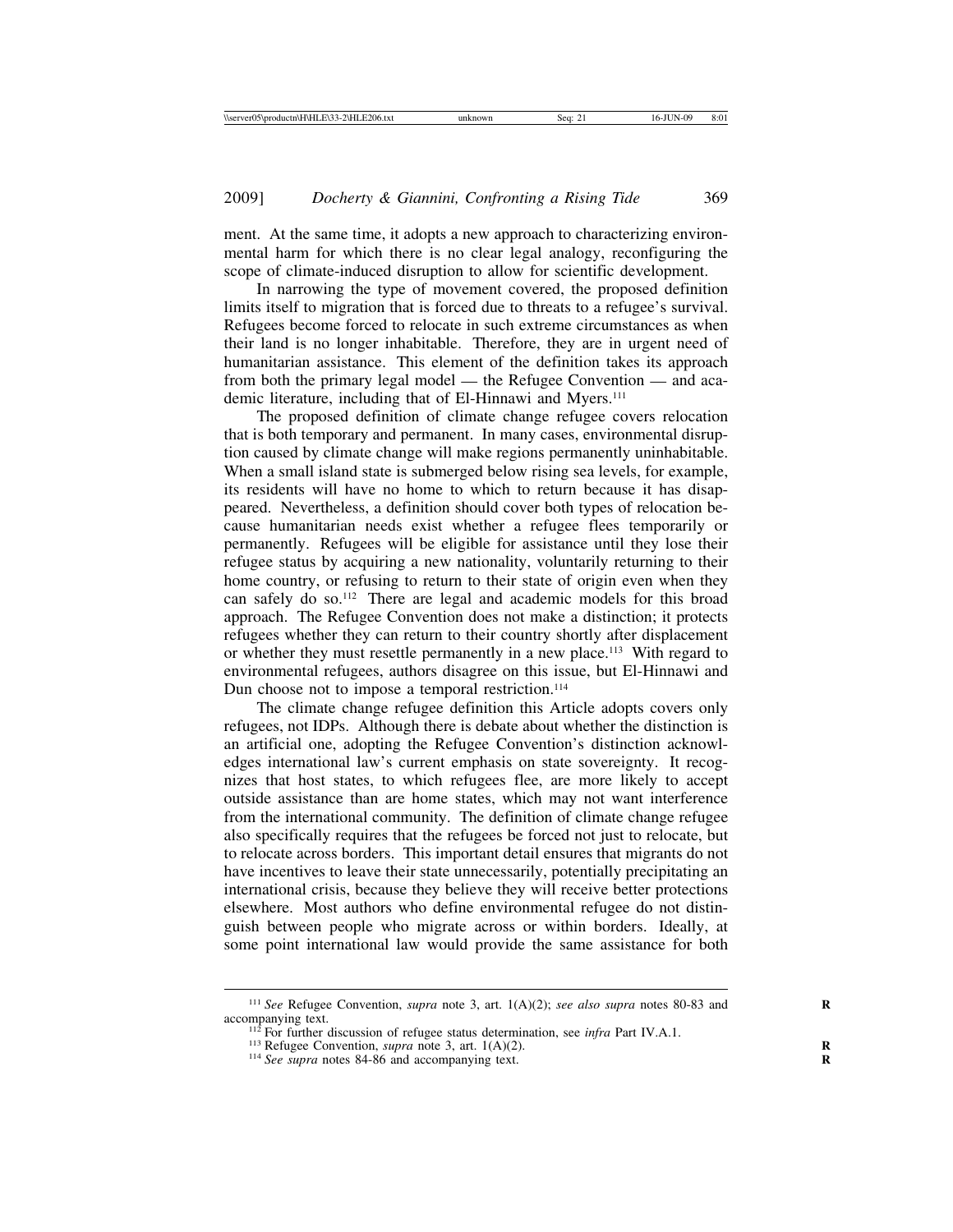ment. At the same time, it adopts a new approach to characterizing environmental harm for which there is no clear legal analogy, reconfiguring the scope of climate-induced disruption to allow for scientific development.

In narrowing the type of movement covered, the proposed definition limits itself to migration that is forced due to threats to a refugee's survival. Refugees become forced to relocate in such extreme circumstances as when their land is no longer inhabitable. Therefore, they are in urgent need of humanitarian assistance. This element of the definition takes its approach from both the primary legal model — the Refugee Convention — and academic literature, including that of El-Hinnawi and Myers.[111]

The proposed definition of climate change refugee covers relocation that is both temporary and permanent. In many cases, environmental disruption caused by climate change will make regions permanently uninhabitable. When a small island state is submerged below rising sea levels, for example, its residents will have no home to which to return because it has disappeared. Nevertheless, a definition should cover both types of relocation because humanitarian needs exist whether a refugee flees temporarily or permanently. Refugees will be eligible for assistance until they lose their refugee status by acquiring a new nationality, voluntarily returning to their home country, or refusing to return to their state of origin even when they can safely do so.[112] There are legal and academic models for this broad approach. The Refugee Convention does not make a distinction; it protects refugees whether they can return to their country shortly after displacement or whether they must resettle permanently in a new place.[113] With regard to environmental refugees, authors disagree on this issue, but El-Hinnawi and Dun choose not to impose a temporal restriction.[114]

The climate change refugee definition this Article adopts covers only refugees, not IDPs. Although there is debate about whether the distinction is an artificial one, adopting the Refugee Convention's distinction acknowledges international law's current emphasis on state sovereignty. It recognizes that host states, to which refugees flee, are more likely to accept outside assistance than are home states, which may not want interference from the international community. The definition of climate change refugee also specifically requires that the refugees be forced not just to relocate, but to relocate across borders. This important detail ensures that migrants do not have incentives to leave their state unnecessarily, potentially precipitating an international crisis, because they believe they will receive better protections elsewhere. Most authors who define environmental refugee do not distinguish between people who migrate across or within borders. Ideally, at some point international law would provide the same assistance for both

---

[111] *See* Refugee Convention, *supra* note 3, art. 1(A)(2); *see also supra* notes 80-83 and accompanying text.

[112] For further discussion of refugee status determination, see *infra* Part IV.A.1.

[113] Refugee Convention, *supra* note 3, art. 1(A)(2).

[114] *See supra* notes 84-86 and accompanying text.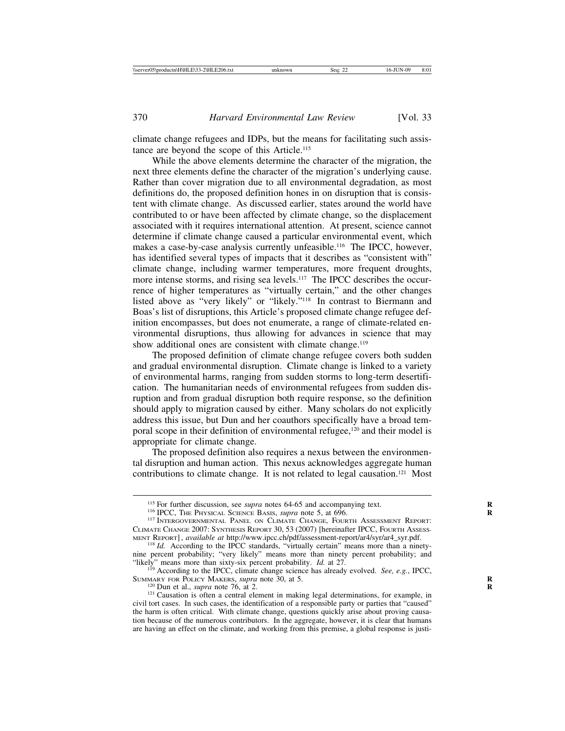climate change refugees and IDPs, but the means for facilitating such assistance are beyond the scope of this Article.[115]

While the above elements determine the character of the migration, the next three elements define the character of the migration's underlying cause. Rather than cover migration due to all environmental degradation, as most definitions do, the proposed definition hones in on disruption that is consistent with climate change. As discussed earlier, states around the world have contributed to or have been affected by climate change, so the displacement associated with it requires international attention. At present, science cannot determine if climate change caused a particular environmental event, which makes a case-by-case analysis currently unfeasible.[116] The IPCC, however, has identified several types of impacts that it describes as "consistent with" climate change, including warmer temperatures, more frequent droughts, more intense storms, and rising sea levels.[117] The IPCC describes the occurrence of higher temperatures as "virtually certain," and the other changes listed above as "very likely" or "likely."[118] In contrast to Biermann and Boas's list of disruptions, this Article's proposed climate change refugee definition encompasses, but does not enumerate, a range of climate-related environmental disruptions, thus allowing for advances in science that may show additional ones are consistent with climate change.[119]

The proposed definition of climate change refugee covers both sudden and gradual environmental disruption. Climate change is linked to a variety of environmental harms, ranging from sudden storms to long-term desertification. The humanitarian needs of environmental refugees from sudden disruption and from gradual disruption both require response, so the definition should apply to migration caused by either. Many scholars do not explicitly address this issue, but Dun and her coauthors specifically have a broad temporal scope in their definition of environmental refugee,[120] and their model is appropriate for climate change.

The proposed definition also requires a nexus between the environmental disruption and human action. This nexus acknowledges aggregate human contributions to climate change. It is not related to legal causation.[121] Most

---

[115] For further discussion, see *supra* notes 64-65 and accompanying text.

[116] IPCC, The Physical Science Basis, *supra* note 5, at 696.

[117] Intergovernmental Panel on Climate Change, Fourth Assessment Report: Climate Change 2007: Synthesis Report 30, 53 (2007) [hereinafter IPCC, Fourth Assessment Report], *available at* http://www.ipcc.ch/pdf/assessment-report/ar4/syr/ar4_syr.pdf.

[118] *Id.* According to the IPCC standards, "virtually certain" means more than a ninety-nine percent probability; "very likely" means more than ninety percent probability; and "likely" means more than sixty-six percent probability. *Id.* at 27.

[119] According to the IPCC, climate change science has already evolved. *See, e.g.*, IPCC, Summary for Policy Makers, *supra* note 30, at 5.

[120] Dun et al., *supra* note 76, at 2.

[121] Causation is often a central element in making legal determinations, for example, in civil tort cases. In such cases, the identification of a responsible party or parties that "caused" the harm is often critical. With climate change, questions quickly arise about proving causation because of the numerous contributors. In the aggregate, however, it is clear that humans are having an effect on the climate, and working from this premise, a global response is justi-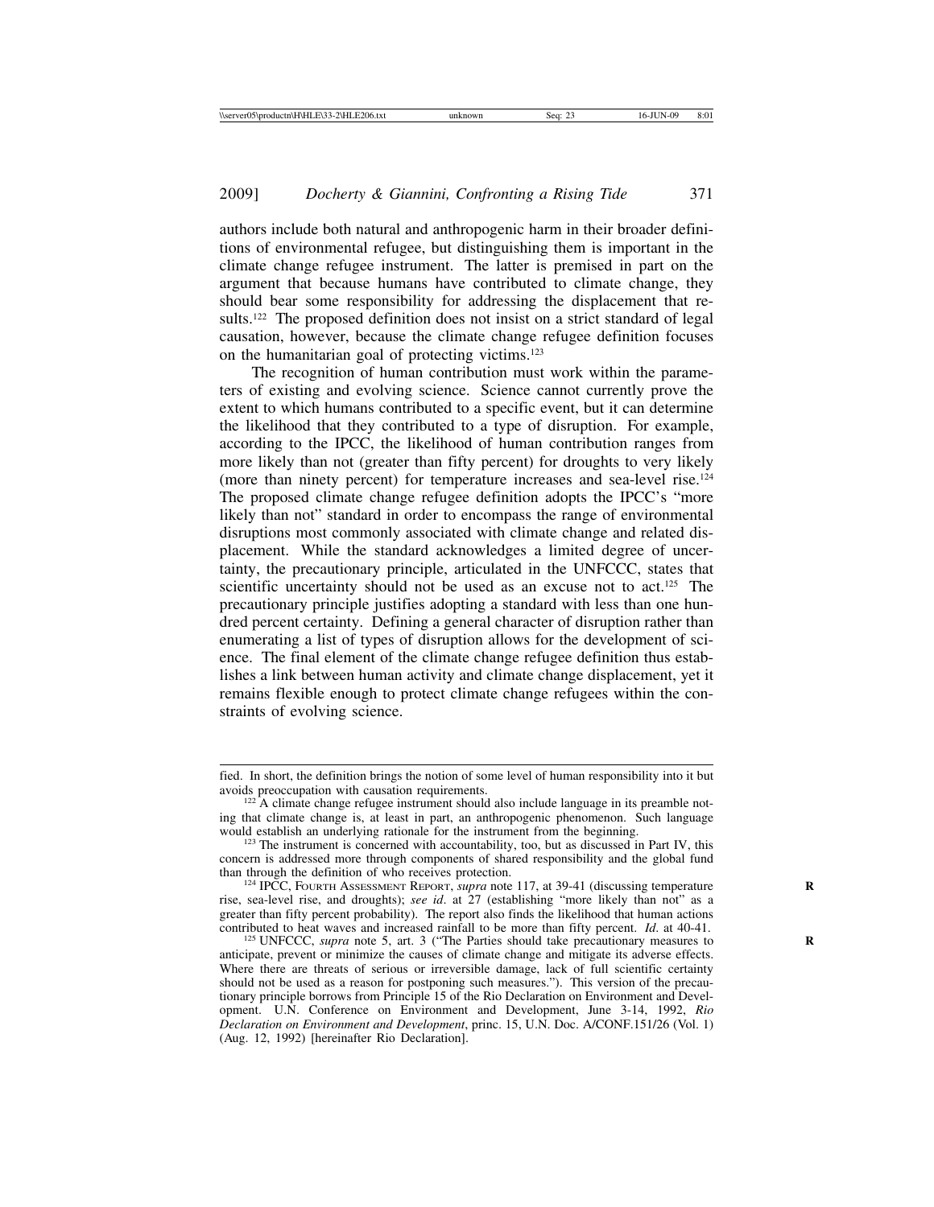authors include both natural and anthropogenic harm in their broader definitions of environmental refugee, but distinguishing them is important in the climate change refugee instrument. The latter is premised in part on the argument that because humans have contributed to climate change, they should bear some responsibility for addressing the displacement that results.[122] The proposed definition does not insist on a strict standard of legal causation, however, because the climate change refugee definition focuses on the humanitarian goal of protecting victims.[123]

The recognition of human contribution must work within the parameters of existing and evolving science. Science cannot currently prove the extent to which humans contributed to a specific event, but it can determine the likelihood that they contributed to a type of disruption. For example, according to the IPCC, the likelihood of human contribution ranges from more likely than not (greater than fifty percent) for droughts to very likely (more than ninety percent) for temperature increases and sea-level rise.[124] The proposed climate change refugee definition adopts the IPCC's "more likely than not" standard in order to encompass the range of environmental disruptions most commonly associated with climate change and related displacement. While the standard acknowledges a limited degree of uncertainty, the precautionary principle, articulated in the UNFCCC, states that scientific uncertainty should not be used as an excuse not to act.[125] The precautionary principle justifies adopting a standard with less than one hundred percent certainty. Defining a general character of disruption rather than enumerating a list of types of disruption allows for the development of science. The final element of the climate change refugee definition thus establishes a link between human activity and climate change displacement, yet it remains flexible enough to protect climate change refugees within the constraints of evolving science.

---

fied. In short, the definition brings the notion of some level of human responsibility into it but avoids preoccupation with causation requirements.

[122] A climate change refugee instrument should also include language in its preamble noting that climate change is, at least in part, an anthropogenic phenomenon. Such language would establish an underlying rationale for the instrument from the beginning.

[123] The instrument is concerned with accountability, too, but as discussed in Part IV, this concern is addressed more through components of shared responsibility and the global fund than through the definition of who receives protection.

[124] IPCC, FOURTH ASSESSMENT REPORT, *supra* note 117, at 39-41 (discussing temperature rise, sea-level rise, and droughts); *see id*. at 27 (establishing "more likely than not" as a greater than fifty percent probability). The report also finds the likelihood that human actions contributed to heat waves and increased rainfall to be more than fifty percent. *Id*. at 40-41.

[125] UNFCCC, *supra* note 5, art. 3 ("The Parties should take precautionary measures to anticipate, prevent or minimize the causes of climate change and mitigate its adverse effects. Where there are threats of serious or irreversible damage, lack of full scientific certainty should not be used as a reason for postponing such measures."). This version of the precautionary principle borrows from Principle 15 of the Rio Declaration on Environment and Development. U.N. Conference on Environment and Development, June 3-14, 1992, *Rio Declaration on Environment and Development*, princ. 15, U.N. Doc. A/CONF.151/26 (Vol. 1) (Aug. 12, 1992) [hereinafter Rio Declaration].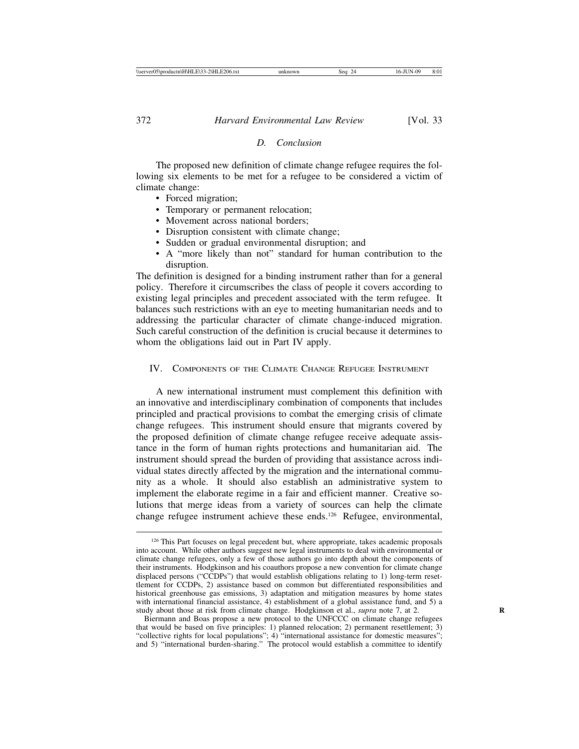### D. Conclusion

The proposed new definition of climate change refugee requires the following six elements to be met for a refugee to be considered a victim of climate change:

- Forced migration;
- Temporary or permanent relocation;
- Movement across national borders;
- Disruption consistent with climate change;
- Sudden or gradual environmental disruption; and
- A "more likely than not" standard for human contribution to the disruption.

The definition is designed for a binding instrument rather than for a general policy. Therefore it circumscribes the class of people it covers according to existing legal principles and precedent associated with the term refugee. It balances such restrictions with an eye to meeting humanitarian needs and to addressing the particular character of climate change-induced migration. Such careful construction of the definition is crucial because it determines to whom the obligations laid out in Part IV apply.

## IV. Components of the Climate Change Refugee Instrument

A new international instrument must complement this definition with an innovative and interdisciplinary combination of components that includes principled and practical provisions to combat the emerging crisis of climate change refugees. This instrument should ensure that migrants covered by the proposed definition of climate change refugee receive adequate assistance in the form of human rights protections and humanitarian aid. The instrument should spread the burden of providing that assistance across individual states directly affected by the migration and the international community as a whole. It should also establish an administrative system to implement the elaborate regime in a fair and efficient manner. Creative solutions that merge ideas from a variety of sources can help the climate change refugee instrument achieve these ends.[126] Refugee, environmental,

---

[126] This Part focuses on legal precedent but, where appropriate, takes academic proposals into account. While other authors suggest new legal instruments to deal with environmental or climate change refugees, only a few of those authors go into depth about the components of their instruments. Hodgkinson and his coauthors propose a new convention for climate change displaced persons ("CCDPs") that would establish obligations relating to 1) long-term resettlement for CCDPs, 2) assistance based on common but differentiated responsibilities and historical greenhouse gas emissions, 3) adaptation and mitigation measures by home states with international financial assistance, 4) establishment of a global assistance fund, and 5) a study about those at risk from climate change. Hodgkinson et al., *supra* note 7, at 2.

Biermann and Boas propose a new protocol to the UNFCCC on climate change refugees that would be based on five principles: 1) planned relocation; 2) permanent resettlement; 3) "collective rights for local populations"; 4) "international assistance for domestic measures"; and 5) "international burden-sharing." The protocol would establish a committee to identify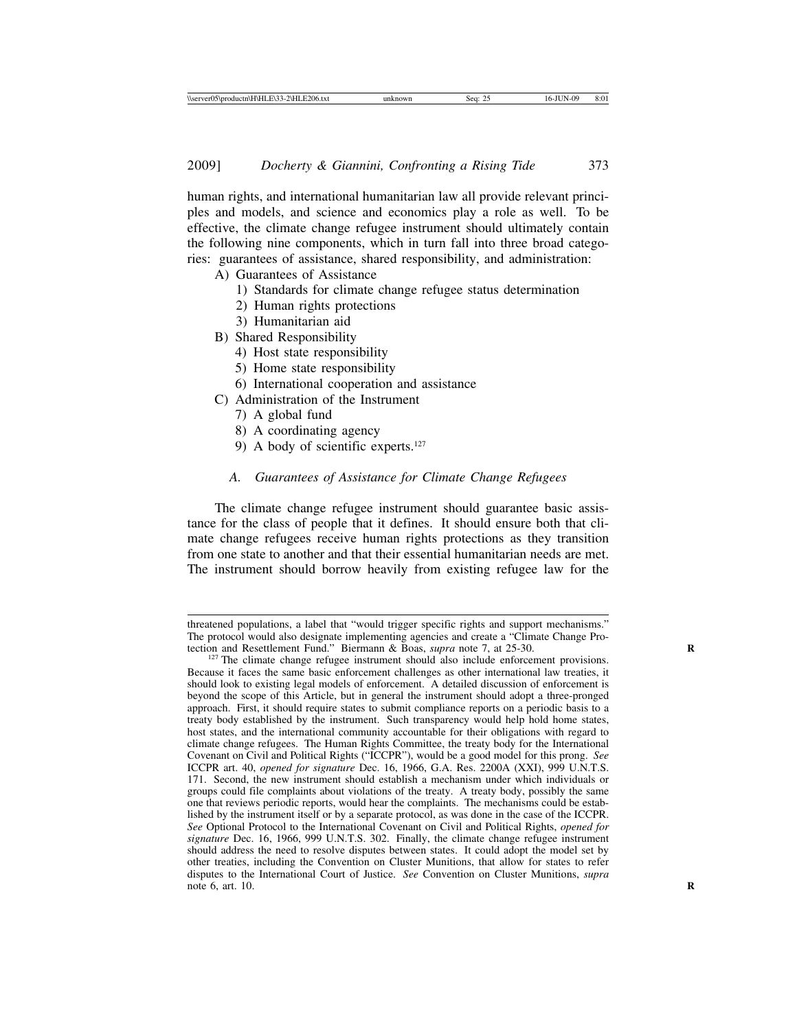human rights, and international humanitarian law all provide relevant principles and models, and science and economics play a role as well. To be effective, the climate change refugee instrument should ultimately contain the following nine components, which in turn fall into three broad categories: guarantees of assistance, shared responsibility, and administration:

- A) Guarantees of Assistance
  - 1) Standards for climate change refugee status determination
  - 2) Human rights protections
  - 3) Humanitarian aid
- B) Shared Responsibility
  - 4) Host state responsibility
  - 5) Home state responsibility
  - 6) International cooperation and assistance
- C) Administration of the Instrument
  - 7) A global fund
  - 8) A coordinating agency
  - 9) A body of scientific experts.[127]

### *A. Guarantees of Assistance for Climate Change Refugees*

The climate change refugee instrument should guarantee basic assistance for the class of people that it defines. It should ensure both that climate change refugees receive human rights protections as they transition from one state to another and that their essential humanitarian needs are met. The instrument should borrow heavily from existing refugee law for the

---

threatened populations, a label that "would trigger specific rights and support mechanisms." The protocol would also designate implementing agencies and create a "Climate Change Protection and Resettlement Fund." Biermann & Boas, *supra* note 7, at 25-30.

[127] The climate change refugee instrument should also include enforcement provisions. Because it faces the same basic enforcement challenges as other international law treaties, it should look to existing legal models of enforcement. A detailed discussion of enforcement is beyond the scope of this Article, but in general the instrument should adopt a three-pronged approach. First, it should require states to submit compliance reports on a periodic basis to a treaty body established by the instrument. Such transparency would help hold home states, host states, and the international community accountable for their obligations with regard to climate change refugees. The Human Rights Committee, the treaty body for the International Covenant on Civil and Political Rights ("ICCPR"), would be a good model for this prong. *See* ICCPR art. 40, *opened for signature* Dec. 16, 1966, G.A. Res. 2200A (XXI), 999 U.N.T.S. 171. Second, the new instrument should establish a mechanism under which individuals or groups could file complaints about violations of the treaty. A treaty body, possibly the same one that reviews periodic reports, would hear the complaints. The mechanisms could be established by the instrument itself or by a separate protocol, as was done in the case of the ICCPR. *See* Optional Protocol to the International Covenant on Civil and Political Rights, *opened for signature* Dec. 16, 1966, 999 U.N.T.S. 302. Finally, the climate change refugee instrument should address the need to resolve disputes between states. It could adopt the model set by other treaties, including the Convention on Cluster Munitions, that allow for states to refer disputes to the International Court of Justice. *See* Convention on Cluster Munitions, *supra* note 6, art. 10.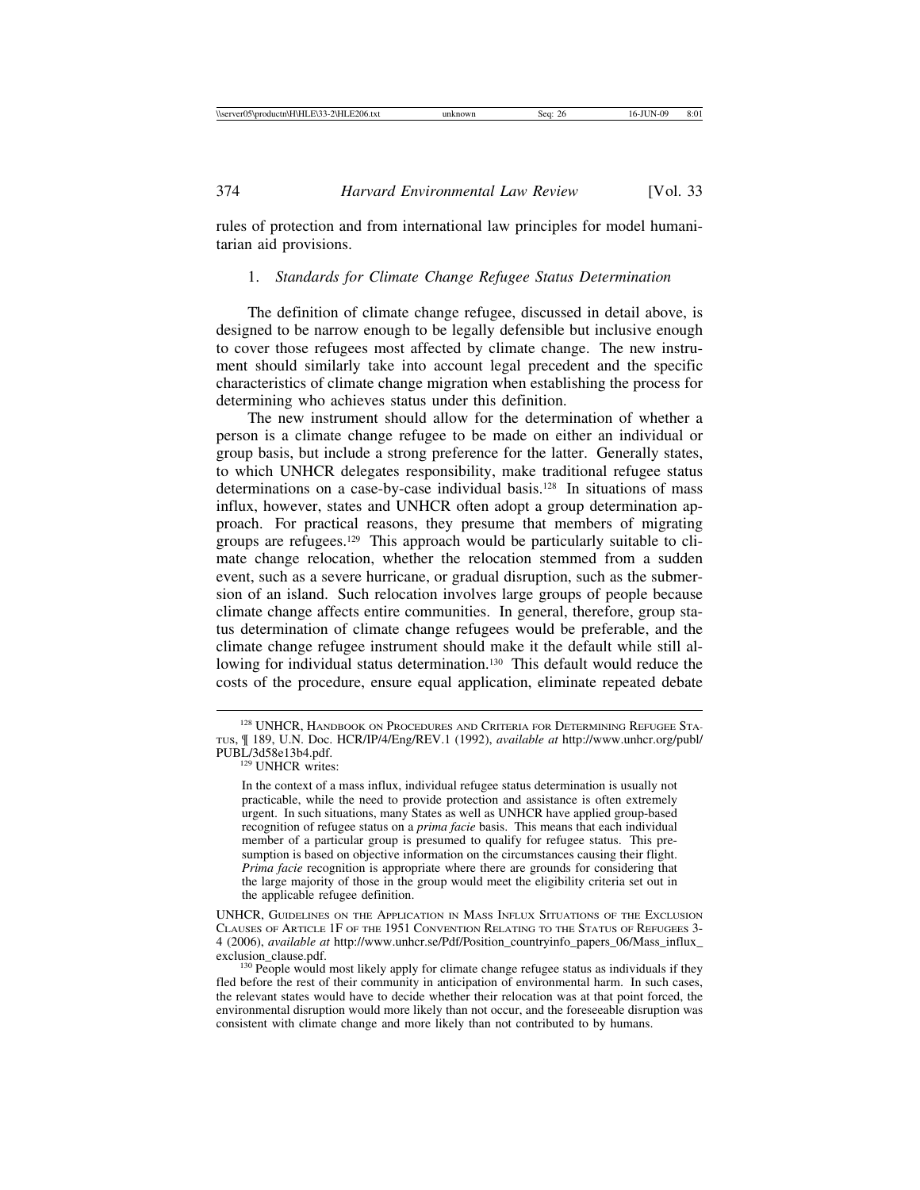rules of protection and from international law principles for model humanitarian aid provisions.

### 1. *Standards for Climate Change Refugee Status Determination*

The definition of climate change refugee, discussed in detail above, is designed to be narrow enough to be legally defensible but inclusive enough to cover those refugees most affected by climate change. The new instrument should similarly take into account legal precedent and the specific characteristics of climate change migration when establishing the process for determining who achieves status under this definition.

The new instrument should allow for the determination of whether a person is a climate change refugee to be made on either an individual or group basis, but include a strong preference for the latter. Generally states, to which UNHCR delegates responsibility, make traditional refugee status determinations on a case-by-case individual basis.[128] In situations of mass influx, however, states and UNHCR often adopt a group determination approach. For practical reasons, they presume that members of migrating groups are refugees.[129] This approach would be particularly suitable to climate change relocation, whether the relocation stemmed from a sudden event, such as a severe hurricane, or gradual disruption, such as the submersion of an island. Such relocation involves large groups of people because climate change affects entire communities. In general, therefore, group status determination of climate change refugees would be preferable, and the climate change refugee instrument should make it the default while still allowing for individual status determination.[130] This default would reduce the costs of the procedure, ensure equal application, eliminate repeated debate

---

[128] UNHCR, Handbook on Procedures and Criteria for Determining Refugee Status, ¶ 189, U.N. Doc. HCR/IP/4/Eng/REV.1 (1992), *available at* http://www.unhcr.org/publ/PUBL/3d58e13b4.pdf.

[129] UNHCR writes:

> In the context of a mass influx, individual refugee status determination is usually not practicable, while the need to provide protection and assistance is often extremely urgent. In such situations, many States as well as UNHCR have applied group-based recognition of refugee status on a *prima facie* basis. This means that each individual member of a particular group is presumed to qualify for refugee status. This presumption is based on objective information on the circumstances causing their flight. *Prima facie* recognition is appropriate where there are grounds for considering that the large majority of those in the group would meet the eligibility criteria set out in the applicable refugee definition.

UNHCR, Guidelines on the Application in Mass Influx Situations of the Exclusion Clauses of Article 1F of the 1951 Convention Relating to the Status of Refugees 3-4 (2006), *available at* http://www.unhcr.se/Pdf/Position_countryinfo_papers_06/Mass_influx_exclusion_clause.pdf.

[130] People would most likely apply for climate change refugee status as individuals if they fled before the rest of their community in anticipation of environmental harm. In such cases, the relevant states would have to decide whether their relocation was at that point forced, the environmental disruption would more likely than not occur, and the foreseeable disruption was consistent with climate change and more likely than not contributed to by humans.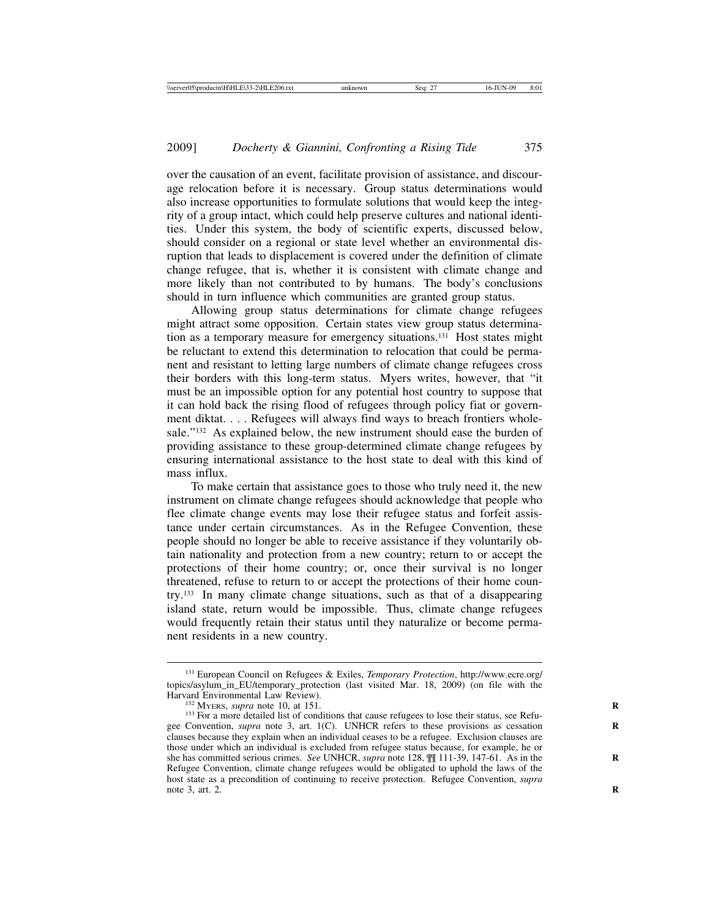over the causation of an event, facilitate provision of assistance, and discourage relocation before it is necessary. Group status determinations would also increase opportunities to formulate solutions that would keep the integrity of a group intact, which could help preserve cultures and national identities. Under this system, the body of scientific experts, discussed below, should consider on a regional or state level whether an environmental disruption that leads to displacement is covered under the definition of climate change refugee, that is, whether it is consistent with climate change and more likely than not contributed to by humans. The body's conclusions should in turn influence which communities are granted group status.

Allowing group status determinations for climate change refugees might attract some opposition. Certain states view group status determination as a temporary measure for emergency situations.[131] Host states might be reluctant to extend this determination to relocation that could be permanent and resistant to letting large numbers of climate change refugees cross their borders with this long-term status. Myers writes, however, that "it must be an impossible option for any potential host country to suppose that it can hold back the rising flood of refugees through policy fiat or government diktat. . . . Refugees will always find ways to breach frontiers wholesale."[132] As explained below, the new instrument should ease the burden of providing assistance to these group-determined climate change refugees by ensuring international assistance to the host state to deal with this kind of mass influx.

To make certain that assistance goes to those who truly need it, the new instrument on climate change refugees should acknowledge that people who flee climate change events may lose their refugee status and forfeit assistance under certain circumstances. As in the Refugee Convention, these people should no longer be able to receive assistance if they voluntarily obtain nationality and protection from a new country; return to or accept the protections of their home country; or, once their survival is no longer threatened, refuse to return to or accept the protections of their home country.[133] In many climate change situations, such as that of a disappearing island state, return would be impossible. Thus, climate change refugees would frequently retain their status until they naturalize or become permanent residents in a new country.

---

[131] European Council on Refugees & Exiles, *Temporary Protection*, http://www.ecre.org/topics/asylum_in_EU/temporary_protection (last visited Mar. 18, 2009) (on file with the Harvard Environmental Law Review).

[132] Myers, *supra* note 10, at 151.

[133] For a more detailed list of conditions that cause refugees to lose their status, see Refugee Convention, *supra* note 3, art. 1(C). UNHCR refers to these provisions as cessation clauses because they explain when an individual ceases to be a refugee. Exclusion clauses are those under which an individual is excluded from refugee status because, for example, he or she has committed serious crimes. *See* UNHCR, *supra* note 128, ¶¶ 111-39, 147-61. As in the Refugee Convention, climate change refugees would be obligated to uphold the laws of the host state as a precondition of continuing to receive protection. Refugee Convention, *supra* note 3, art. 2.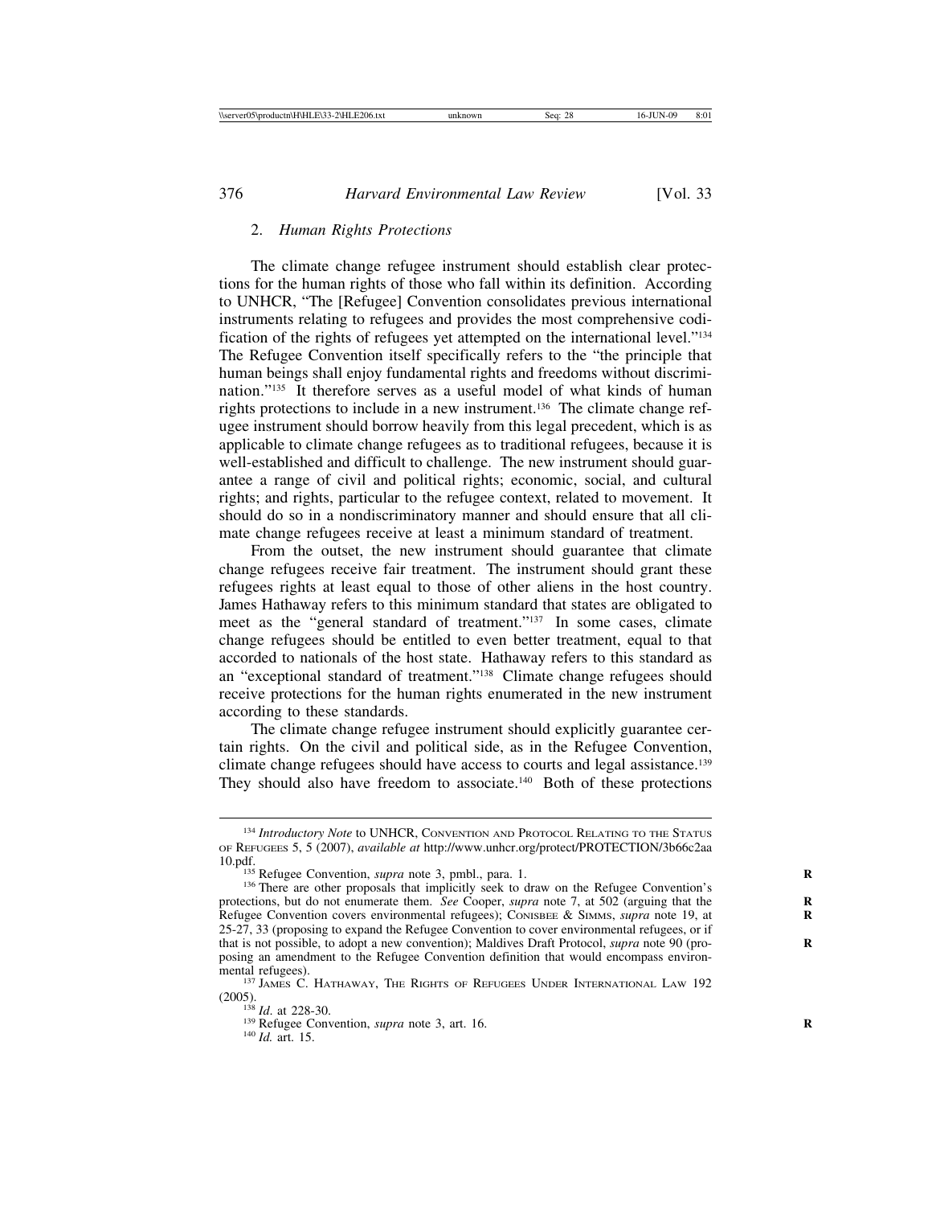### 2. *Human Rights Protections*

The climate change refugee instrument should establish clear protections for the human rights of those who fall within its definition. According to UNHCR, "The [Refugee] Convention consolidates previous international instruments relating to refugees and provides the most comprehensive codification of the rights of refugees yet attempted on the international level."[134] The Refugee Convention itself specifically refers to the "the principle that human beings shall enjoy fundamental rights and freedoms without discrimination."[135] It therefore serves as a useful model of what kinds of human rights protections to include in a new instrument.[136] The climate change refugee instrument should borrow heavily from this legal precedent, which is as applicable to climate change refugees as to traditional refugees, because it is well-established and difficult to challenge. The new instrument should guarantee a range of civil and political rights; economic, social, and cultural rights; and rights, particular to the refugee context, related to movement. It should do so in a nondiscriminatory manner and should ensure that all climate change refugees receive at least a minimum standard of treatment.

From the outset, the new instrument should guarantee that climate change refugees receive fair treatment. The instrument should grant these refugees rights at least equal to those of other aliens in the host country. James Hathaway refers to this minimum standard that states are obligated to meet as the "general standard of treatment."[137] In some cases, climate change refugees should be entitled to even better treatment, equal to that accorded to nationals of the host state. Hathaway refers to this standard as an "exceptional standard of treatment."[138] Climate change refugees should receive protections for the human rights enumerated in the new instrument according to these standards.

The climate change refugee instrument should explicitly guarantee certain rights. On the civil and political side, as in the Refugee Convention, climate change refugees should have access to courts and legal assistance.[139] They should also have freedom to associate.[140] Both of these protections

---

[134] *Introductory Note* to UNHCR, CONVENTION AND PROTOCOL RELATING TO THE STATUS OF REFUGEES 5, 5 (2007), *available at* http://www.unhcr.org/protect/PROTECTION/3b66c2aa10.pdf.

[135] Refugee Convention, *supra* note 3, pmbl., para. 1.

[136] There are other proposals that implicitly seek to draw on the Refugee Convention's protections, but do not enumerate them. *See* Cooper, *supra* note 7, at 502 (arguing that the Refugee Convention covers environmental refugees); CONISBEE & SIMMS, *supra* note 19, at 25-27, 33 (proposing to expand the Refugee Convention to cover environmental refugees, or if that is not possible, to adopt a new convention); Maldives Draft Protocol, *supra* note 90 (proposing an amendment to the Refugee Convention definition that would encompass environmental refugees).

[137] JAMES C. HATHAWAY, THE RIGHTS OF REFUGEES UNDER INTERNATIONAL LAW 192 (2005).

[138] *Id.* at 228-30.

[139] Refugee Convention, *supra* note 3, art. 16.

[140] *Id.* art. 15.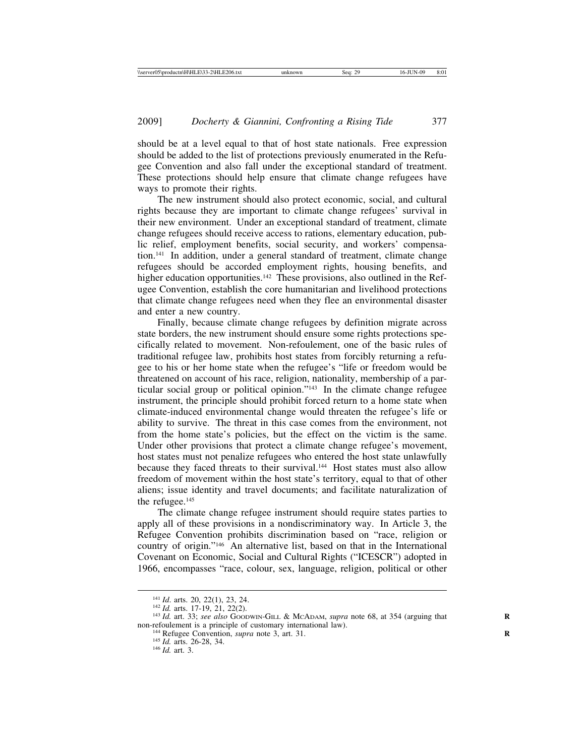should be at a level equal to that of host state nationals. Free expression should be added to the list of protections previously enumerated in the Refugee Convention and also fall under the exceptional standard of treatment. These protections should help ensure that climate change refugees have ways to promote their rights.

The new instrument should also protect economic, social, and cultural rights because they are important to climate change refugees' survival in their new environment. Under an exceptional standard of treatment, climate change refugees should receive access to rations, elementary education, public relief, employment benefits, social security, and workers' compensation.[141] In addition, under a general standard of treatment, climate change refugees should be accorded employment rights, housing benefits, and higher education opportunities.[142] These provisions, also outlined in the Refugee Convention, establish the core humanitarian and livelihood protections that climate change refugees need when they flee an environmental disaster and enter a new country.

Finally, because climate change refugees by definition migrate across state borders, the new instrument should ensure some rights protections specifically related to movement. Non-refoulement, one of the basic rules of traditional refugee law, prohibits host states from forcibly returning a refugee to his or her home state when the refugee's "life or freedom would be threatened on account of his race, religion, nationality, membership of a particular social group or political opinion."[143] In the climate change refugee instrument, the principle should prohibit forced return to a home state when climate-induced environmental change would threaten the refugee's life or ability to survive. The threat in this case comes from the environment, not from the home state's policies, but the effect on the victim is the same. Under other provisions that protect a climate change refugee's movement, host states must not penalize refugees who entered the host state unlawfully because they faced threats to their survival.[144] Host states must also allow freedom of movement within the host state's territory, equal to that of other aliens; issue identity and travel documents; and facilitate naturalization of the refugee.[145]

The climate change refugee instrument should require states parties to apply all of these provisions in a nondiscriminatory way. In Article 3, the Refugee Convention prohibits discrimination based on "race, religion or country of origin."[146] An alternative list, based on that in the International Covenant on Economic, Social and Cultural Rights ("ICESCR") adopted in 1966, encompasses "race, colour, sex, language, religion, political or other

---

[141] *Id.* arts. 20, 22(1), 23, 24.

[142] *Id.* arts. 17-19, 21, 22(2).

[143] *Id.* art. 33; *see also* GOODWIN-GILL & MCADAM, *supra* note 68, at 354 (arguing that non-refoulement is a principle of customary international law).

[144] Refugee Convention, *supra* note 3, art. 31.

[145] *Id.* arts. 26-28, 34.

[146] *Id.* art. 3.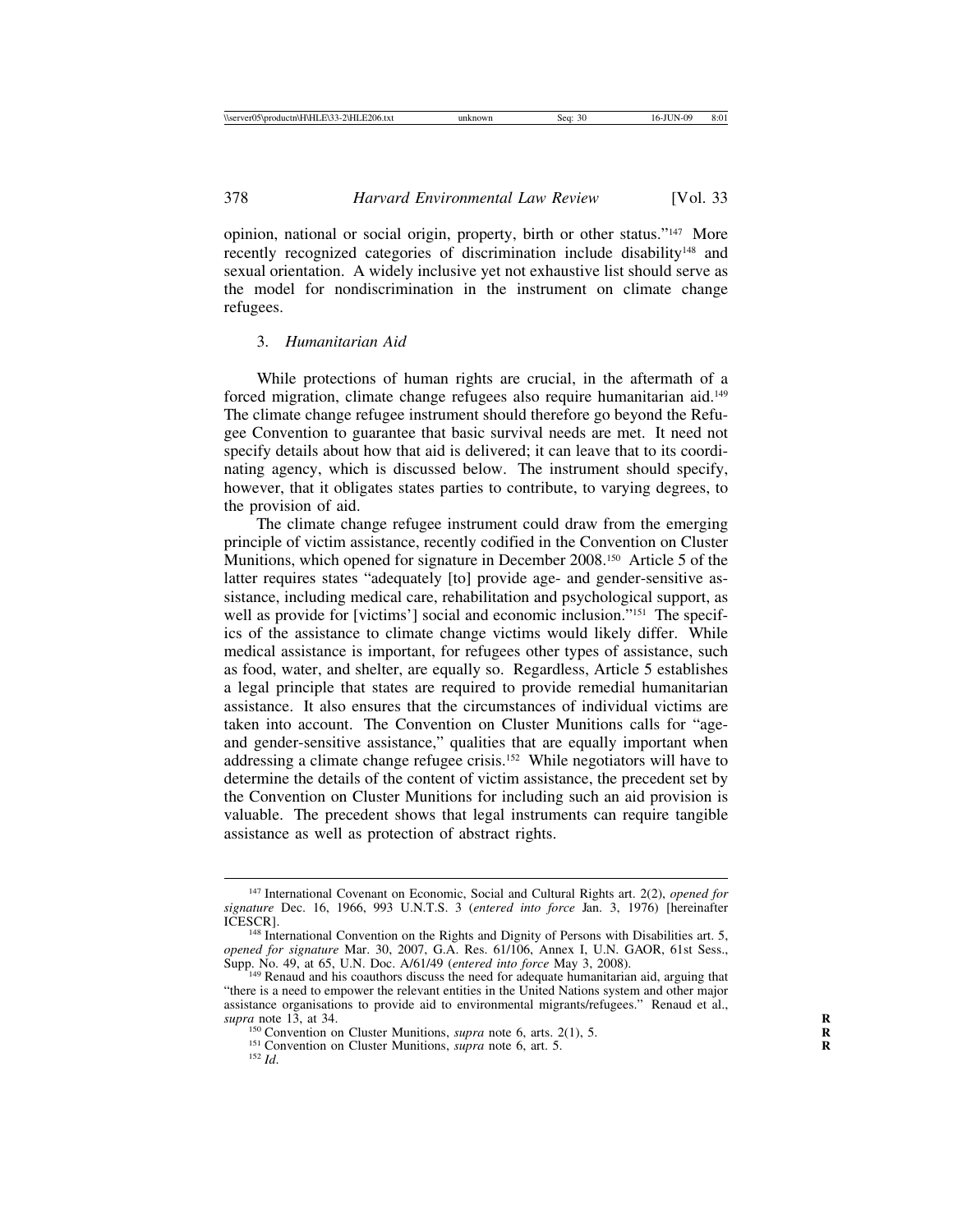opinion, national or social origin, property, birth or other status."[147] More recently recognized categories of discrimination include disability[148] and sexual orientation. A widely inclusive yet not exhaustive list should serve as the model for nondiscrimination in the instrument on climate change refugees.

### 3. *Humanitarian Aid*

While protections of human rights are crucial, in the aftermath of a forced migration, climate change refugees also require humanitarian aid.[149] The climate change refugee instrument should therefore go beyond the Refugee Convention to guarantee that basic survival needs are met. It need not specify details about how that aid is delivered; it can leave that to its coordinating agency, which is discussed below. The instrument should specify, however, that it obligates states parties to contribute, to varying degrees, to the provision of aid.

The climate change refugee instrument could draw from the emerging principle of victim assistance, recently codified in the Convention on Cluster Munitions, which opened for signature in December 2008.[150] Article 5 of the latter requires states "adequately [to] provide age- and gender-sensitive assistance, including medical care, rehabilitation and psychological support, as well as provide for [victims'] social and economic inclusion."[151] The specifics of the assistance to climate change victims would likely differ. While medical assistance is important, for refugees other types of assistance, such as food, water, and shelter, are equally so. Regardless, Article 5 establishes a legal principle that states are required to provide remedial humanitarian assistance. It also ensures that the circumstances of individual victims are taken into account. The Convention on Cluster Munitions calls for "age- and gender-sensitive assistance," qualities that are equally important when addressing a climate change refugee crisis.[152] While negotiators will have to determine the details of the content of victim assistance, the precedent set by the Convention on Cluster Munitions for including such an aid provision is valuable. The precedent shows that legal instruments can require tangible assistance as well as protection of abstract rights.

---

[147] International Covenant on Economic, Social and Cultural Rights art. 2(2), *opened for signature* Dec. 16, 1966, 993 U.N.T.S. 3 (*entered into force* Jan. 3, 1976) [hereinafter ICESCR].

[148] International Convention on the Rights and Dignity of Persons with Disabilities art. 5, *opened for signature* Mar. 30, 2007, G.A. Res. 61/106, Annex I, U.N. GAOR, 61st Sess., Supp. No. 49, at 65, U.N. Doc. A/61/49 (*entered into force* May 3, 2008).

[149] Renaud and his coauthors discuss the need for adequate humanitarian aid, arguing that "there is a need to empower the relevant entities in the United Nations system and other major assistance organisations to provide aid to environmental migrants/refugees." Renaud et al., *supra* note 13, at 34.

[150] Convention on Cluster Munitions, *supra* note 6, arts. 2(1), 5.

[151] Convention on Cluster Munitions, *supra* note 6, art. 5.

[152] *Id.*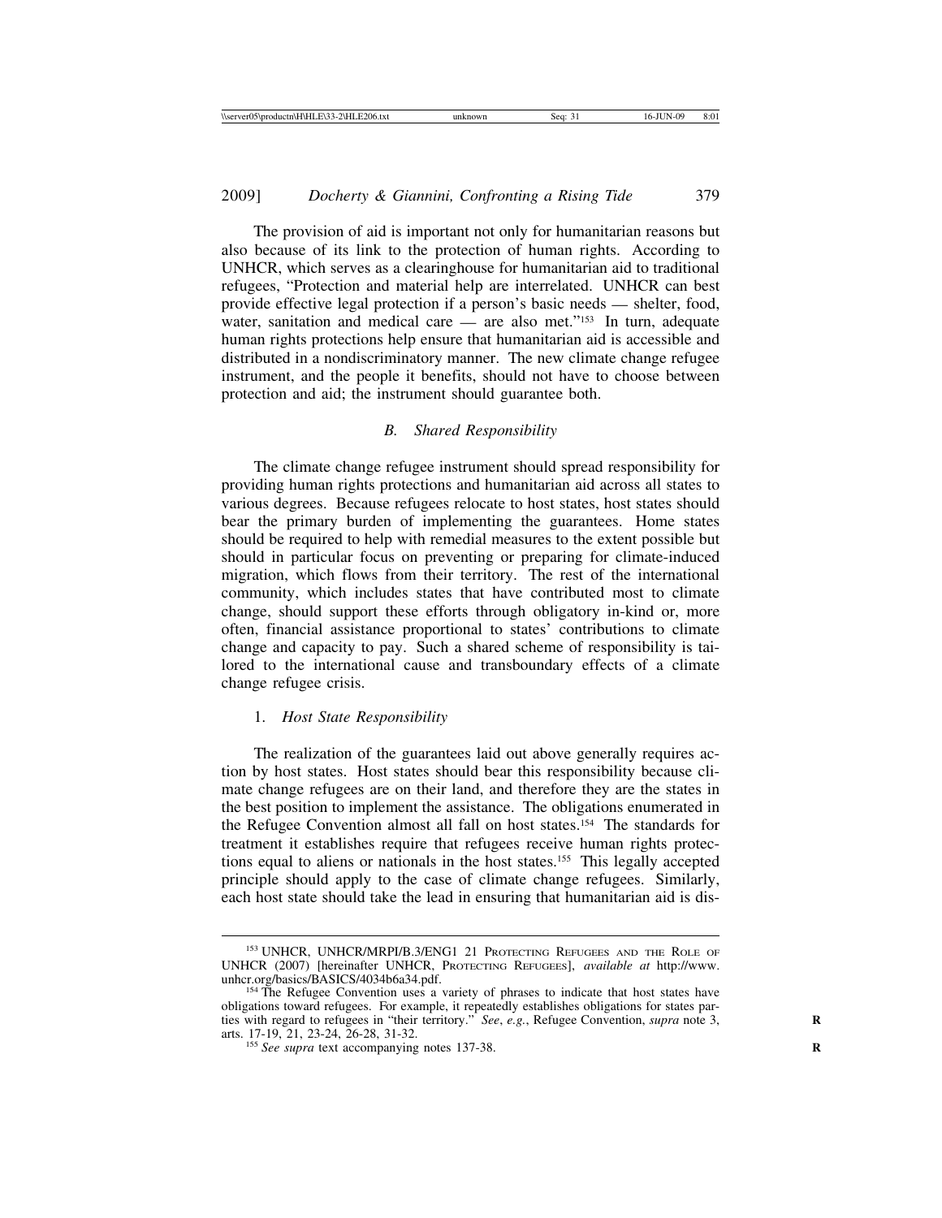The provision of aid is important not only for humanitarian reasons but also because of its link to the protection of human rights. According to UNHCR, which serves as a clearinghouse for humanitarian aid to traditional refugees, "Protection and material help are interrelated. UNHCR can best provide effective legal protection if a person's basic needs — shelter, food, water, sanitation and medical care — are also met."[153] In turn, adequate human rights protections help ensure that humanitarian aid is accessible and distributed in a nondiscriminatory manner. The new climate change refugee instrument, and the people it benefits, should not have to choose between protection and aid; the instrument should guarantee both.

### *B. Shared Responsibility*

The climate change refugee instrument should spread responsibility for providing human rights protections and humanitarian aid across all states to various degrees. Because refugees relocate to host states, host states should bear the primary burden of implementing the guarantees. Home states should be required to help with remedial measures to the extent possible but should in particular focus on preventing or preparing for climate-induced migration, which flows from their territory. The rest of the international community, which includes states that have contributed most to climate change, should support these efforts through obligatory in-kind or, more often, financial assistance proportional to states' contributions to climate change and capacity to pay. Such a shared scheme of responsibility is tailored to the international cause and transboundary effects of a climate change refugee crisis.

#### 1. *Host State Responsibility*

The realization of the guarantees laid out above generally requires action by host states. Host states should bear this responsibility because climate change refugees are on their land, and therefore they are the states in the best position to implement the assistance. The obligations enumerated in the Refugee Convention almost all fall on host states.[154] The standards for treatment it establishes require that refugees receive human rights protections equal to aliens or nationals in the host states.[155] This legally accepted principle should apply to the case of climate change refugees. Similarly, each host state should take the lead in ensuring that humanitarian aid is dis-

---

[153] UNHCR, UNHCR/MRPI/B.3/ENG1 21 Protecting Refugees and the Role of UNHCR (2007) [hereinafter UNHCR, Protecting Refugees], *available at* http://www.unhcr.org/basics/BASICS/4034b6a34.pdf.

[154] The Refugee Convention uses a variety of phrases to indicate that host states have obligations toward refugees. For example, it repeatedly establishes obligations for states parties with regard to refugees in "their territory." *See*, *e.g.*, Refugee Convention, *supra* note 3, arts. 17-19, 21, 23-24, 26-28, 31-32.

[155] *See supra* text accompanying notes 137-38.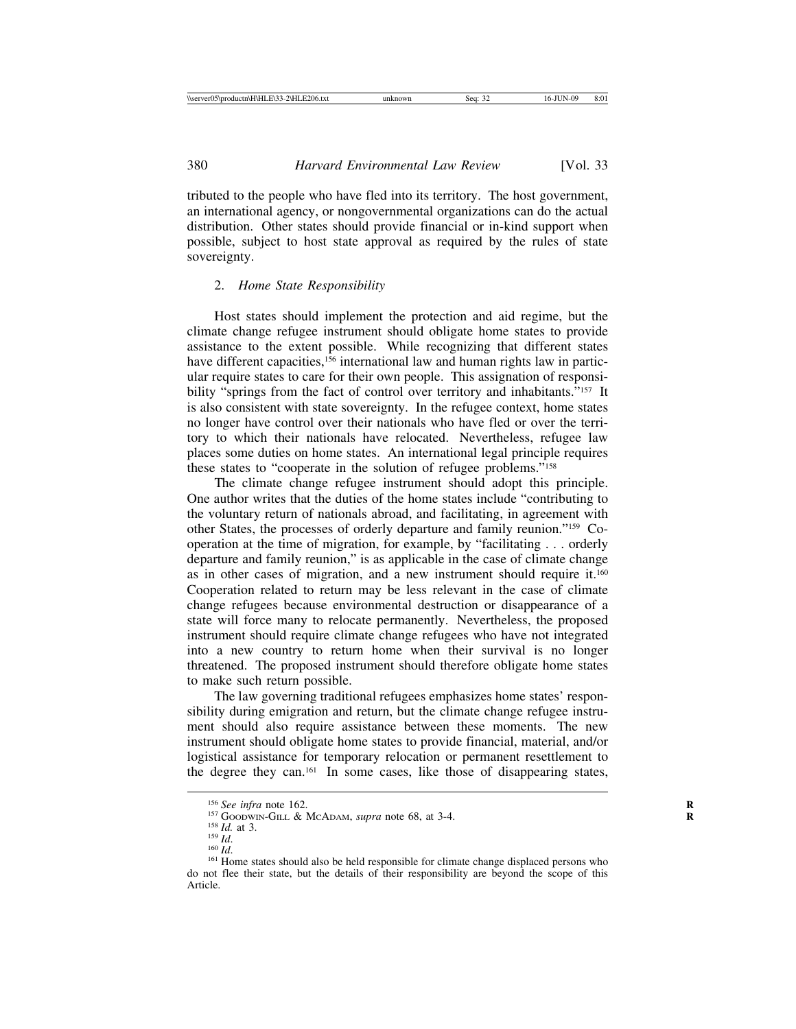tributed to the people who have fled into its territory. The host government, an international agency, or nongovernmental organizations can do the actual distribution. Other states should provide financial or in-kind support when possible, subject to host state approval as required by the rules of state sovereignty.

### 2. *Home State Responsibility*

Host states should implement the protection and aid regime, but the climate change refugee instrument should obligate home states to provide assistance to the extent possible. While recognizing that different states have different capacities,[156] international law and human rights law in particular require states to care for their own people. This assignation of responsibility "springs from the fact of control over territory and inhabitants."[157] It is also consistent with state sovereignty. In the refugee context, home states no longer have control over their nationals who have fled or over the territory to which their nationals have relocated. Nevertheless, refugee law places some duties on home states. An international legal principle requires these states to "cooperate in the solution of refugee problems."[158]

The climate change refugee instrument should adopt this principle. One author writes that the duties of the home states include "contributing to the voluntary return of nationals abroad, and facilitating, in agreement with other States, the processes of orderly departure and family reunion."[159] Cooperation at the time of migration, for example, by "facilitating . . . orderly departure and family reunion," is as applicable in the case of climate change as in other cases of migration, and a new instrument should require it.[160] Cooperation related to return may be less relevant in the case of climate change refugees because environmental destruction or disappearance of a state will force many to relocate permanently. Nevertheless, the proposed instrument should require climate change refugees who have not integrated into a new country to return home when their survival is no longer threatened. The proposed instrument should therefore obligate home states to make such return possible.

The law governing traditional refugees emphasizes home states' responsibility during emigration and return, but the climate change refugee instrument should also require assistance between these moments. The new instrument should obligate home states to provide financial, material, and/or logistical assistance for temporary relocation or permanent resettlement to the degree they can.[161] In some cases, like those of disappearing states,

---

[156] *See infra* note 162.

[157] GOODWIN-GILL & MCADAM, *supra* note 68, at 3-4.

[158] *Id.* at 3.

[159] *Id.*

[160] *Id.*

[161] Home states should also be held responsible for climate change displaced persons who do not flee their state, but the details of their responsibility are beyond the scope of this Article.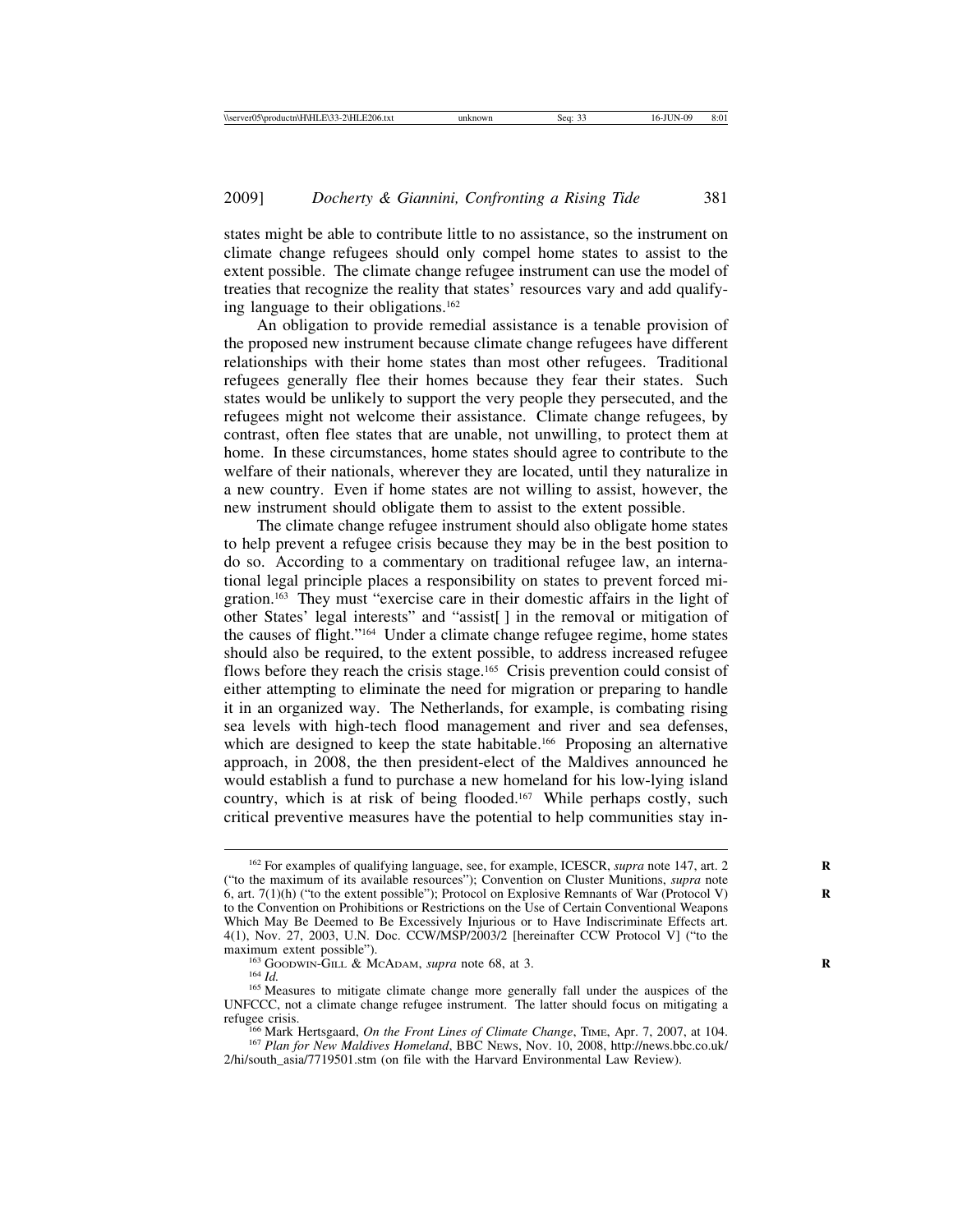states might be able to contribute little to no assistance, so the instrument on climate change refugees should only compel home states to assist to the extent possible. The climate change refugee instrument can use the model of treaties that recognize the reality that states' resources vary and add qualifying language to their obligations.[162]

An obligation to provide remedial assistance is a tenable provision of the proposed new instrument because climate change refugees have different relationships with their home states than most other refugees. Traditional refugees generally flee their homes because they fear their states. Such states would be unlikely to support the very people they persecuted, and the refugees might not welcome their assistance. Climate change refugees, by contrast, often flee states that are unable, not unwilling, to protect them at home. In these circumstances, home states should agree to contribute to the welfare of their nationals, wherever they are located, until they naturalize in a new country. Even if home states are not willing to assist, however, the new instrument should obligate them to assist to the extent possible.

The climate change refugee instrument should also obligate home states to help prevent a refugee crisis because they may be in the best position to do so. According to a commentary on traditional refugee law, an international legal principle places a responsibility on states to prevent forced migration.[163] They must "exercise care in their domestic affairs in the light of other States' legal interests" and "assist[ ] in the removal or mitigation of the causes of flight."[164] Under a climate change refugee regime, home states should also be required, to the extent possible, to address increased refugee flows before they reach the crisis stage.[165] Crisis prevention could consist of either attempting to eliminate the need for migration or preparing to handle it in an organized way. The Netherlands, for example, is combating rising sea levels with high-tech flood management and river and sea defenses, which are designed to keep the state habitable.[166] Proposing an alternative approach, in 2008, the then president-elect of the Maldives announced he would establish a fund to purchase a new homeland for his low-lying island country, which is at risk of being flooded.[167] While perhaps costly, such critical preventive measures have the potential to help communities stay in-

---

[162] For examples of qualifying language, see, for example, ICESCR, *supra* note 147, art. 2 ("to the maximum of its available resources"); Convention on Cluster Munitions, *supra* note 6, art. 7(1)(h) ("to the extent possible"); Protocol on Explosive Remnants of War (Protocol V) to the Convention on Prohibitions or Restrictions on the Use of Certain Conventional Weapons Which May Be Deemed to Be Excessively Injurious or to Have Indiscriminate Effects art. 4(1), Nov. 27, 2003, U.N. Doc. CCW/MSP/2003/2 [hereinafter CCW Protocol V] ("to the maximum extent possible").

[163] Goodwin-Gill & McAdam, *supra* note 68, at 3.

[164] *Id.*

[165] Measures to mitigate climate change more generally fall under the auspices of the UNFCCC, not a climate change refugee instrument. The latter should focus on mitigating a refugee crisis.

[166] Mark Hertsgaard, *On the Front Lines of Climate Change*, Time, Apr. 7, 2007, at 104.

[167] *Plan for New Maldives Homeland*, BBC News, Nov. 10, 2008, http://news.bbc.co.uk/2/hi/south_asia/7719501.stm (on file with the Harvard Environmental Law Review).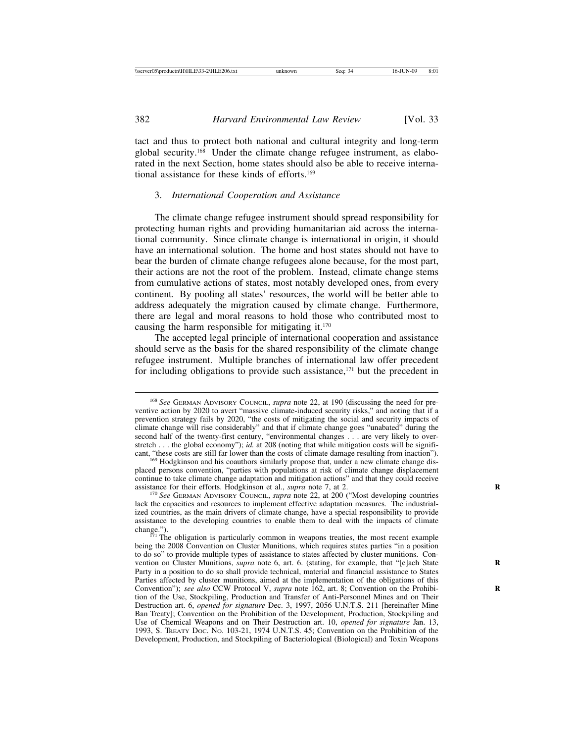tact and thus to protect both national and cultural integrity and long-term global security.[168] Under the climate change refugee instrument, as elaborated in the next Section, home states should also be able to receive international assistance for these kinds of efforts.[169]

### 3. *International Cooperation and Assistance*

The climate change refugee instrument should spread responsibility for protecting human rights and providing humanitarian aid across the international community. Since climate change is international in origin, it should have an international solution. The home and host states should not have to bear the burden of climate change refugees alone because, for the most part, their actions are not the root of the problem. Instead, climate change stems from cumulative actions of states, most notably developed ones, from every continent. By pooling all states' resources, the world will be better able to address adequately the migration caused by climate change. Furthermore, there are legal and moral reasons to hold those who contributed most to causing the harm responsible for mitigating it.[170]

The accepted legal principle of international cooperation and assistance should serve as the basis for the shared responsibility of the climate change refugee instrument. Multiple branches of international law offer precedent for including obligations to provide such assistance,[171] but the precedent in

---

[168] *See* GERMAN ADVISORY COUNCIL, *supra* note 22, at 190 (discussing the need for preventive action by 2020 to avert "massive climate-induced security risks," and noting that if a prevention strategy fails by 2020, "the costs of mitigating the social and security impacts of climate change will rise considerably" and that if climate change goes "unabated" during the second half of the twenty-first century, "environmental changes . . . are very likely to overstretch . . . the global economy"); *id.* at 208 (noting that while mitigation costs will be significant, "these costs are still far lower than the costs of climate damage resulting from inaction").

[169] Hodgkinson and his coauthors similarly propose that, under a new climate change displaced persons convention, "parties with populations at risk of climate change displacement continue to take climate change adaptation and mitigation actions" and that they could receive assistance for their efforts. Hodgkinson et al., *supra* note 7, at 2.

[170] *See* GERMAN ADVISORY COUNCIL, *supra* note 22, at 200 ("Most developing countries lack the capacities and resources to implement effective adaptation measures. The industrialized countries, as the main drivers of climate change, have a special responsibility to provide assistance to the developing countries to enable them to deal with the impacts of climate change.").

[171] The obligation is particularly common in weapons treaties, the most recent example being the 2008 Convention on Cluster Munitions, which requires states parties "in a position to do so" to provide multiple types of assistance to states affected by cluster munitions. Convention on Cluster Munitions, *supra* note 6, art. 6. (stating, for example, that "[e]ach State Party in a position to do so shall provide technical, material and financial assistance to States Parties affected by cluster munitions, aimed at the implementation of the obligations of this Convention"); *see also* CCW Protocol V, *supra* note 162, art. 8; Convention on the Prohibition of the Use, Stockpiling, Production and Transfer of Anti-Personnel Mines and on Their Destruction art. 6, *opened for signature* Dec. 3, 1997, 2056 U.N.T.S. 211 [hereinafter Mine Ban Treaty]; Convention on the Prohibition of the Development, Production, Stockpiling and Use of Chemical Weapons and on Their Destruction art. 10, *opened for signature* Jan. 13, 1993, S. TREATY DOC. NO. 103-21, 1974 U.N.T.S. 45; Convention on the Prohibition of the Development, Production, and Stockpiling of Bacteriological (Biological) and Toxin Weapons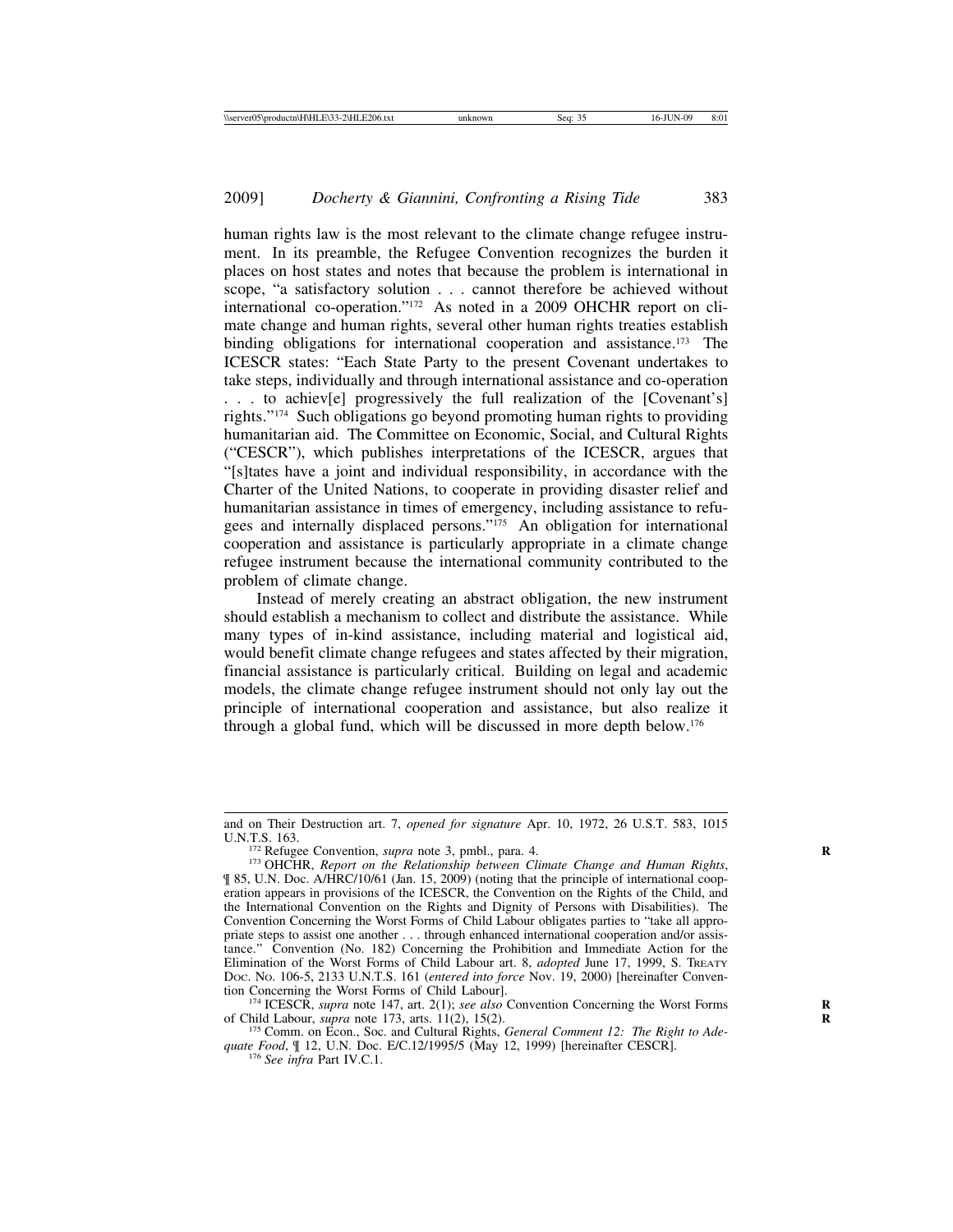human rights law is the most relevant to the climate change refugee instrument. In its preamble, the Refugee Convention recognizes the burden it places on host states and notes that because the problem is international in scope, "a satisfactory solution . . . cannot therefore be achieved without international co-operation."[172] As noted in a 2009 OHCHR report on climate change and human rights, several other human rights treaties establish binding obligations for international cooperation and assistance.[173] The ICESCR states: "Each State Party to the present Covenant undertakes to take steps, individually and through international assistance and co-operation . . . to achiev[e] progressively the full realization of the [Covenant's] rights."[174] Such obligations go beyond promoting human rights to providing humanitarian aid. The Committee on Economic, Social, and Cultural Rights ("CESCR"), which publishes interpretations of the ICESCR, argues that "[s]tates have a joint and individual responsibility, in accordance with the Charter of the United Nations, to cooperate in providing disaster relief and humanitarian assistance in times of emergency, including assistance to refugees and internally displaced persons."[175] An obligation for international cooperation and assistance is particularly appropriate in a climate change refugee instrument because the international community contributed to the problem of climate change.

Instead of merely creating an abstract obligation, the new instrument should establish a mechanism to collect and distribute the assistance. While many types of in-kind assistance, including material and logistical aid, would benefit climate change refugees and states affected by their migration, financial assistance is particularly critical. Building on legal and academic models, the climate change refugee instrument should not only lay out the principle of international cooperation and assistance, but also realize it through a global fund, which will be discussed in more depth below.[176]

---

and on Their Destruction art. 7, *opened for signature* Apr. 10, 1972, 26 U.S.T. 583, 1015 U.N.T.S. 163.

[172] Refugee Convention, *supra* note 3, pmbl., para. 4.

[173] OHCHR, *Report on the Relationship between Climate Change and Human Rights*, ¶ 85, U.N. Doc. A/HRC/10/61 (Jan. 15, 2009) (noting that the principle of international cooperation appears in provisions of the ICESCR, the Convention on the Rights of the Child, and the International Convention on the Rights and Dignity of Persons with Disabilities). The Convention Concerning the Worst Forms of Child Labour obligates parties to "take all appropriate steps to assist one another . . . through enhanced international cooperation and/or assistance." Convention (No. 182) Concerning the Prohibition and Immediate Action for the Elimination of the Worst Forms of Child Labour art. 8, *adopted* June 17, 1999, S. Treaty Doc. No. 106-5, 2133 U.N.T.S. 161 (*entered into force* Nov. 19, 2000) [hereinafter Convention Concerning the Worst Forms of Child Labour].

[174] ICESCR, *supra* note 147, art. 2(1); *see also* Convention Concerning the Worst Forms of Child Labour, *supra* note 173, arts. 11(2), 15(2).

[175] Comm. on Econ., Soc. and Cultural Rights, *General Comment 12: The Right to Adequate Food*, ¶ 12, U.N. Doc. E/C.12/1995/5 (May 12, 1999) [hereinafter CESCR].

[176] *See infra* Part IV.C.1.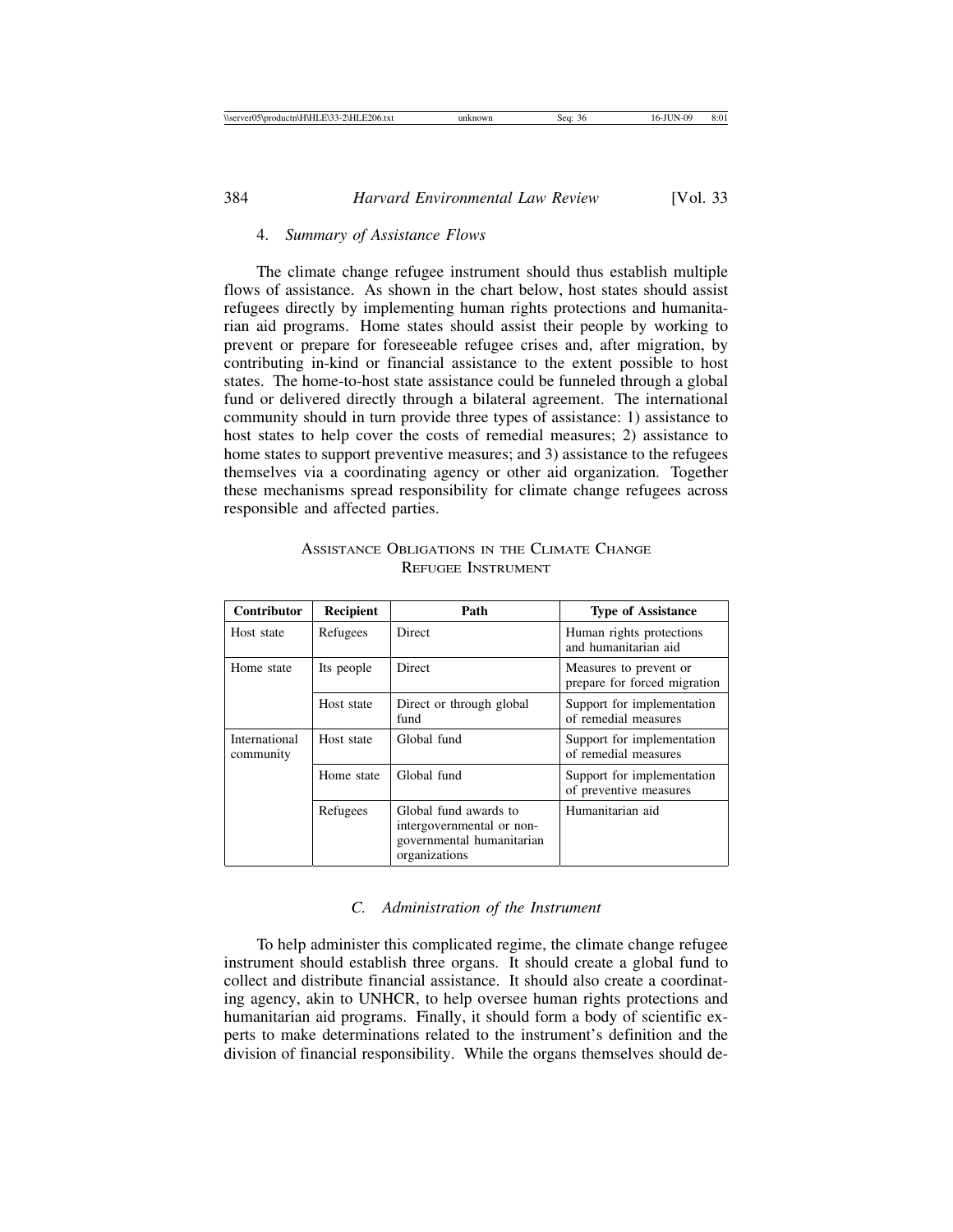#### 4. *Summary of Assistance Flows*

The climate change refugee instrument should thus establish multiple flows of assistance. As shown in the chart below, host states should assist refugees directly by implementing human rights protections and humanitarian aid programs. Home states should assist their people by working to prevent or prepare for foreseeable refugee crises and, after migration, by contributing in-kind or financial assistance to the extent possible to host states. The home-to-host state assistance could be funneled through a global fund or delivered directly through a bilateral agreement. The international community should in turn provide three types of assistance: 1) assistance to host states to help cover the costs of remedial measures; 2) assistance to home states to support preventive measures; and 3) assistance to the refugees themselves via a coordinating agency or other aid organization. Together these mechanisms spread responsibility for climate change refugees across responsible and affected parties.

Assistance Obligations in the Climate Change Refugee Instrument

| Contributor | Recipient | Path | Type of Assistance |
| --- | --- | --- | --- |
| Host state | Refugees | Direct | Human rights protections and humanitarian aid |
| Home state | Its people | Direct | Measures to prevent or prepare for forced migration |
| | Host state | Direct or through global fund | Support for implementation of remedial measures |
| International community | Host state | Global fund | Support for implementation of remedial measures |
| | Home state | Global fund | Support for implementation of preventive measures |
| | Refugees | Global fund awards to intergovernmental or non-governmental humanitarian organizations | Humanitarian aid |

### C. *Administration of the Instrument*

To help administer this complicated regime, the climate change refugee instrument should establish three organs. It should create a global fund to collect and distribute financial assistance. It should also create a coordinating agency, akin to UNHCR, to help oversee human rights protections and humanitarian aid programs. Finally, it should form a body of scientific experts to make determinations related to the instrument's definition and the division of financial responsibility. While the organs themselves should de-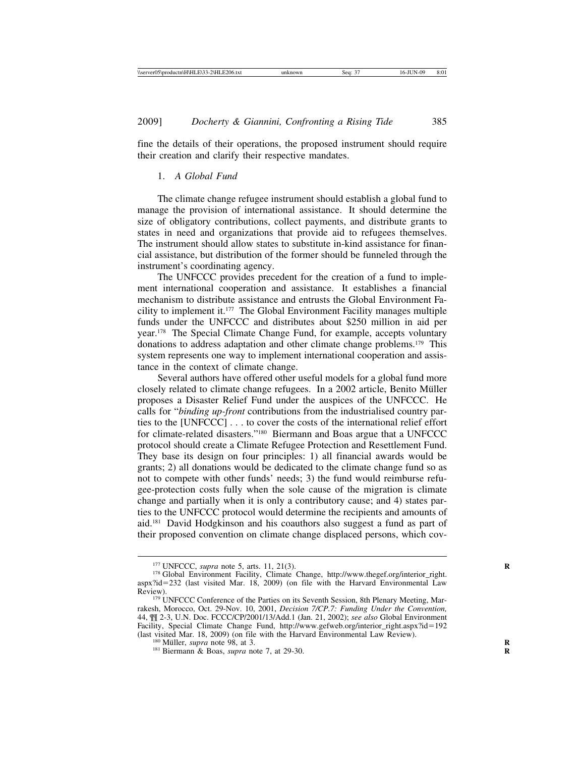fine the details of their operations, the proposed instrument should require their creation and clarify their respective mandates.

### 1. *A Global Fund*

The climate change refugee instrument should establish a global fund to manage the provision of international assistance. It should determine the size of obligatory contributions, collect payments, and distribute grants to states in need and organizations that provide aid to refugees themselves. The instrument should allow states to substitute in-kind assistance for financial assistance, but distribution of the former should be funneled through the instrument's coordinating agency.

The UNFCCC provides precedent for the creation of a fund to implement international cooperation and assistance. It establishes a financial mechanism to distribute assistance and entrusts the Global Environment Facility to implement it.[177] The Global Environment Facility manages multiple funds under the UNFCCC and distributes about $250 million in aid per year.[178] The Special Climate Change Fund, for example, accepts voluntary donations to address adaptation and other climate change problems.[179] This system represents one way to implement international cooperation and assistance in the context of climate change.

Several authors have offered other useful models for a global fund more closely related to climate change refugees. In a 2002 article, Benito Müller proposes a Disaster Relief Fund under the auspices of the UNFCCC. He calls for "*binding up-front* contributions from the industrialised country parties to the [UNFCCC] . . . to cover the costs of the international relief effort for climate-related disasters."[180] Biermann and Boas argue that a UNFCCC protocol should create a Climate Refugee Protection and Resettlement Fund. They base its design on four principles: 1) all financial awards would be grants; 2) all donations would be dedicated to the climate change fund so as not to compete with other funds' needs; 3) the fund would reimburse refugee-protection costs fully when the sole cause of the migration is climate change and partially when it is only a contributory cause; and 4) states parties to the UNFCCC protocol would determine the recipients and amounts of aid.[181] David Hodgkinson and his coauthors also suggest a fund as part of their proposed convention on climate change displaced persons, which cov-

---

[177] UNFCCC, *supra* note 5, arts. 11, 21(3).

[178] Global Environment Facility, Climate Change, http://www.thegef.org/interior_right.aspx?id=232 (last visited Mar. 18, 2009) (on file with the Harvard Environmental Law Review).

[179] UNFCCC Conference of the Parties on its Seventh Session, 8th Plenary Meeting, Marrakesh, Morocco, Oct. 29-Nov. 10, 2001, *Decision 7/CP.7: Funding Under the Convention,* 44, ¶¶ 2-3, U.N. Doc. FCCC/CP/2001/13/Add.1 (Jan. 21, 2002); *see also* Global Environment Facility, Special Climate Change Fund, http://www.gefweb.org/interior_right.aspx?id=192 (last visited Mar. 18, 2009) (on file with the Harvard Environmental Law Review).

[180] Müller, *supra* note 98, at 3.

[181] Biermann & Boas, *supra* note 7, at 29-30.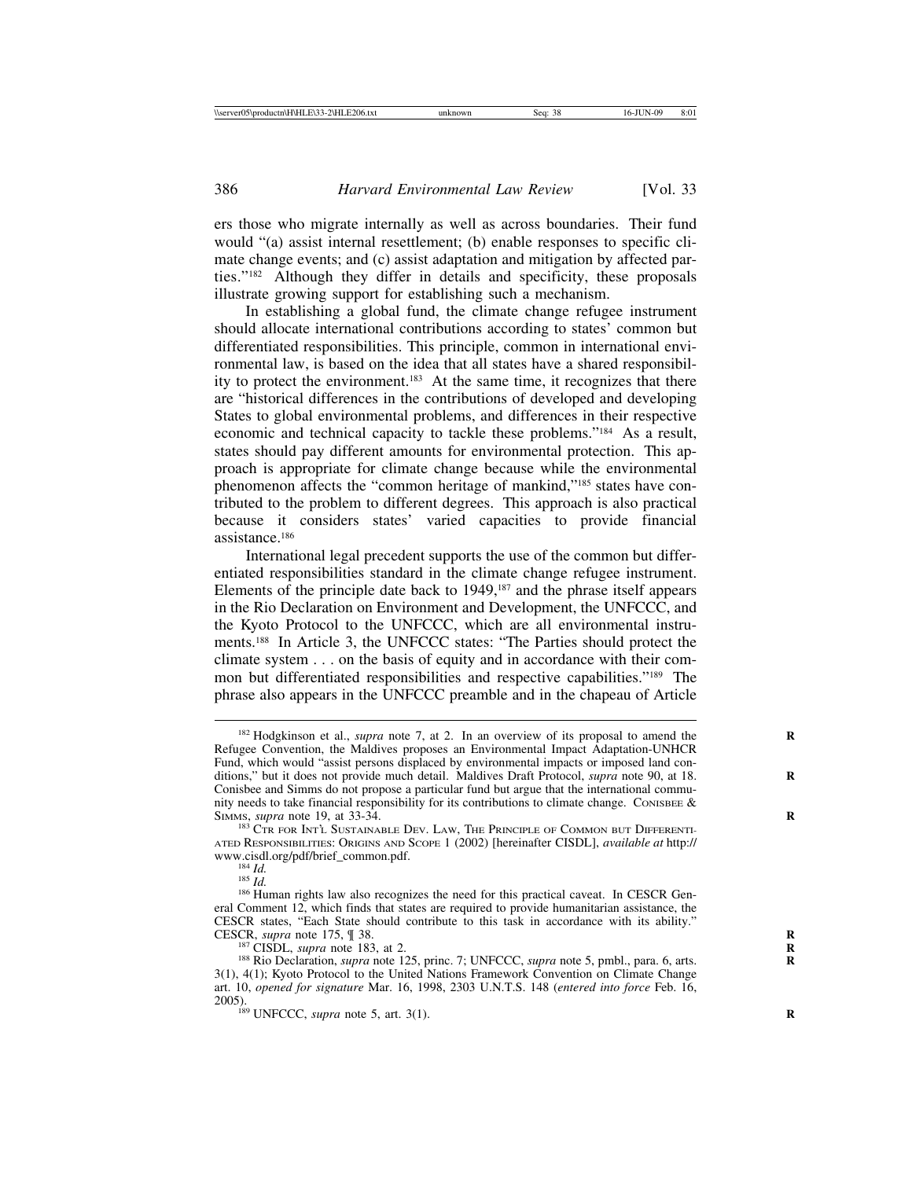ers those who migrate internally as well as across boundaries. Their fund would "(a) assist internal resettlement; (b) enable responses to specific climate change events; and (c) assist adaptation and mitigation by affected parties."[182] Although they differ in details and specificity, these proposals illustrate growing support for establishing such a mechanism.

In establishing a global fund, the climate change refugee instrument should allocate international contributions according to states' common but differentiated responsibilities. This principle, common in international environmental law, is based on the idea that all states have a shared responsibility to protect the environment.[183] At the same time, it recognizes that there are "historical differences in the contributions of developed and developing States to global environmental problems, and differences in their respective economic and technical capacity to tackle these problems."[184] As a result, states should pay different amounts for environmental protection. This approach is appropriate for climate change because while the environmental phenomenon affects the "common heritage of mankind,"[185] states have contributed to the problem to different degrees. This approach is also practical because it considers states' varied capacities to provide financial assistance.[186]

International legal precedent supports the use of the common but differentiated responsibilities standard in the climate change refugee instrument. Elements of the principle date back to 1949,[187] and the phrase itself appears in the Rio Declaration on Environment and Development, the UNFCCC, and the Kyoto Protocol to the UNFCCC, which are all environmental instruments.[188] In Article 3, the UNFCCC states: "The Parties should protect the climate system . . . on the basis of equity and in accordance with their common but differentiated responsibilities and respective capabilities."[189] The phrase also appears in the UNFCCC preamble and in the chapeau of Article

---

[182] Hodgkinson et al., *supra* note 7, at 2. In an overview of its proposal to amend the Refugee Convention, the Maldives proposes an Environmental Impact Adaptation-UNHCR Fund, which would "assist persons displaced by environmental impacts or imposed land conditions," but it does not provide much detail. Maldives Draft Protocol, *supra* note 90, at 18. Conisbee and Simms do not propose a particular fund but argue that the international community needs to take financial responsibility for its contributions to climate change. CONISBEE & SIMMS, *supra* note 19, at 33-34.

[183] CTR FOR INT'L SUSTAINABLE DEV. LAW, THE PRINCIPLE OF COMMON BUT DIFFERENTIATED RESPONSIBILITIES: ORIGINS AND SCOPE 1 (2002) [hereinafter CISDL], *available at* http://www.cisdl.org/pdf/brief_common.pdf.

[184] *Id.*

[185] *Id.*

[186] Human rights law also recognizes the need for this practical caveat. In CESCR General Comment 12, which finds that states are required to provide humanitarian assistance, the CESCR states, "Each State should contribute to this task in accordance with its ability." CESCR, *supra* note 175, ¶ 38.

[187] CISDL, *supra* note 183, at 2.

[188] Rio Declaration, *supra* note 125, princ. 7; UNFCCC, *supra* note 5, pmbl., para. 6, arts. 3(1), 4(1); Kyoto Protocol to the United Nations Framework Convention on Climate Change art. 10, *opened for signature* Mar. 16, 1998, 2303 U.N.T.S. 148 (*entered into force* Feb. 16, 2005).

[189] UNFCCC, *supra* note 5, art. 3(1).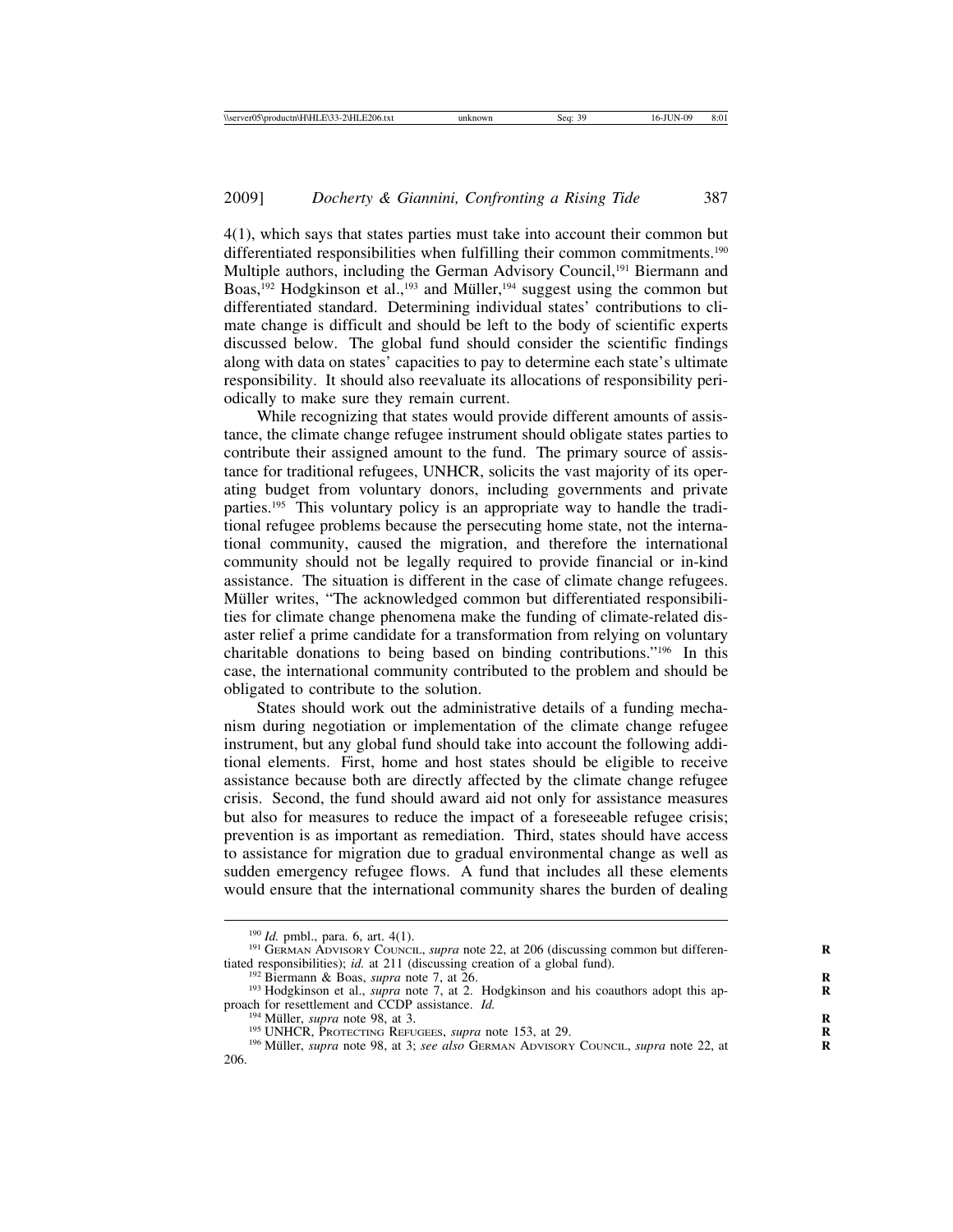4(1), which says that states parties must take into account their common but differentiated responsibilities when fulfilling their common commitments.[190] Multiple authors, including the German Advisory Council,[191] Biermann and Boas,[192] Hodgkinson et al.,[193] and Müller,[194] suggest using the common but differentiated standard. Determining individual states' contributions to climate change is difficult and should be left to the body of scientific experts discussed below. The global fund should consider the scientific findings along with data on states' capacities to pay to determine each state's ultimate responsibility. It should also reevaluate its allocations of responsibility periodically to make sure they remain current.

While recognizing that states would provide different amounts of assistance, the climate change refugee instrument should obligate states parties to contribute their assigned amount to the fund. The primary source of assistance for traditional refugees, UNHCR, solicits the vast majority of its operating budget from voluntary donors, including governments and private parties.[195] This voluntary policy is an appropriate way to handle the traditional refugee problems because the persecuting home state, not the international community, caused the migration, and therefore the international community should not be legally required to provide financial or in-kind assistance. The situation is different in the case of climate change refugees. Müller writes, "The acknowledged common but differentiated responsibilities for climate change phenomena make the funding of climate-related disaster relief a prime candidate for a transformation from relying on voluntary charitable donations to being based on binding contributions."[196] In this case, the international community contributed to the problem and should be obligated to contribute to the solution.

States should work out the administrative details of a funding mechanism during negotiation or implementation of the climate change refugee instrument, but any global fund should take into account the following additional elements. First, home and host states should be eligible to receive assistance because both are directly affected by the climate change refugee crisis. Second, the fund should award aid not only for assistance measures but also for measures to reduce the impact of a foreseeable refugee crisis; prevention is as important as remediation. Third, states should have access to assistance for migration due to gradual environmental change as well as sudden emergency refugee flows. A fund that includes all these elements would ensure that the international community shares the burden of dealing

---

[190] *Id.* pmbl., para. 6, art. 4(1).

[191] German Advisory Council, *supra* note 22, at 206 (discussing common but differentiated responsibilities); *id.* at 211 (discussing creation of a global fund).

[192] Biermann & Boas, *supra* note 7, at 26.

[193] Hodgkinson et al., *supra* note 7, at 2. Hodgkinson and his coauthors adopt this approach for resettlement and CCDP assistance. *Id.*

[194] Müller, *supra* note 98, at 3.

[195] UNHCR, Protecting Refugees, *supra* note 153, at 29.

[196] Müller, *supra* note 98, at 3; *see also* German Advisory Council, *supra* note 22, at 206.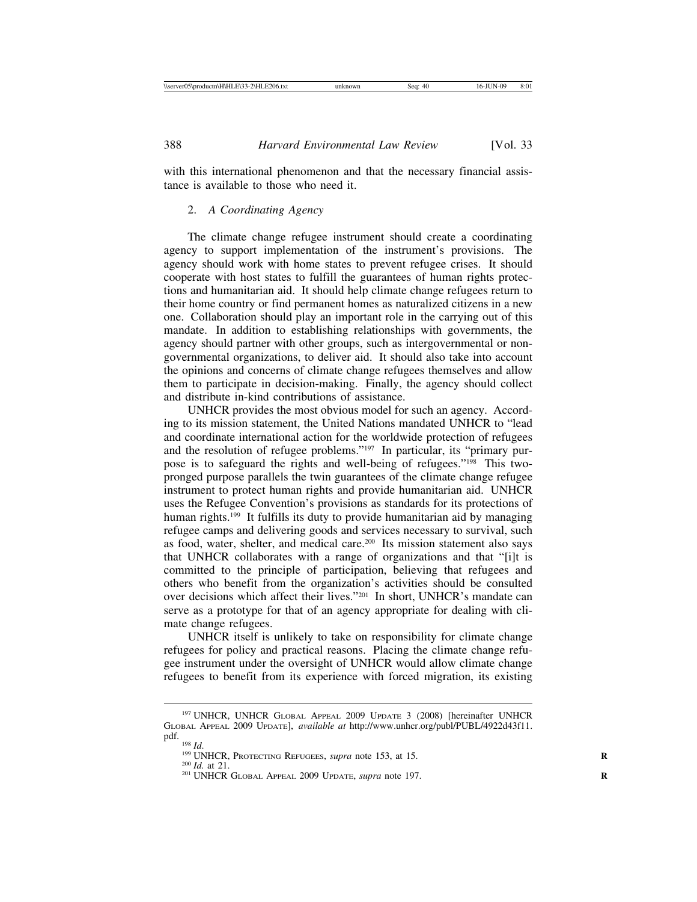with this international phenomenon and that the necessary financial assistance is available to those who need it.

### 2. *A Coordinating Agency*

The climate change refugee instrument should create a coordinating agency to support implementation of the instrument's provisions. The agency should work with home states to prevent refugee crises. It should cooperate with host states to fulfill the guarantees of human rights protections and humanitarian aid. It should help climate change refugees return to their home country or find permanent homes as naturalized citizens in a new one. Collaboration should play an important role in the carrying out of this mandate. In addition to establishing relationships with governments, the agency should partner with other groups, such as intergovernmental or non-governmental organizations, to deliver aid. It should also take into account the opinions and concerns of climate change refugees themselves and allow them to participate in decision-making. Finally, the agency should collect and distribute in-kind contributions of assistance.

UNHCR provides the most obvious model for such an agency. According to its mission statement, the United Nations mandated UNHCR to "lead and coordinate international action for the worldwide protection of refugees and the resolution of refugee problems."[197] In particular, its "primary purpose is to safeguard the rights and well-being of refugees."[198] This two-pronged purpose parallels the twin guarantees of the climate change refugee instrument to protect human rights and provide humanitarian aid. UNHCR uses the Refugee Convention's provisions as standards for its protections of human rights.[199] It fulfills its duty to provide humanitarian aid by managing refugee camps and delivering goods and services necessary to survival, such as food, water, shelter, and medical care.[200] Its mission statement also says that UNHCR collaborates with a range of organizations and that "[i]t is committed to the principle of participation, believing that refugees and others who benefit from the organization's activities should be consulted over decisions which affect their lives."[201] In short, UNHCR's mandate can serve as a prototype for that of an agency appropriate for dealing with climate change refugees.

UNHCR itself is unlikely to take on responsibility for climate change refugees for policy and practical reasons. Placing the climate change refugee instrument under the oversight of UNHCR would allow climate change refugees to benefit from its experience with forced migration, its existing

---

[197] UNHCR, UNHCR GLOBAL APPEAL 2009 UPDATE 3 (2008) [hereinafter UNHCR GLOBAL APPEAL 2009 UPDATE], *available at* http://www.unhcr.org/publ/PUBL/4922d43f11.pdf.

[198] *Id.*

[199] UNHCR, PROTECTING REFUGEES, *supra* note 153, at 15.

[200] *Id.* at 21.

[201] UNHCR GLOBAL APPEAL 2009 UPDATE, *supra* note 197.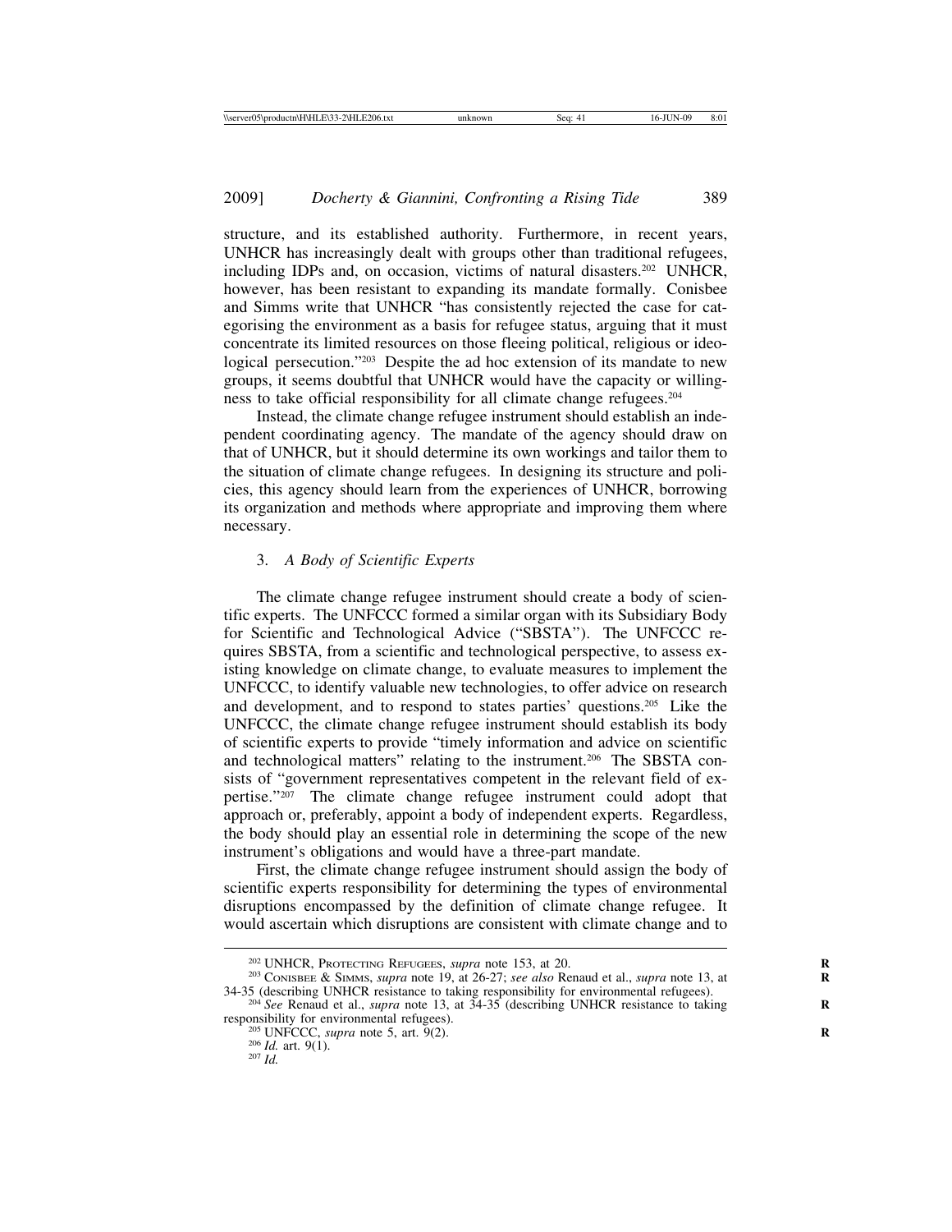structure, and its established authority. Furthermore, in recent years, UNHCR has increasingly dealt with groups other than traditional refugees, including IDPs and, on occasion, victims of natural disasters.[202] UNHCR, however, has been resistant to expanding its mandate formally. Conisbee and Simms write that UNHCR "has consistently rejected the case for categorising the environment as a basis for refugee status, arguing that it must concentrate its limited resources on those fleeing political, religious or ideological persecution."[203] Despite the ad hoc extension of its mandate to new groups, it seems doubtful that UNHCR would have the capacity or willingness to take official responsibility for all climate change refugees.[204]

Instead, the climate change refugee instrument should establish an independent coordinating agency. The mandate of the agency should draw on that of UNHCR, but it should determine its own workings and tailor them to the situation of climate change refugees. In designing its structure and policies, this agency should learn from the experiences of UNHCR, borrowing its organization and methods where appropriate and improving them where necessary.

### 3. *A Body of Scientific Experts*

The climate change refugee instrument should create a body of scientific experts. The UNFCCC formed a similar organ with its Subsidiary Body for Scientific and Technological Advice ("SBSTA"). The UNFCCC requires SBSTA, from a scientific and technological perspective, to assess existing knowledge on climate change, to evaluate measures to implement the UNFCCC, to identify valuable new technologies, to offer advice on research and development, and to respond to states parties' questions.[205] Like the UNFCCC, the climate change refugee instrument should establish its body of scientific experts to provide "timely information and advice on scientific and technological matters" relating to the instrument.[206] The SBSTA consists of "government representatives competent in the relevant field of expertise."[207] The climate change refugee instrument could adopt that approach or, preferably, appoint a body of independent experts. Regardless, the body should play an essential role in determining the scope of the new instrument's obligations and would have a three-part mandate.

First, the climate change refugee instrument should assign the body of scientific experts responsibility for determining the types of environmental disruptions encompassed by the definition of climate change refugee. It would ascertain which disruptions are consistent with climate change and to

---

[202] UNHCR, PROTECTING REFUGEES, *supra* note 153, at 20.

[203] CONISBEE & SIMMS, *supra* note 19, at 26-27; *see also* Renaud et al., *supra* note 13, at 34-35 (describing UNHCR resistance to taking responsibility for environmental refugees).

[204] *See* Renaud et al., *supra* note 13, at 34-35 (describing UNHCR resistance to taking responsibility for environmental refugees).

[205] UNFCCC, *supra* note 5, art. 9(2).

[206] *Id.* art. 9(1).

[207] *Id.*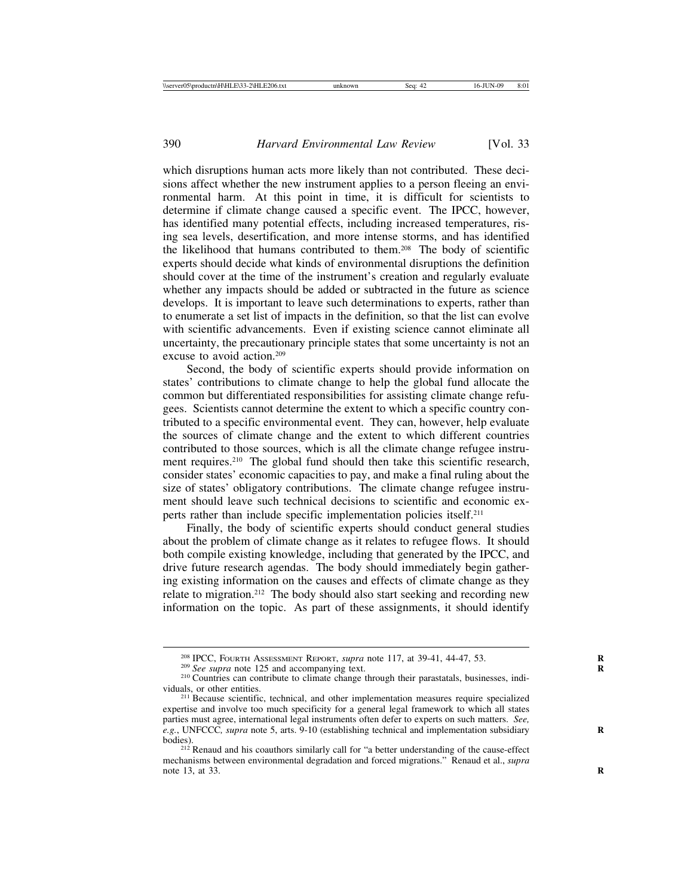which disruptions human acts more likely than not contributed. These decisions affect whether the new instrument applies to a person fleeing an environmental harm. At this point in time, it is difficult for scientists to determine if climate change caused a specific event. The IPCC, however, has identified many potential effects, including increased temperatures, rising sea levels, desertification, and more intense storms, and has identified the likelihood that humans contributed to them.[208] The body of scientific experts should decide what kinds of environmental disruptions the definition should cover at the time of the instrument's creation and regularly evaluate whether any impacts should be added or subtracted in the future as science develops. It is important to leave such determinations to experts, rather than to enumerate a set list of impacts in the definition, so that the list can evolve with scientific advancements. Even if existing science cannot eliminate all uncertainty, the precautionary principle states that some uncertainty is not an excuse to avoid action.[209]

Second, the body of scientific experts should provide information on states' contributions to climate change to help the global fund allocate the common but differentiated responsibilities for assisting climate change refugees. Scientists cannot determine the extent to which a specific country contributed to a specific environmental event. They can, however, help evaluate the sources of climate change and the extent to which different countries contributed to those sources, which is all the climate change refugee instrument requires.[210] The global fund should then take this scientific research, consider states' economic capacities to pay, and make a final ruling about the size of states' obligatory contributions. The climate change refugee instrument should leave such technical decisions to scientific and economic experts rather than include specific implementation policies itself.[211]

Finally, the body of scientific experts should conduct general studies about the problem of climate change as it relates to refugee flows. It should both compile existing knowledge, including that generated by the IPCC, and drive future research agendas. The body should immediately begin gathering existing information on the causes and effects of climate change as they relate to migration.[212] The body should also start seeking and recording new information on the topic. As part of these assignments, it should identify

---

[208] IPCC, Fourth Assessment Report, *supra* note 117, at 39-41, 44-47, 53.

[209] *See supra* note 125 and accompanying text.

[210] Countries can contribute to climate change through their parastatals, businesses, individuals, or other entities.

[211] Because scientific, technical, and other implementation measures require specialized expertise and involve too much specificity for a general legal framework to which all states parties must agree, international legal instruments often defer to experts on such matters. *See, e.g.*, UNFCCC*, supra* note 5, arts. 9-10 (establishing technical and implementation subsidiary bodies).

[212] Renaud and his coauthors similarly call for "a better understanding of the cause-effect mechanisms between environmental degradation and forced migrations." Renaud et al., *supra* note 13, at 33.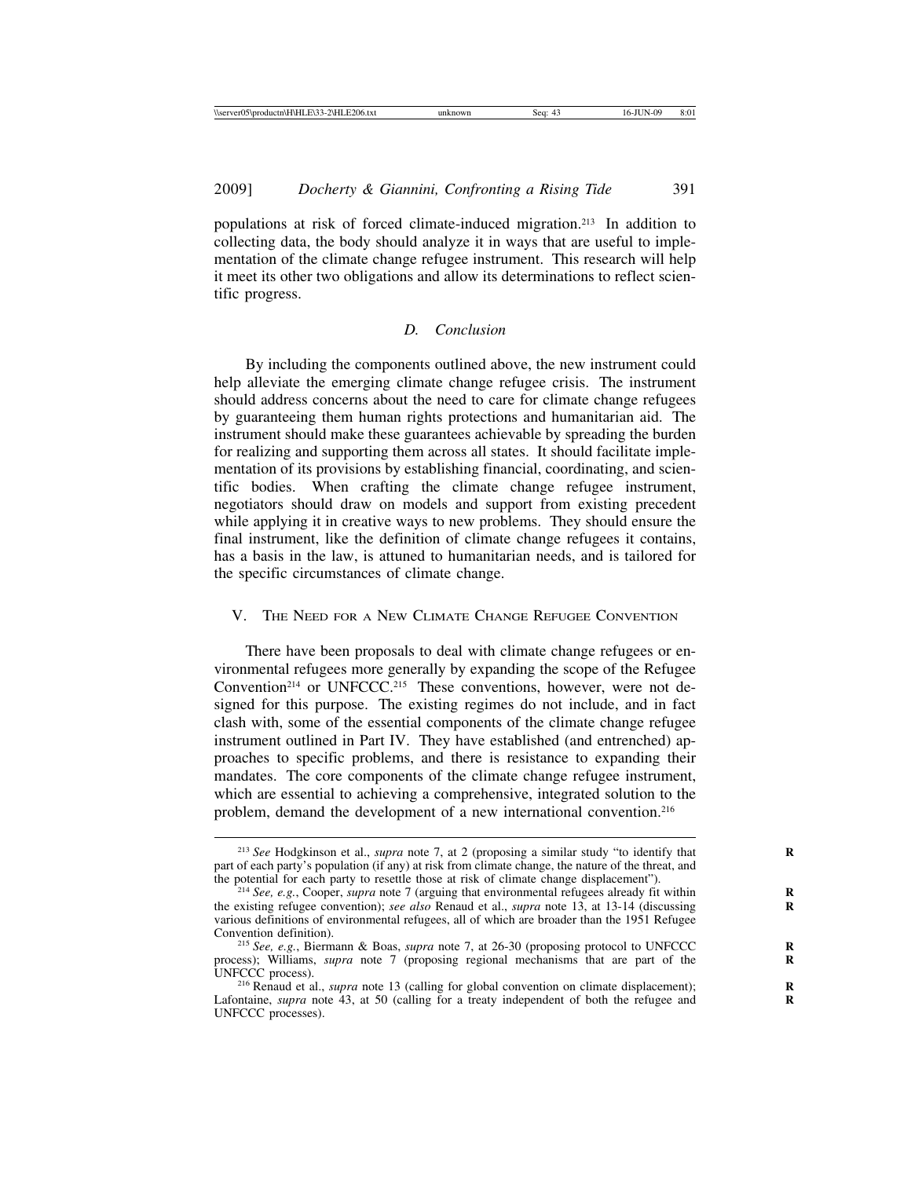populations at risk of forced climate-induced migration.[213] In addition to collecting data, the body should analyze it in ways that are useful to implementation of the climate change refugee instrument. This research will help it meet its other two obligations and allow its determinations to reflect scientific progress.

### *D. Conclusion*

By including the components outlined above, the new instrument could help alleviate the emerging climate change refugee crisis. The instrument should address concerns about the need to care for climate change refugees by guaranteeing them human rights protections and humanitarian aid. The instrument should make these guarantees achievable by spreading the burden for realizing and supporting them across all states. It should facilitate implementation of its provisions by establishing financial, coordinating, and scientific bodies. When crafting the climate change refugee instrument, negotiators should draw on models and support from existing precedent while applying it in creative ways to new problems. They should ensure the final instrument, like the definition of climate change refugees it contains, has a basis in the law, is attuned to humanitarian needs, and is tailored for the specific circumstances of climate change.

## V. The Need for a New Climate Change Refugee Convention

There have been proposals to deal with climate change refugees or environmental refugees more generally by expanding the scope of the Refugee Convention[214] or UNFCCC.[215] These conventions, however, were not designed for this purpose. The existing regimes do not include, and in fact clash with, some of the essential components of the climate change refugee instrument outlined in Part IV. They have established (and entrenched) approaches to specific problems, and there is resistance to expanding their mandates. The core components of the climate change refugee instrument, which are essential to achieving a comprehensive, integrated solution to the problem, demand the development of a new international convention.[216]

---

[213] *See* Hodgkinson et al., *supra* note 7, at 2 (proposing a similar study "to identify that part of each party's population (if any) at risk from climate change, the nature of the threat, and the potential for each party to resettle those at risk of climate change displacement").

[214] *See, e.g.*, Cooper, *supra* note 7 (arguing that environmental refugees already fit within the existing refugee convention); *see also* Renaud et al., *supra* note 13, at 13-14 (discussing various definitions of environmental refugees, all of which are broader than the 1951 Refugee Convention definition).

[215] *See, e.g.*, Biermann & Boas, *supra* note 7, at 26-30 (proposing protocol to UNFCCC process); Williams, *supra* note 7 (proposing regional mechanisms that are part of the UNFCCC process).

[216] Renaud et al., *supra* note 13 (calling for global convention on climate displacement); Lafontaine, *supra* note 43, at 50 (calling for a treaty independent of both the refugee and UNFCCC processes).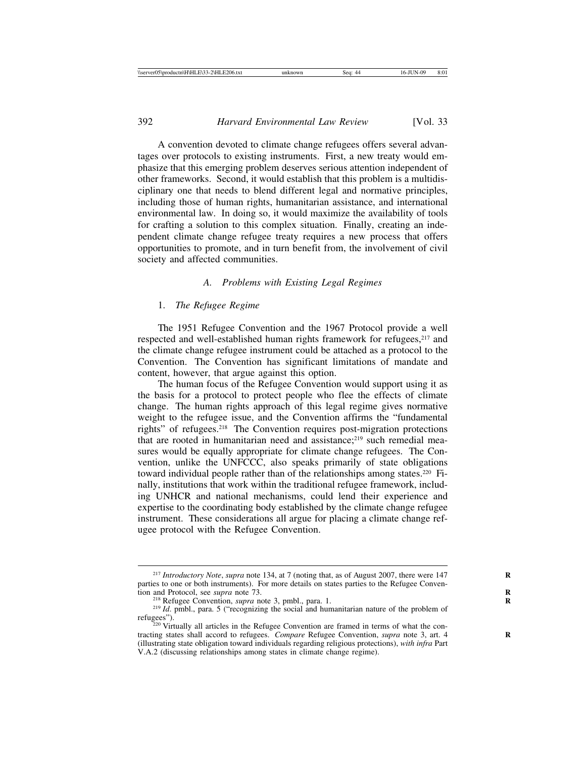A convention devoted to climate change refugees offers several advantages over protocols to existing instruments. First, a new treaty would emphasize that this emerging problem deserves serious attention independent of other frameworks. Second, it would establish that this problem is a multidisciplinary one that needs to blend different legal and normative principles, including those of human rights, humanitarian assistance, and international environmental law. In doing so, it would maximize the availability of tools for crafting a solution to this complex situation. Finally, creating an independent climate change refugee treaty requires a new process that offers opportunities to promote, and in turn benefit from, the involvement of civil society and affected communities.

### *A. Problems with Existing Legal Regimes*

#### 1. *The Refugee Regime*

The 1951 Refugee Convention and the 1967 Protocol provide a well respected and well-established human rights framework for refugees,[217] and the climate change refugee instrument could be attached as a protocol to the Convention. The Convention has significant limitations of mandate and content, however, that argue against this option.

The human focus of the Refugee Convention would support using it as the basis for a protocol to protect people who flee the effects of climate change. The human rights approach of this legal regime gives normative weight to the refugee issue, and the Convention affirms the "fundamental rights" of refugees.[218] The Convention requires post-migration protections that are rooted in humanitarian need and assistance;[219] such remedial measures would be equally appropriate for climate change refugees. The Convention, unlike the UNFCCC, also speaks primarily of state obligations toward individual people rather than of the relationships among states.[220] Finally, institutions that work within the traditional refugee framework, including UNHCR and national mechanisms, could lend their experience and expertise to the coordinating body established by the climate change refugee instrument. These considerations all argue for placing a climate change refugee protocol with the Refugee Convention.

---

[217] *Introductory Note*, *supra* note 134, at 7 (noting that, as of August 2007, there were 147 parties to one or both instruments). For more details on states parties to the Refugee Convention and Protocol, see *supra* note 73.

[218] Refugee Convention, *supra* note 3, pmbl., para. 1.

[219] *Id*. pmbl., para. 5 ("recognizing the social and humanitarian nature of the problem of refugees").

[220] Virtually all articles in the Refugee Convention are framed in terms of what the contracting states shall accord to refugees. *Compare* Refugee Convention, *supra* note 3, art. 4 (illustrating state obligation toward individuals regarding religious protections), *with infra* Part V.A.2 (discussing relationships among states in climate change regime).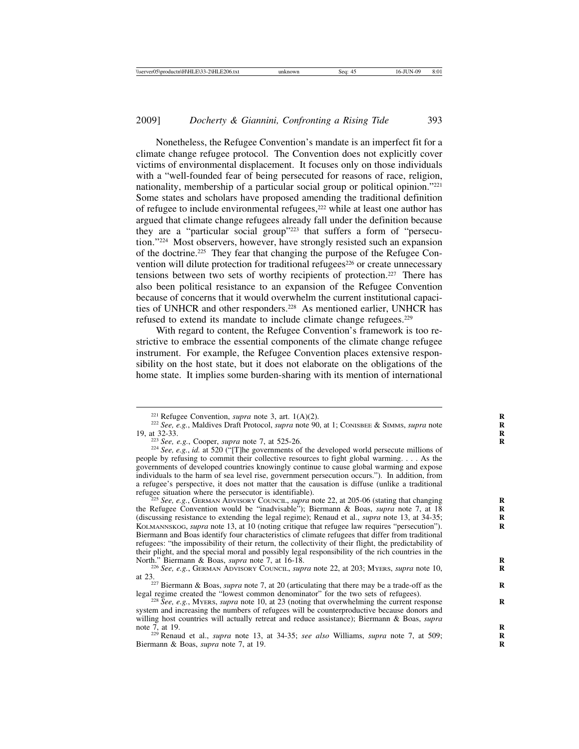Nonetheless, the Refugee Convention's mandate is an imperfect fit for a climate change refugee protocol. The Convention does not explicitly cover victims of environmental displacement. It focuses only on those individuals with a "well-founded fear of being persecuted for reasons of race, religion, nationality, membership of a particular social group or political opinion."[221] Some states and scholars have proposed amending the traditional definition of refugee to include environmental refugees,[222] while at least one author has argued that climate change refugees already fall under the definition because they are a "particular social group"[223] that suffers a form of "persecution."[224] Most observers, however, have strongly resisted such an expansion of the doctrine.[225] They fear that changing the purpose of the Refugee Convention will dilute protection for traditional refugees[226] or create unnecessary tensions between two sets of worthy recipients of protection.[227] There has also been political resistance to an expansion of the Refugee Convention because of concerns that it would overwhelm the current institutional capacities of UNHCR and other responders.[228] As mentioned earlier, UNHCR has refused to extend its mandate to include climate change refugees.[229]

With regard to content, the Refugee Convention's framework is too restrictive to embrace the essential components of the climate change refugee instrument. For example, the Refugee Convention places extensive responsibility on the host state, but it does not elaborate on the obligations of the home state. It implies some burden-sharing with its mention of international

---

[221] Refugee Convention, *supra* note 3, art. 1(A)(2).

[222] *See, e.g.*, Maldives Draft Protocol, *supra* note 90, at 1; Conisbee & Simms, *supra* note 19, at 32-33.

[223] *See, e.g.*, Cooper, *supra* note 7, at 525-26.

[224] *See, e.g.*, *id.* at 520 ("[T]he governments of the developed world persecute millions of people by refusing to commit their collective resources to fight global warming. . . . As the governments of developed countries knowingly continue to cause global warming and expose individuals to the harm of sea level rise, government persecution occurs."). In addition, from a refugee's perspective, it does not matter that the causation is diffuse (unlike a traditional refugee situation where the persecutor is identifiable).

[225] *See, e.g.*, German Advisory Council, *supra* note 22, at 205-06 (stating that changing the Refugee Convention would be "inadvisable"); Biermann & Boas, *supra* note 7, at 18 (discussing resistance to extending the legal regime); Renaud et al., *supra* note 13, at 34-35; Kolmannskog, *supra* note 13, at 10 (noting critique that refugee law requires "persecution"). Biermann and Boas identify four characteristics of climate refugees that differ from traditional refugees: "the impossibility of their return, the collectivity of their flight, the predictability of their plight, and the special moral and possibly legal responsibility of the rich countries in the North." Biermann & Boas, *supra* note 7, at 16-18.

[226] *See, e.g.*, German Advisory Council, *supra* note 22, at 203; Myers, *supra* note 10, at 23.

[227] Biermann & Boas, *supra* note 7, at 20 (articulating that there may be a trade-off as the legal regime created the "lowest common denominator" for the two sets of refugees).

[228] *See, e.g.*, Myers, *supra* note 10, at 23 (noting that overwhelming the current response system and increasing the numbers of refugees will be counterproductive because donors and willing host countries will actually retreat and reduce assistance); Biermann & Boas, *supra* note 7, at 19.

[229] Renaud et al., *supra* note 13, at 34-35; *see also* Williams, *supra* note 7, at 509; Biermann & Boas, *supra* note 7, at 19.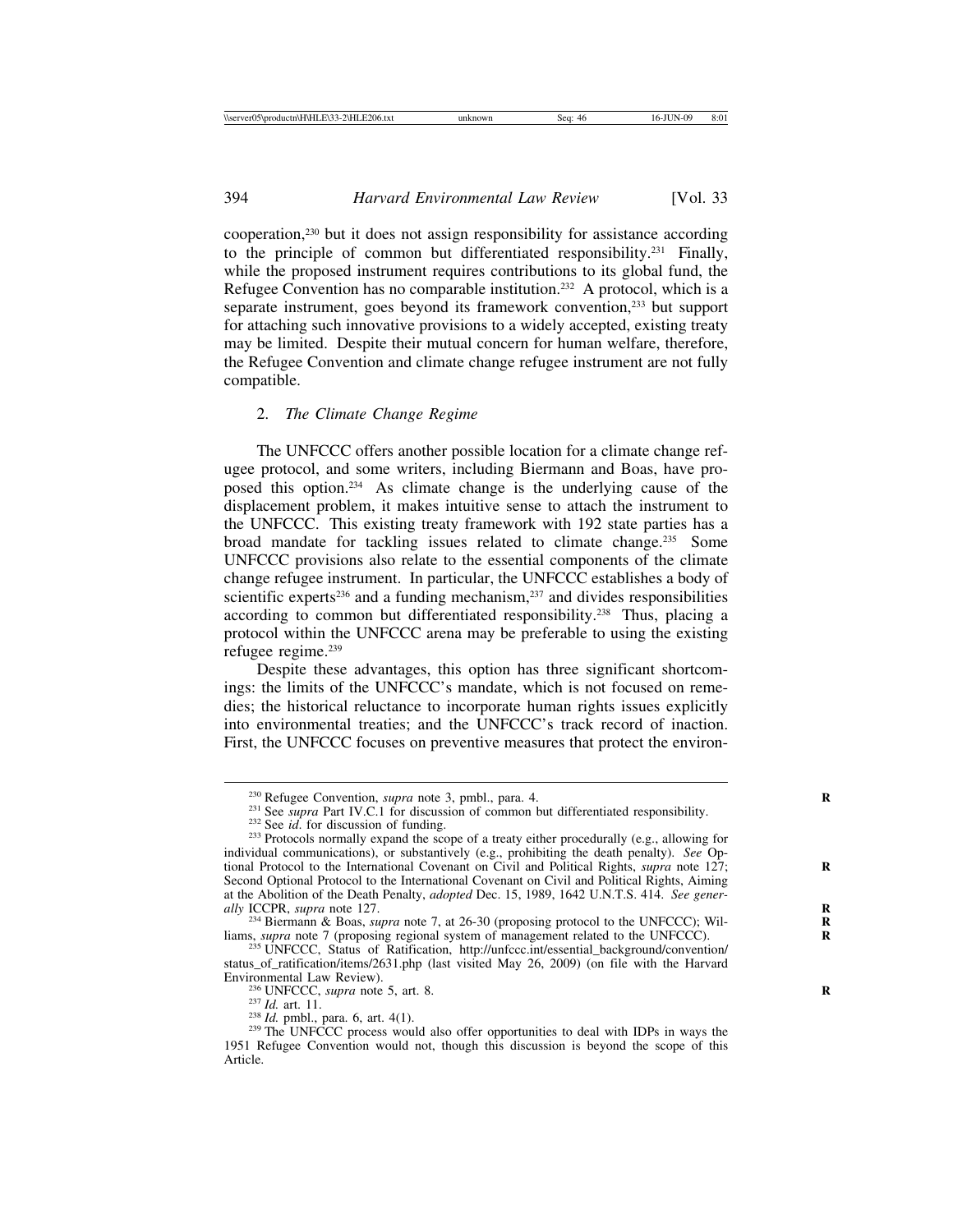cooperation,[230] but it does not assign responsibility for assistance according to the principle of common but differentiated responsibility.[231] Finally, while the proposed instrument requires contributions to its global fund, the Refugee Convention has no comparable institution.[232] A protocol, which is a separate instrument, goes beyond its framework convention,[233] but support for attaching such innovative provisions to a widely accepted, existing treaty may be limited. Despite their mutual concern for human welfare, therefore, the Refugee Convention and climate change refugee instrument are not fully compatible.

### 2. *The Climate Change Regime*

The UNFCCC offers another possible location for a climate change refugee protocol, and some writers, including Biermann and Boas, have proposed this option.[234] As climate change is the underlying cause of the displacement problem, it makes intuitive sense to attach the instrument to the UNFCCC. This existing treaty framework with 192 state parties has a broad mandate for tackling issues related to climate change.[235] Some UNFCCC provisions also relate to the essential components of the climate change refugee instrument. In particular, the UNFCCC establishes a body of scientific experts[236] and a funding mechanism,[237] and divides responsibilities according to common but differentiated responsibility.[238] Thus, placing a protocol within the UNFCCC arena may be preferable to using the existing refugee regime.[239]

Despite these advantages, this option has three significant shortcomings: the limits of the UNFCCC's mandate, which is not focused on remedies; the historical reluctance to incorporate human rights issues explicitly into environmental treaties; and the UNFCCC's track record of inaction. First, the UNFCCC focuses on preventive measures that protect the environ-

---

[230] Refugee Convention, *supra* note 3, pmbl., para. 4.

[231] See *supra* Part IV.C.1 for discussion of common but differentiated responsibility.

[232] See *id.* for discussion of funding.

[233] Protocols normally expand the scope of a treaty either procedurally (e.g., allowing for individual communications), or substantively (e.g., prohibiting the death penalty). *See* Optional Protocol to the International Covenant on Civil and Political Rights, *supra* note 127; Second Optional Protocol to the International Covenant on Civil and Political Rights, Aiming at the Abolition of the Death Penalty, *adopted* Dec. 15, 1989, 1642 U.N.T.S. 414. *See generally* ICCPR, *supra* note 127.

[234] Biermann & Boas, *supra* note 7, at 26-30 (proposing protocol to the UNFCCC); Williams, *supra* note 7 (proposing regional system of management related to the UNFCCC).

[235] UNFCCC, Status of Ratification, http://unfccc.int/essential_background/convention/status_of_ratification/items/2631.php (last visited May 26, 2009) (on file with the Harvard Environmental Law Review).

[236] UNFCCC, *supra* note 5, art. 8.

[237] *Id.* art. 11.

[238] *Id.* pmbl., para. 6, art. 4(1).

[239] The UNFCCC process would also offer opportunities to deal with IDPs in ways the 1951 Refugee Convention would not, though this discussion is beyond the scope of this Article.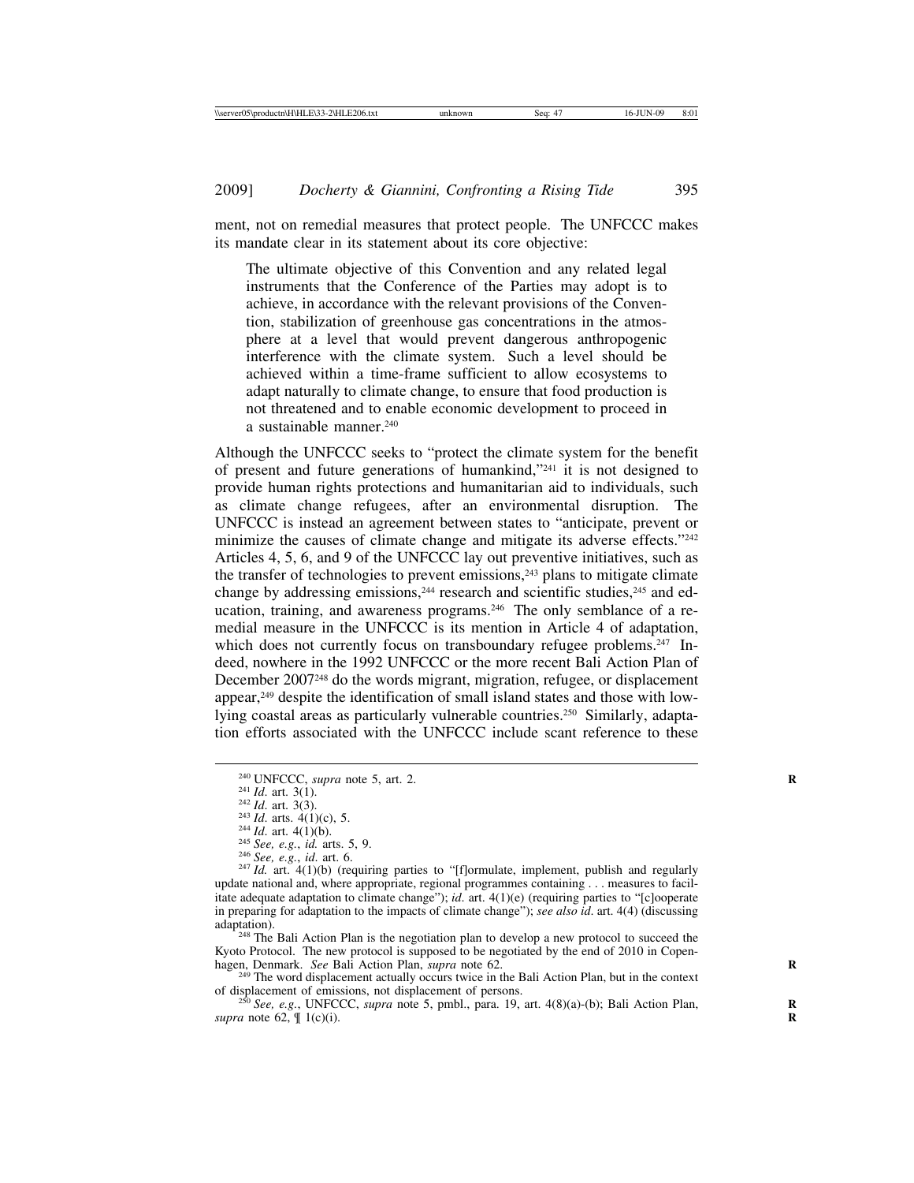ment, not on remedial measures that protect people. The UNFCCC makes its mandate clear in its statement about its core objective:

> The ultimate objective of this Convention and any related legal instruments that the Conference of the Parties may adopt is to achieve, in accordance with the relevant provisions of the Convention, stabilization of greenhouse gas concentrations in the atmosphere at a level that would prevent dangerous anthropogenic interference with the climate system. Such a level should be achieved within a time-frame sufficient to allow ecosystems to adapt naturally to climate change, to ensure that food production is not threatened and to enable economic development to proceed in a sustainable manner.[240]

Although the UNFCCC seeks to "protect the climate system for the benefit of present and future generations of humankind,"[241] it is not designed to provide human rights protections and humanitarian aid to individuals, such as climate change refugees, after an environmental disruption. The UNFCCC is instead an agreement between states to "anticipate, prevent or minimize the causes of climate change and mitigate its adverse effects."[242] Articles 4, 5, 6, and 9 of the UNFCCC lay out preventive initiatives, such as the transfer of technologies to prevent emissions,[243] plans to mitigate climate change by addressing emissions,[244] research and scientific studies,[245] and education, training, and awareness programs.[246] The only semblance of a remedial measure in the UNFCCC is its mention in Article 4 of adaptation, which does not currently focus on transboundary refugee problems.[247] Indeed, nowhere in the 1992 UNFCCC or the more recent Bali Action Plan of December 2007[248] do the words migrant, migration, refugee, or displacement appear,[249] despite the identification of small island states and those with low-lying coastal areas as particularly vulnerable countries.[250] Similarly, adaptation efforts associated with the UNFCCC include scant reference to these

---

[240] UNFCCC, *supra* note 5, art. 2.

[241] *Id*. art. 3(1).

[242] *Id*. art. 3(3).

[243] *Id*. arts. 4(1)(c), 5.

[244] *Id*. art. 4(1)(b).

[245] *See, e.g.*, *id.* arts. 5, 9.

[246] *See, e.g.*, *id*. art. 6.

[247] *Id.* art. 4(1)(b) (requiring parties to "[f]ormulate, implement, publish and regularly update national and, where appropriate, regional programmes containing . . . measures to facilitate adequate adaptation to climate change"); *id*. art. 4(1)(e) (requiring parties to "[c]ooperate in preparing for adaptation to the impacts of climate change"); *see also id*. art. 4(4) (discussing adaptation).

[248] The Bali Action Plan is the negotiation plan to develop a new protocol to succeed the Kyoto Protocol. The new protocol is supposed to be negotiated by the end of 2010 in Copenhagen, Denmark. *See* Bali Action Plan, *supra* note 62.

[249] The word displacement actually occurs twice in the Bali Action Plan, but in the context of displacement of emissions, not displacement of persons.

[250] *See, e.g.*, UNFCCC, *supra* note 5, pmbl., para. 19, art. 4(8)(a)-(b); Bali Action Plan, *supra* note 62, ¶ 1(c)(i).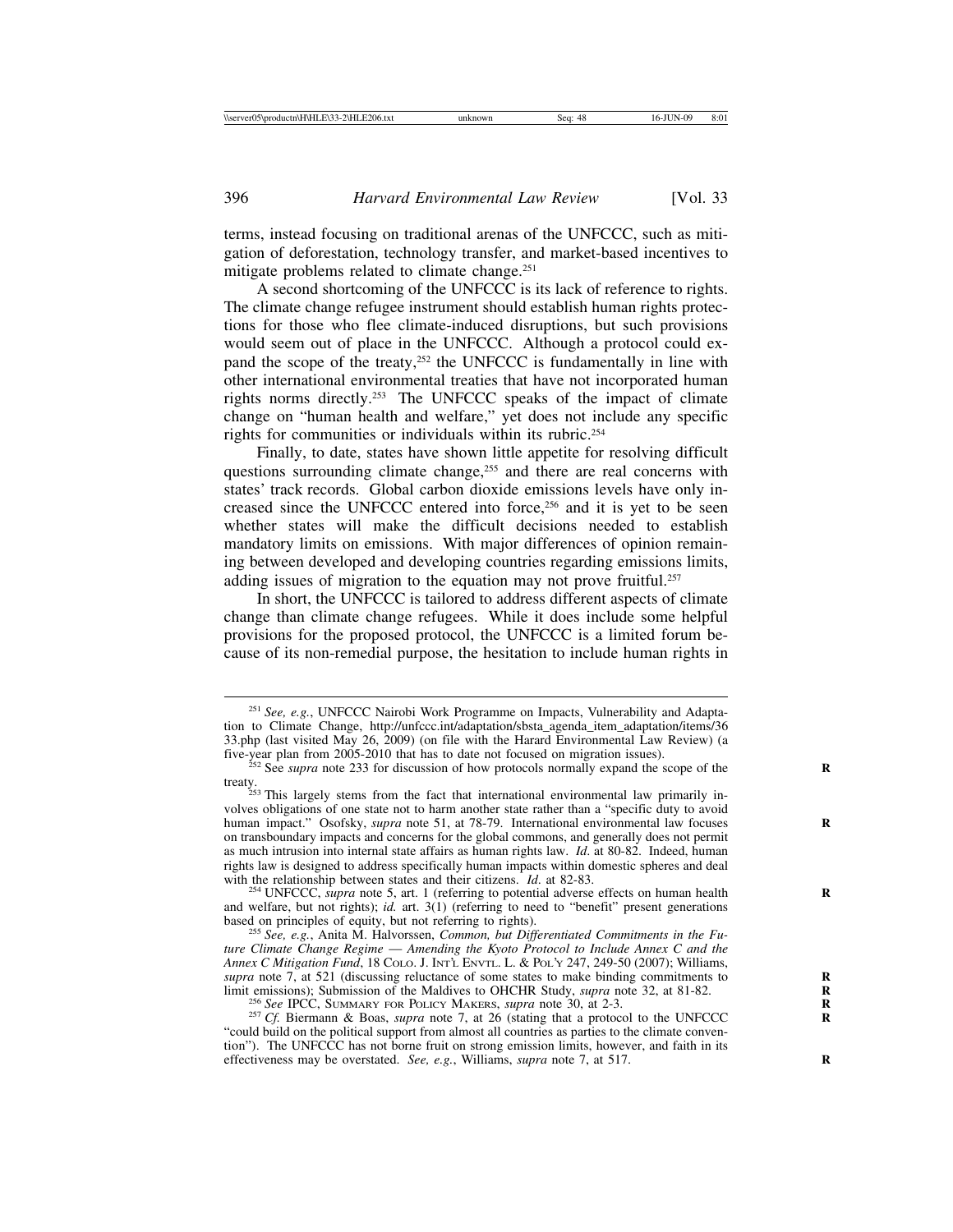terms, instead focusing on traditional arenas of the UNFCCC, such as mitigation of deforestation, technology transfer, and market-based incentives to mitigate problems related to climate change.[251]

A second shortcoming of the UNFCCC is its lack of reference to rights. The climate change refugee instrument should establish human rights protections for those who flee climate-induced disruptions, but such provisions would seem out of place in the UNFCCC. Although a protocol could expand the scope of the treaty,[252] the UNFCCC is fundamentally in line with other international environmental treaties that have not incorporated human rights norms directly.[253] The UNFCCC speaks of the impact of climate change on "human health and welfare," yet does not include any specific rights for communities or individuals within its rubric.[254]

Finally, to date, states have shown little appetite for resolving difficult questions surrounding climate change,[255] and there are real concerns with states' track records. Global carbon dioxide emissions levels have only increased since the UNFCCC entered into force,[256] and it is yet to be seen whether states will make the difficult decisions needed to establish mandatory limits on emissions. With major differences of opinion remaining between developed and developing countries regarding emissions limits, adding issues of migration to the equation may not prove fruitful.[257]

In short, the UNFCCC is tailored to address different aspects of climate change than climate change refugees. While it does include some helpful provisions for the proposed protocol, the UNFCCC is a limited forum because of its non-remedial purpose, the hesitation to include human rights in

---

[251] *See, e.g.*, UNFCCC Nairobi Work Programme on Impacts, Vulnerability and Adaptation to Climate Change, http://unfccc.int/adaptation/sbsta_agenda_item_adaptation/items/3633.php (last visited May 26, 2009) (on file with the Harard Environmental Law Review) (a five-year plan from 2005-2010 that has to date not focused on migration issues).

[252] See *supra* note 233 for discussion of how protocols normally expand the scope of the treaty.

[253] This largely stems from the fact that international environmental law primarily involves obligations of one state not to harm another state rather than a "specific duty to avoid human impact." Osofsky, *supra* note 51, at 78-79. International environmental law focuses on transboundary impacts and concerns for the global commons, and generally does not permit as much intrusion into internal state affairs as human rights law. *Id*. at 80-82. Indeed, human rights law is designed to address specifically human impacts within domestic spheres and deal with the relationship between states and their citizens. *Id*. at 82-83.

[254] UNFCCC, *supra* note 5, art. 1 (referring to potential adverse effects on human health and welfare, but not rights); *id.* art. 3(1) (referring to need to "benefit" present generations based on principles of equity, but not referring to rights).

[255] *See, e.g.*, Anita M. Halvorssen, *Common, but Differentiated Commitments in the Future Climate Change Regime — Amending the Kyoto Protocol to Include Annex C and the Annex C Mitigation Fund*, 18 COLO. J. INT'L ENVTL. L. & POL'Y 247, 249-50 (2007); Williams, *supra* note 7, at 521 (discussing reluctance of some states to make binding commitments to limit emissions); Submission of the Maldives to OHCHR Study, *supra* note 32, at 81-82.

[256] *See* IPCC, SUMMARY FOR POLICY MAKERS, *supra* note 30, at 2-3.

[257] *Cf.* Biermann & Boas, *supra* note 7, at 26 (stating that a protocol to the UNFCCC "could build on the political support from almost all countries as parties to the climate convention"). The UNFCCC has not borne fruit on strong emission limits, however, and faith in its effectiveness may be overstated. *See, e.g.*, Williams, *supra* note 7, at 517.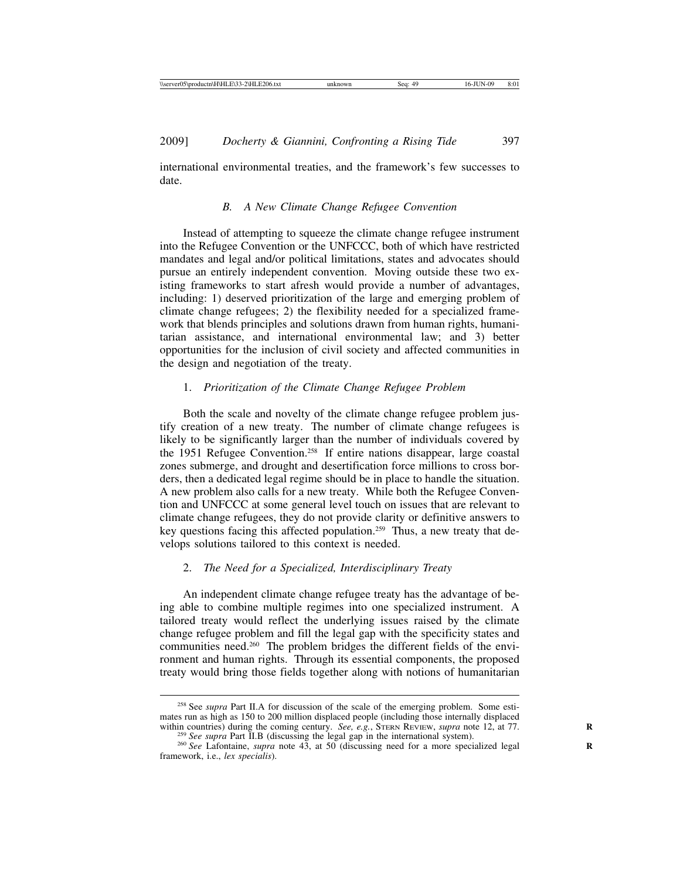international environmental treaties, and the framework's few successes to date.

### B. A New Climate Change Refugee Convention

Instead of attempting to squeeze the climate change refugee instrument into the Refugee Convention or the UNFCCC, both of which have restricted mandates and legal and/or political limitations, states and advocates should pursue an entirely independent convention. Moving outside these two existing frameworks to start afresh would provide a number of advantages, including: 1) deserved prioritization of the large and emerging problem of climate change refugees; 2) the flexibility needed for a specialized framework that blends principles and solutions drawn from human rights, humanitarian assistance, and international environmental law; and 3) better opportunities for the inclusion of civil society and affected communities in the design and negotiation of the treaty.

#### 1. *Prioritization of the Climate Change Refugee Problem*

Both the scale and novelty of the climate change refugee problem justify creation of a new treaty. The number of climate change refugees is likely to be significantly larger than the number of individuals covered by the 1951 Refugee Convention.[258] If entire nations disappear, large coastal zones submerge, and drought and desertification force millions to cross borders, then a dedicated legal regime should be in place to handle the situation. A new problem also calls for a new treaty. While both the Refugee Convention and UNFCCC at some general level touch on issues that are relevant to climate change refugees, they do not provide clarity or definitive answers to key questions facing this affected population.[259] Thus, a new treaty that develops solutions tailored to this context is needed.

#### 2. *The Need for a Specialized, Interdisciplinary Treaty*

An independent climate change refugee treaty has the advantage of being able to combine multiple regimes into one specialized instrument. A tailored treaty would reflect the underlying issues raised by the climate change refugee problem and fill the legal gap with the specificity states and communities need.[260] The problem bridges the different fields of the environment and human rights. Through its essential components, the proposed treaty would bring those fields together along with notions of humanitarian

---

[258] See *supra* Part II.A for discussion of the scale of the emerging problem. Some estimates run as high as 150 to 200 million displaced people (including those internally displaced within countries) during the coming century. *See, e.g.*, STERN REVIEW, *supra* note 12, at 77.

[259] *See supra* Part II.B (discussing the legal gap in the international system).

[260] *See* Lafontaine, *supra* note 43, at 50 (discussing need for a more specialized legal framework, i.e., *lex specialis*).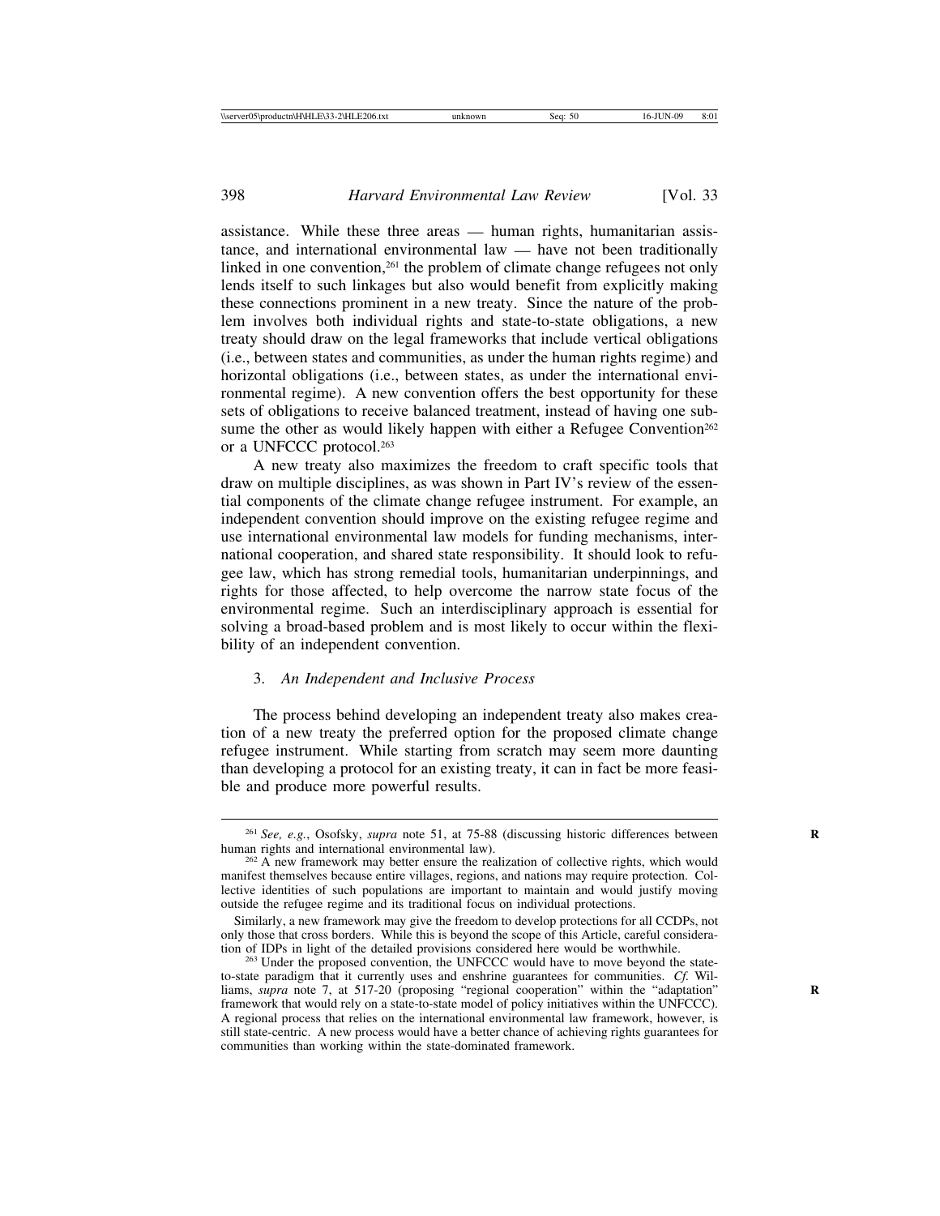assistance. While these three areas — human rights, humanitarian assistance, and international environmental law — have not been traditionally linked in one convention,[261] the problem of climate change refugees not only lends itself to such linkages but also would benefit from explicitly making these connections prominent in a new treaty. Since the nature of the problem involves both individual rights and state-to-state obligations, a new treaty should draw on the legal frameworks that include vertical obligations (i.e., between states and communities, as under the human rights regime) and horizontal obligations (i.e., between states, as under the international environmental regime). A new convention offers the best opportunity for these sets of obligations to receive balanced treatment, instead of having one subsume the other as would likely happen with either a Refugee Convention[262] or a UNFCCC protocol.[263]

A new treaty also maximizes the freedom to craft specific tools that draw on multiple disciplines, as was shown in Part IV's review of the essential components of the climate change refugee instrument. For example, an independent convention should improve on the existing refugee regime and use international environmental law models for funding mechanisms, international cooperation, and shared state responsibility. It should look to refugee law, which has strong remedial tools, humanitarian underpinnings, and rights for those affected, to help overcome the narrow state focus of the environmental regime. Such an interdisciplinary approach is essential for solving a broad-based problem and is most likely to occur within the flexibility of an independent convention.

### 3. *An Independent and Inclusive Process*

The process behind developing an independent treaty also makes creation of a new treaty the preferred option for the proposed climate change refugee instrument. While starting from scratch may seem more daunting than developing a protocol for an existing treaty, it can in fact be more feasible and produce more powerful results.

---

[261] *See, e.g.*, Osofsky, *supra* note 51, at 75-88 (discussing historic differences between human rights and international environmental law).

[262] A new framework may better ensure the realization of collective rights, which would manifest themselves because entire villages, regions, and nations may require protection. Collective identities of such populations are important to maintain and would justify moving outside the refugee regime and its traditional focus on individual protections.

Similarly, a new framework may give the freedom to develop protections for all CCDPs, not only those that cross borders. While this is beyond the scope of this Article, careful consideration of IDPs in light of the detailed provisions considered here would be worthwhile.

[263] Under the proposed convention, the UNFCCC would have to move beyond the state-to-state paradigm that it currently uses and enshrine guarantees for communities. *Cf.* Williams, *supra* note 7, at 517-20 (proposing "regional cooperation" within the "adaptation" framework that would rely on a state-to-state model of policy initiatives within the UNFCCC). A regional process that relies on the international environmental law framework, however, is still state-centric. A new process would have a better chance of achieving rights guarantees for communities than working within the state-dominated framework.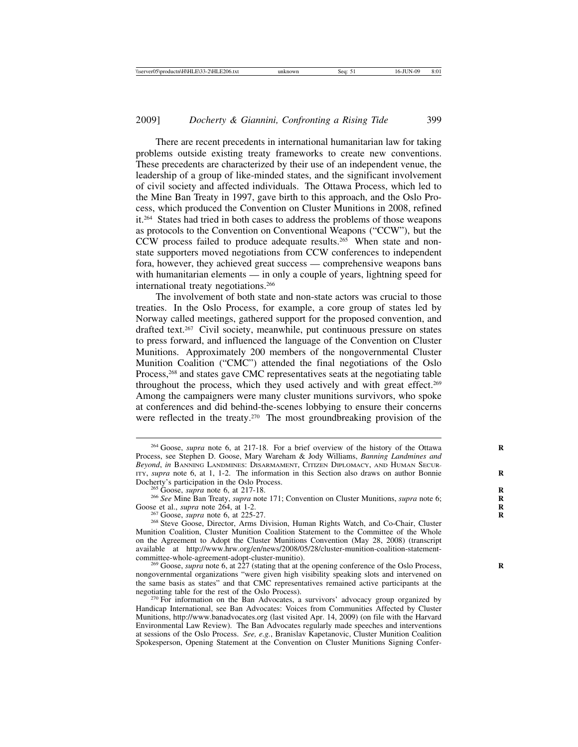There are recent precedents in international humanitarian law for taking problems outside existing treaty frameworks to create new conventions. These precedents are characterized by their use of an independent venue, the leadership of a group of like-minded states, and the significant involvement of civil society and affected individuals. The Ottawa Process, which led to the Mine Ban Treaty in 1997, gave birth to this approach, and the Oslo Process, which produced the Convention on Cluster Munitions in 2008, refined it.[264] States had tried in both cases to address the problems of those weapons as protocols to the Convention on Conventional Weapons ("CCW"), but the CCW process failed to produce adequate results.[265] When state and non-state supporters moved negotiations from CCW conferences to independent fora, however, they achieved great success — comprehensive weapons bans with humanitarian elements — in only a couple of years, lightning speed for international treaty negotiations.[266]

The involvement of both state and non-state actors was crucial to those treaties. In the Oslo Process, for example, a core group of states led by Norway called meetings, gathered support for the proposed convention, and drafted text.[267] Civil society, meanwhile, put continuous pressure on states to press forward, and influenced the language of the Convention on Cluster Munitions. Approximately 200 members of the nongovernmental Cluster Munition Coalition ("CMC") attended the final negotiations of the Oslo Process,[268] and states gave CMC representatives seats at the negotiating table throughout the process, which they used actively and with great effect.[269] Among the campaigners were many cluster munitions survivors, who spoke at conferences and did behind-the-scenes lobbying to ensure their concerns were reflected in the treaty.[270] The most groundbreaking provision of the

---

[264] Goose, *supra* note 6, at 217-18. For a brief overview of the history of the Ottawa Process, see Stephen D. Goose, Mary Wareham & Jody Williams, *Banning Landmines and Beyond*, *in* BANNING LANDMINES: DISARMAMENT, CITIZEN DIPLOMACY, AND HUMAN SECURITY, *supra* note 6, at 1, 1-2. The information in this Section also draws on author Bonnie Docherty's participation in the Oslo Process.

[265] Goose, *supra* note 6, at 217-18.

[266] *See* Mine Ban Treaty, *supra* note 171; Convention on Cluster Munitions, *supra* note 6; Goose et al., *supra* note 264, at 1-2.

[267] Goose, *supra* note 6, at 225-27.

[268] Steve Goose, Director, Arms Division, Human Rights Watch, and Co-Chair, Cluster Munition Coalition, Cluster Munition Coalition Statement to the Committee of the Whole on the Agreement to Adopt the Cluster Munitions Convention (May 28, 2008) (transcript available at http://www.hrw.org/en/news/2008/05/28/cluster-munition-coalition-statement-committee-whole-agreement-adopt-cluster-munitio).

[269] Goose, *supra* note 6, at 227 (stating that at the opening conference of the Oslo Process, nongovernmental organizations "were given high visibility speaking slots and intervened on the same basis as states" and that CMC representatives remained active participants at the negotiating table for the rest of the Oslo Process).

[270] For information on the Ban Advocates, a survivors' advocacy group organized by Handicap International, see Ban Advocates: Voices from Communities Affected by Cluster Munitions, http://www.banadvocates.org (last visited Apr. 14, 2009) (on file with the Harvard Environmental Law Review). The Ban Advocates regularly made speeches and interventions at sessions of the Oslo Process. *See, e.g.*, Branislav Kapetanovic, Cluster Munition Coalition Spokesperson, Opening Statement at the Convention on Cluster Munitions Signing Confer-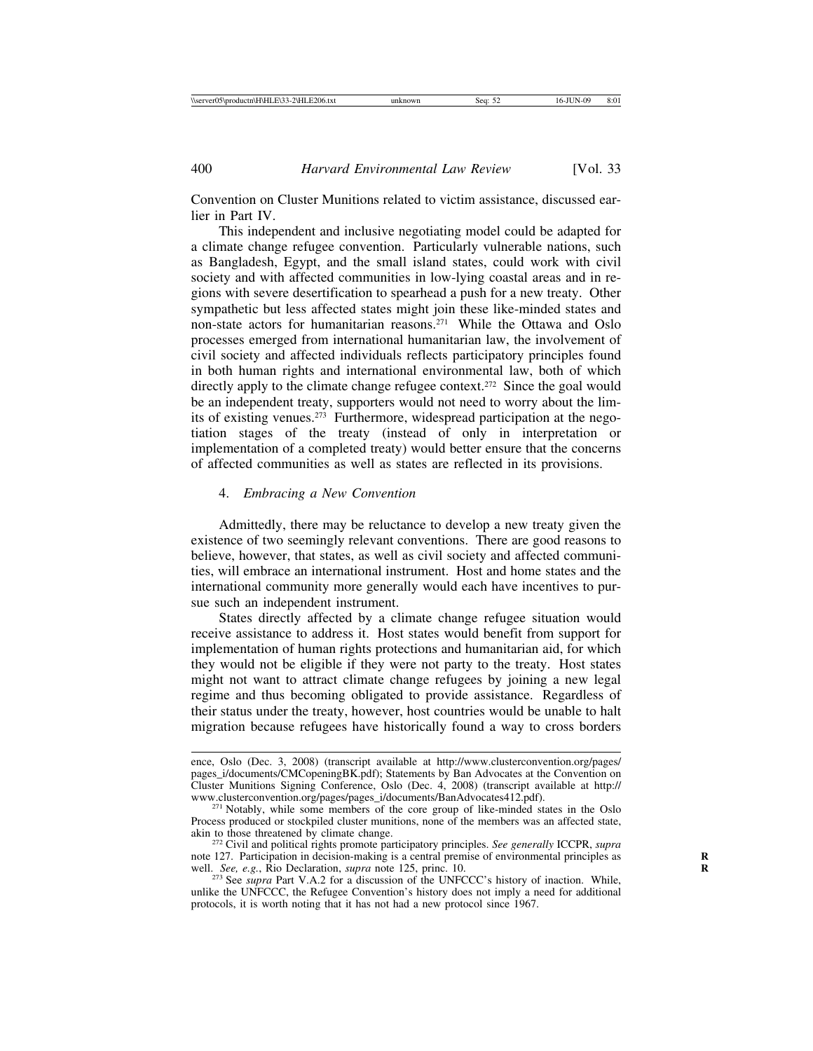Convention on Cluster Munitions related to victim assistance, discussed earlier in Part IV.

This independent and inclusive negotiating model could be adapted for a climate change refugee convention. Particularly vulnerable nations, such as Bangladesh, Egypt, and the small island states, could work with civil society and with affected communities in low-lying coastal areas and in regions with severe desertification to spearhead a push for a new treaty. Other sympathetic but less affected states might join these like-minded states and non-state actors for humanitarian reasons.[271] While the Ottawa and Oslo processes emerged from international humanitarian law, the involvement of civil society and affected individuals reflects participatory principles found in both human rights and international environmental law, both of which directly apply to the climate change refugee context.[272] Since the goal would be an independent treaty, supporters would not need to worry about the limits of existing venues.[273] Furthermore, widespread participation at the negotiation stages of the treaty (instead of only in interpretation or implementation of a completed treaty) would better ensure that the concerns of affected communities as well as states are reflected in its provisions.

#### 4. *Embracing a New Convention*

Admittedly, there may be reluctance to develop a new treaty given the existence of two seemingly relevant conventions. There are good reasons to believe, however, that states, as well as civil society and affected communities, will embrace an international instrument. Host and home states and the international community more generally would each have incentives to pursue such an independent instrument.

States directly affected by a climate change refugee situation would receive assistance to address it. Host states would benefit from support for implementation of human rights protections and humanitarian aid, for which they would not be eligible if they were not party to the treaty. Host states might not want to attract climate change refugees by joining a new legal regime and thus becoming obligated to provide assistance. Regardless of their status under the treaty, however, host countries would be unable to halt migration because refugees have historically found a way to cross borders

---

ence, Oslo (Dec. 3, 2008) (transcript available at http://www.clusterconvention.org/pages/pages_i/documents/CMCopeningBK.pdf); Statements by Ban Advocates at the Convention on Cluster Munitions Signing Conference, Oslo (Dec. 4, 2008) (transcript available at http://www.clusterconvention.org/pages/pages_i/documents/BanAdvocates412.pdf).

[271] Notably, while some members of the core group of like-minded states in the Oslo Process produced or stockpiled cluster munitions, none of the members was an affected state, akin to those threatened by climate change.

[272] Civil and political rights promote participatory principles. *See generally* ICCPR, *supra* note 127. Participation in decision-making is a central premise of environmental principles as well. *See, e.g.*, Rio Declaration, *supra* note 125, princ. 10.

[273] See *supra* Part V.A.2 for a discussion of the UNFCCC's history of inaction. While, unlike the UNFCCC, the Refugee Convention's history does not imply a need for additional protocols, it is worth noting that it has not had a new protocol since 1967.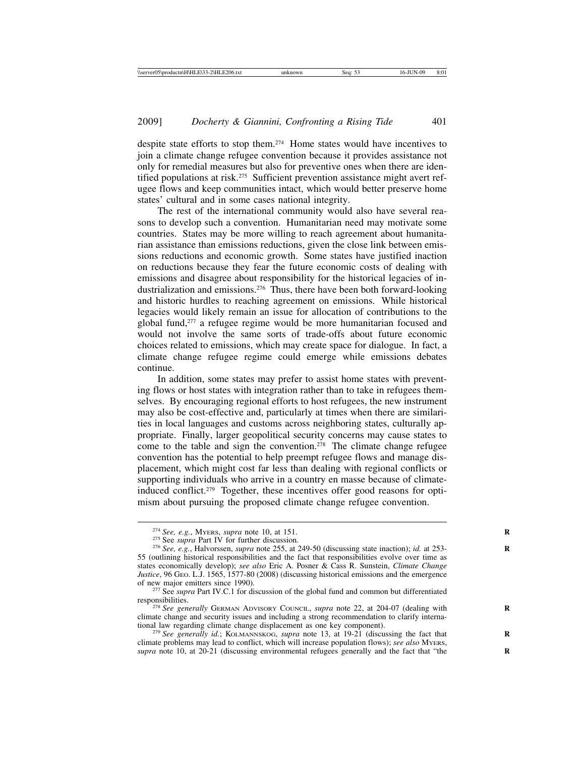despite state efforts to stop them.[274] Home states would have incentives to join a climate change refugee convention because it provides assistance not only for remedial measures but also for preventive ones when there are identified populations at risk.[275] Sufficient prevention assistance might avert refugee flows and keep communities intact, which would better preserve home states' cultural and in some cases national integrity.

The rest of the international community would also have several reasons to develop such a convention. Humanitarian need may motivate some countries. States may be more willing to reach agreement about humanitarian assistance than emissions reductions, given the close link between emissions reductions and economic growth. Some states have justified inaction on reductions because they fear the future economic costs of dealing with emissions and disagree about responsibility for the historical legacies of industrialization and emissions.[276] Thus, there have been both forward-looking and historic hurdles to reaching agreement on emissions. While historical legacies would likely remain an issue for allocation of contributions to the global fund,[277] a refugee regime would be more humanitarian focused and would not involve the same sorts of trade-offs about future economic choices related to emissions, which may create space for dialogue. In fact, a climate change refugee regime could emerge while emissions debates continue.

In addition, some states may prefer to assist home states with preventing flows or host states with integration rather than to take in refugees themselves. By encouraging regional efforts to host refugees, the new instrument may also be cost-effective and, particularly at times when there are similarities in local languages and customs across neighboring states, culturally appropriate. Finally, larger geopolitical security concerns may cause states to come to the table and sign the convention.[278] The climate change refugee convention has the potential to help preempt refugee flows and manage displacement, which might cost far less than dealing with regional conflicts or supporting individuals who arrive in a country en masse because of climate-induced conflict.[279] Together, these incentives offer good reasons for optimism about pursuing the proposed climate change refugee convention.

---

[274] *See, e.g.*, MYERS, *supra* note 10, at 151.

[275] See *supra* Part IV for further discussion.

[276] *See, e.g.*, Halvorssen, *supra* note 255, at 249-50 (discussing state inaction); *id.* at 253-55 (outlining historical responsibilities and the fact that responsibilities evolve over time as states economically develop); *see also* Eric A. Posner & Cass R. Sunstein, *Climate Change Justice*, 96 GEO. L.J. 1565, 1577-80 (2008) (discussing historical emissions and the emergence of new major emitters since 1990).

[277] See *supra* Part IV.C.1 for discussion of the global fund and common but differentiated responsibilities.

[278] *See generally* GERMAN ADVISORY COUNCIL, *supra* note 22, at 204-07 (dealing with climate change and security issues and including a strong recommendation to clarify international law regarding climate change displacement as one key component).

[279] *See generally id.*; KOLMANNSKOG, *supra* note 13, at 19-21 (discussing the fact that climate problems may lead to conflict, which will increase population flows); *see also* MYERS, *supra* note 10, at 20-21 (discussing environmental refugees generally and the fact that "the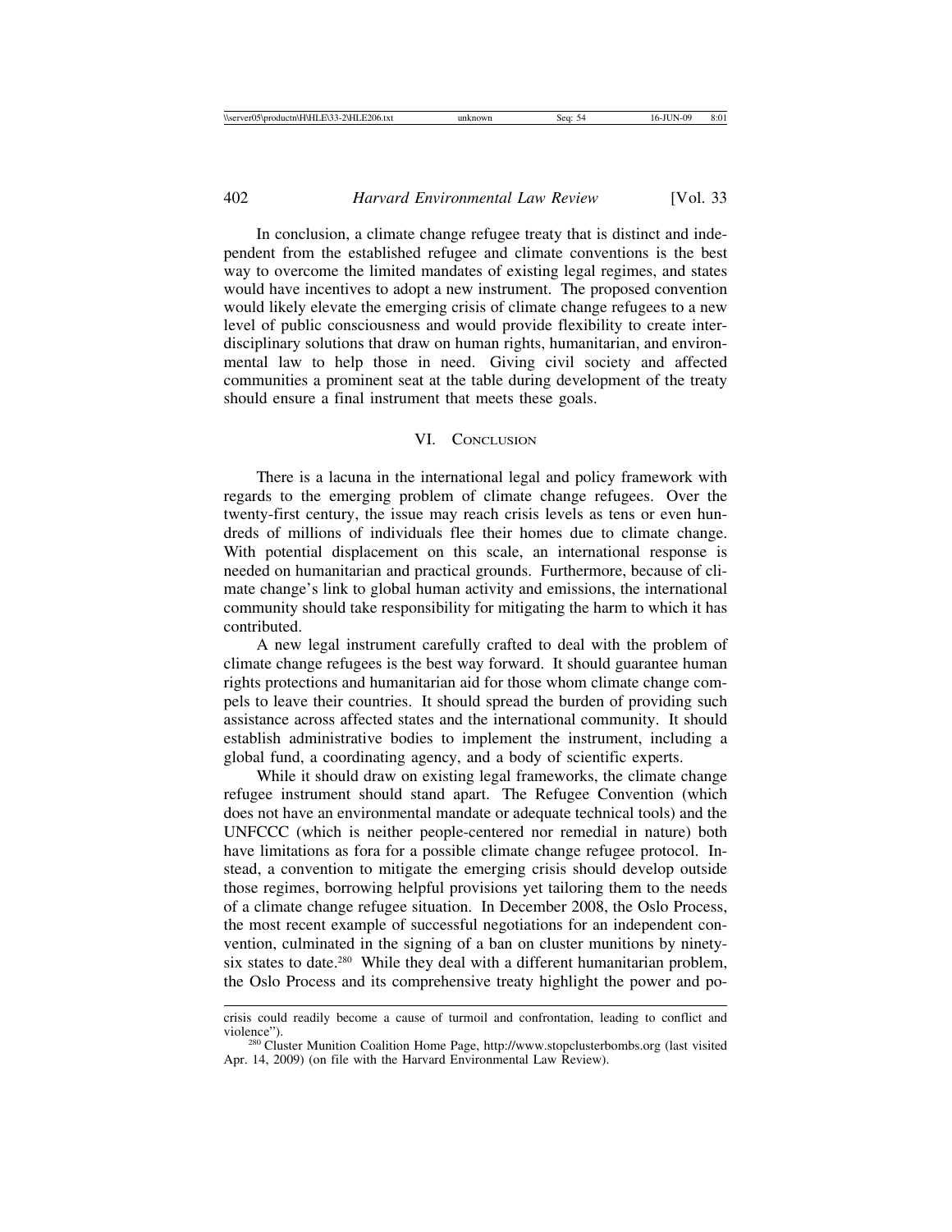In conclusion, a climate change refugee treaty that is distinct and independent from the established refugee and climate conventions is the best way to overcome the limited mandates of existing legal regimes, and states would have incentives to adopt a new instrument. The proposed convention would likely elevate the emerging crisis of climate change refugees to a new level of public consciousness and would provide flexibility to create interdisciplinary solutions that draw on human rights, humanitarian, and environmental law to help those in need. Giving civil society and affected communities a prominent seat at the table during development of the treaty should ensure a final instrument that meets these goals.

## VI. Conclusion

There is a lacuna in the international legal and policy framework with regards to the emerging problem of climate change refugees. Over the twenty-first century, the issue may reach crisis levels as tens or even hundreds of millions of individuals flee their homes due to climate change. With potential displacement on this scale, an international response is needed on humanitarian and practical grounds. Furthermore, because of climate change's link to global human activity and emissions, the international community should take responsibility for mitigating the harm to which it has contributed.

A new legal instrument carefully crafted to deal with the problem of climate change refugees is the best way forward. It should guarantee human rights protections and humanitarian aid for those whom climate change compels to leave their countries. It should spread the burden of providing such assistance across affected states and the international community. It should establish administrative bodies to implement the instrument, including a global fund, a coordinating agency, and a body of scientific experts.

While it should draw on existing legal frameworks, the climate change refugee instrument should stand apart. The Refugee Convention (which does not have an environmental mandate or adequate technical tools) and the UNFCCC (which is neither people-centered nor remedial in nature) both have limitations as fora for a possible climate change refugee protocol. Instead, a convention to mitigate the emerging crisis should develop outside those regimes, borrowing helpful provisions yet tailoring them to the needs of a climate change refugee situation. In December 2008, the Oslo Process, the most recent example of successful negotiations for an independent convention, culminated in the signing of a ban on cluster munitions by ninety-six states to date.[280] While they deal with a different humanitarian problem, the Oslo Process and its comprehensive treaty highlight the power and po-

---

crisis could readily become a cause of turmoil and confrontation, leading to conflict and violence").

[280] Cluster Munition Coalition Home Page, http://www.stopclusterbombs.org (last visited Apr. 14, 2009) (on file with the Harvard Environmental Law Review).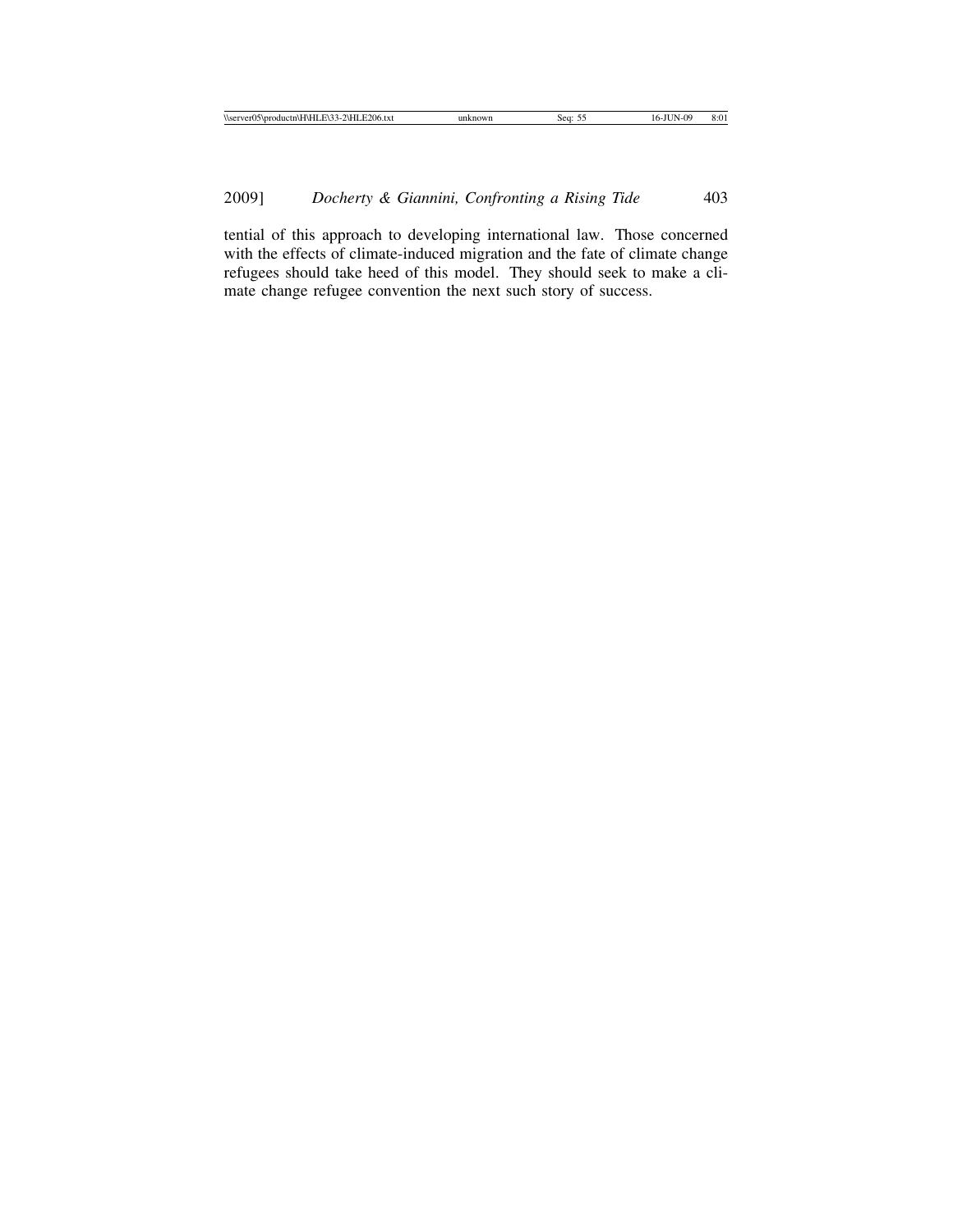tential of this approach to developing international law. Those concerned with the effects of climate-induced migration and the fate of climate change refugees should take heed of this model. They should seek to make a climate change refugee convention the next such story of success.